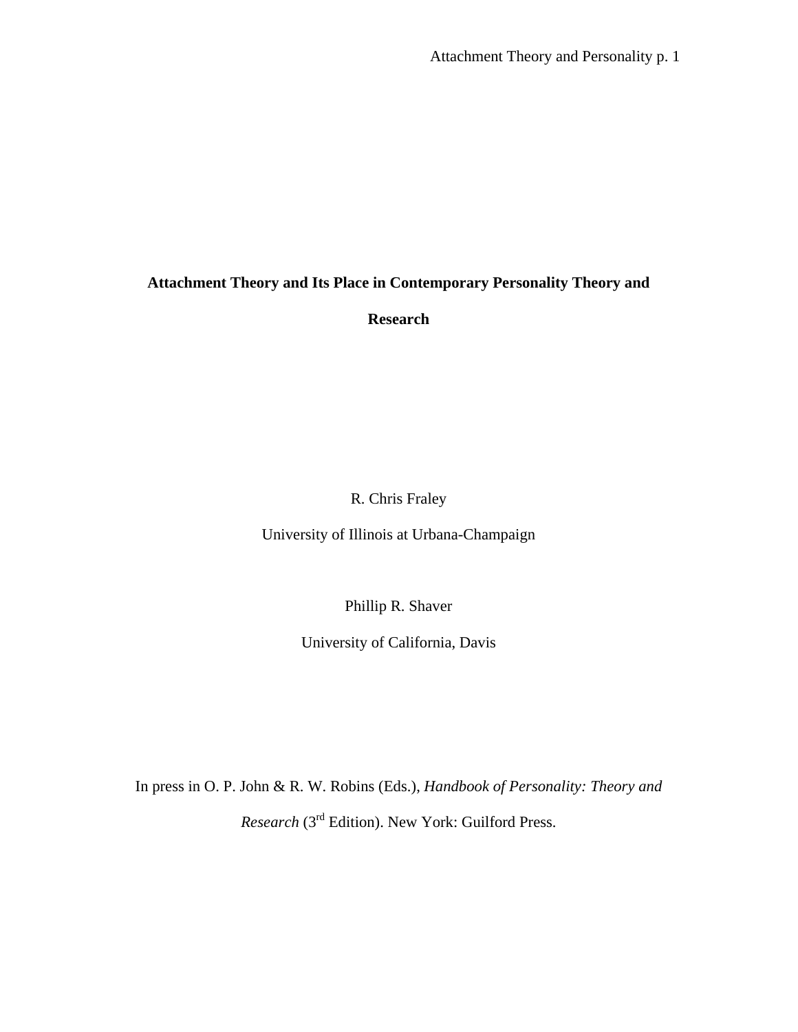# Attachment Theory and Its Place in Contemporary Personality Theory and Research

R. Chris Fraley

University of Illinois at Urbana-Champaign

Phillip R. Shaver

University of California, Davis

In press in O. P. John & R. W. Robins (Eds.), *Handbook of Personality: Theory and Research* (3rd Edition). New York: Guilford Press.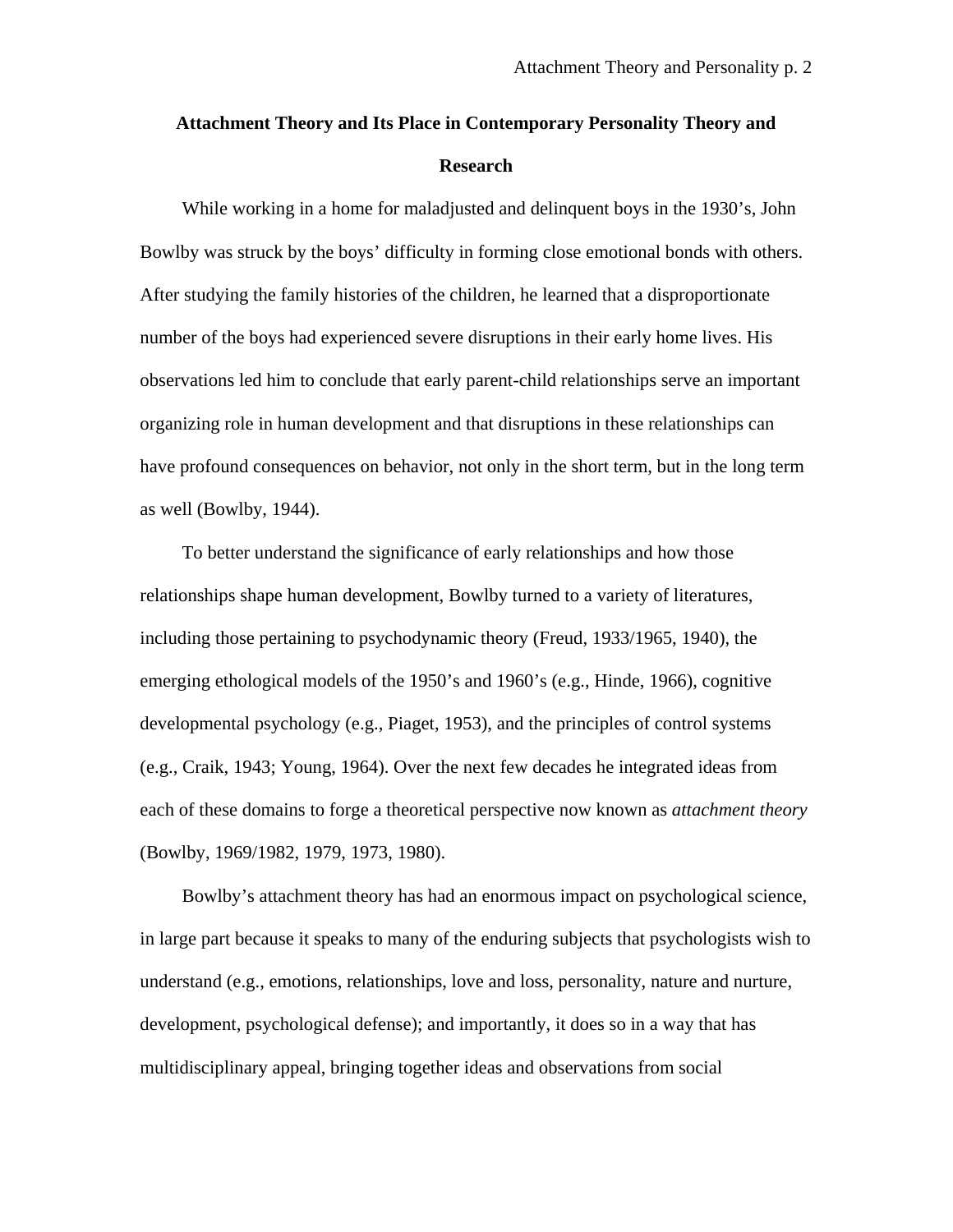# Attachment Theory and Its Place in Contemporary Personality Theory and Research

While working in a home for maladjusted and delinquent boys in the 1930's, John Bowlby was struck by the boys' difficulty in forming close emotional bonds with others. After studying the family histories of the children, he learned that a disproportionate number of the boys had experienced severe disruptions in their early home lives. His observations led him to conclude that early parent-child relationships serve an important organizing role in human development and that disruptions in these relationships can have profound consequences on behavior, not only in the short term, but in the long term as well (Bowlby, 1944).

To better understand the significance of early relationships and how those relationships shape human development, Bowlby turned to a variety of literatures, including those pertaining to psychodynamic theory (Freud, 1933/1965, 1940), the emerging ethological models of the 1950's and 1960's (e.g., Hinde, 1966), cognitive developmental psychology (e.g., Piaget, 1953), and the principles of control systems (e.g., Craik, 1943; Young, 1964). Over the next few decades he integrated ideas from each of these domains to forge a theoretical perspective now known as *attachment theory* (Bowlby, 1969/1982, 1979, 1973, 1980).

Bowlby's attachment theory has had an enormous impact on psychological science, in large part because it speaks to many of the enduring subjects that psychologists wish to understand (e.g., emotions, relationships, love and loss, personality, nature and nurture, development, psychological defense); and importantly, it does so in a way that has multidisciplinary appeal, bringing together ideas and observations from social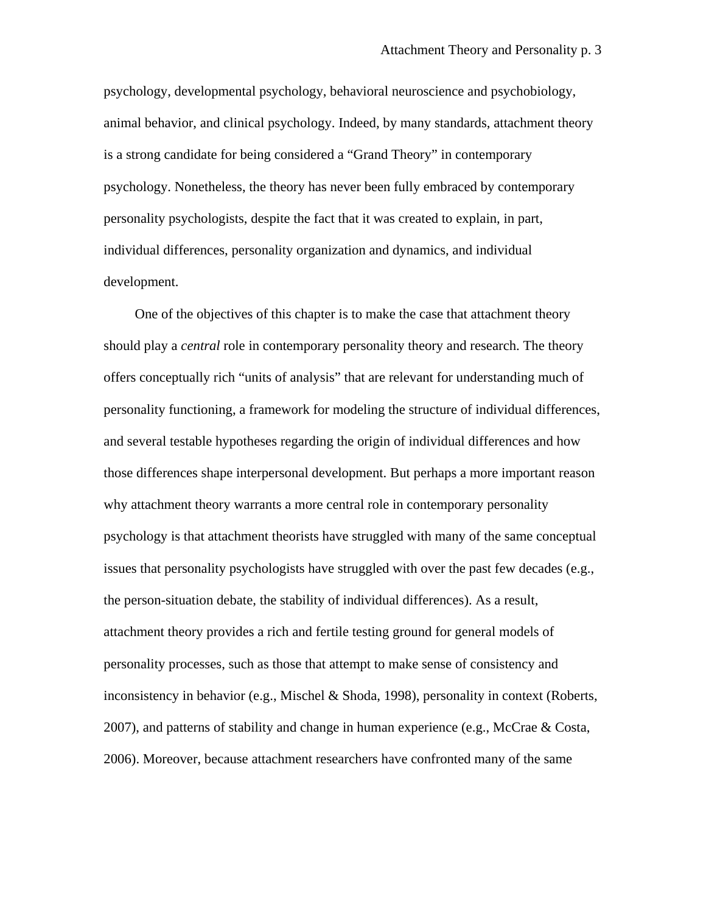psychology, developmental psychology, behavioral neuroscience and psychobiology, animal behavior, and clinical psychology. Indeed, by many standards, attachment theory is a strong candidate for being considered a "Grand Theory" in contemporary psychology. Nonetheless, the theory has never been fully embraced by contemporary personality psychologists, despite the fact that it was created to explain, in part, individual differences, personality organization and dynamics, and individual development.

One of the objectives of this chapter is to make the case that attachment theory should play a *central* role in contemporary personality theory and research. The theory offers conceptually rich "units of analysis" that are relevant for understanding much of personality functioning, a framework for modeling the structure of individual differences, and several testable hypotheses regarding the origin of individual differences and how those differences shape interpersonal development. But perhaps a more important reason why attachment theory warrants a more central role in contemporary personality psychology is that attachment theorists have struggled with many of the same conceptual issues that personality psychologists have struggled with over the past few decades (e.g., the person-situation debate, the stability of individual differences). As a result, attachment theory provides a rich and fertile testing ground for general models of personality processes, such as those that attempt to make sense of consistency and inconsistency in behavior (e.g., Mischel & Shoda, 1998), personality in context (Roberts, 2007), and patterns of stability and change in human experience (e.g., McCrae & Costa, 2006). Moreover, because attachment researchers have confronted many of the same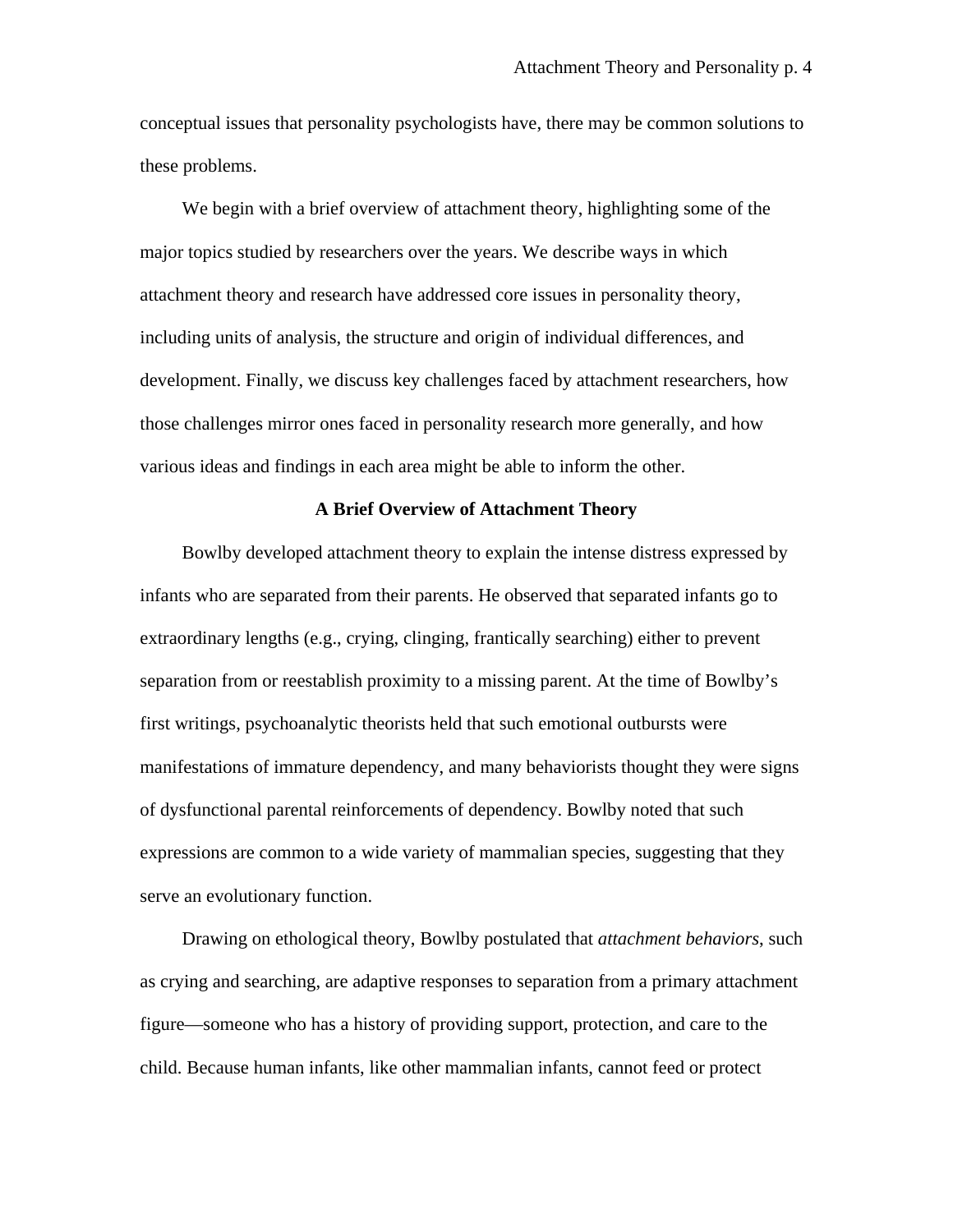conceptual issues that personality psychologists have, there may be common solutions to these problems.

We begin with a brief overview of attachment theory, highlighting some of the major topics studied by researchers over the years. We describe ways in which attachment theory and research have addressed core issues in personality theory, including units of analysis, the structure and origin of individual differences, and development. Finally, we discuss key challenges faced by attachment researchers, how those challenges mirror ones faced in personality research more generally, and how various ideas and findings in each area might be able to inform the other.

## A Brief Overview of Attachment Theory

Bowlby developed attachment theory to explain the intense distress expressed by infants who are separated from their parents. He observed that separated infants go to extraordinary lengths (e.g., crying, clinging, frantically searching) either to prevent separation from or reestablish proximity to a missing parent. At the time of Bowlby's first writings, psychoanalytic theorists held that such emotional outbursts were manifestations of immature dependency, and many behaviorists thought they were signs of dysfunctional parental reinforcements of dependency. Bowlby noted that such expressions are common to a wide variety of mammalian species, suggesting that they serve an evolutionary function.

Drawing on ethological theory, Bowlby postulated that *attachment behaviors*, such as crying and searching, are adaptive responses to separation from a primary attachment figure—someone who has a history of providing support, protection, and care to the child. Because human infants, like other mammalian infants, cannot feed or protect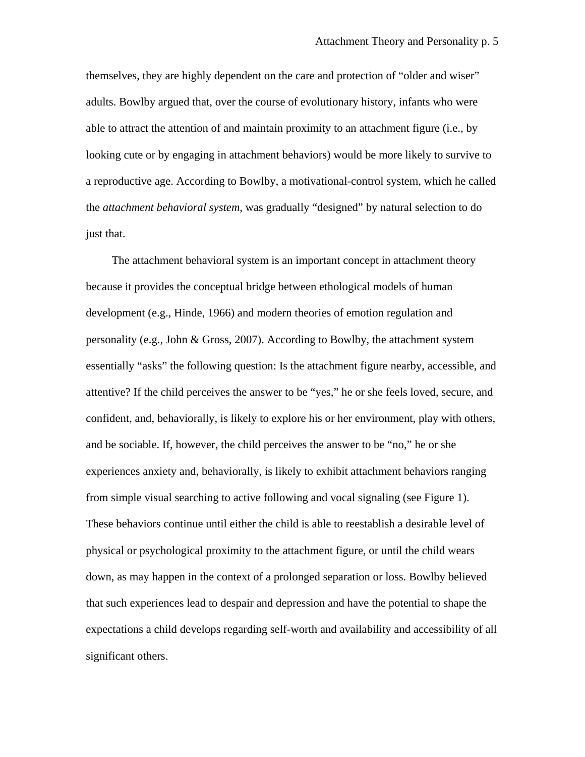themselves, they are highly dependent on the care and protection of “older and wiser” adults. Bowlby argued that, over the course of evolutionary history, infants who were able to attract the attention of and maintain proximity to an attachment figure (i.e., by looking cute or by engaging in attachment behaviors) would be more likely to survive to a reproductive age. According to Bowlby, a motivational-control system, which he called the *attachment behavioral system*, was gradually “designed” by natural selection to do just that.

The attachment behavioral system is an important concept in attachment theory because it provides the conceptual bridge between ethological models of human development (e.g., Hinde, 1966) and modern theories of emotion regulation and personality (e.g., John & Gross, 2007). According to Bowlby, the attachment system essentially “asks” the following question: Is the attachment figure nearby, accessible, and attentive? If the child perceives the answer to be “yes,” he or she feels loved, secure, and confident, and, behaviorally, is likely to explore his or her environment, play with others, and be sociable. If, however, the child perceives the answer to be “no,” he or she experiences anxiety and, behaviorally, is likely to exhibit attachment behaviors ranging from simple visual searching to active following and vocal signaling (see Figure 1). These behaviors continue until either the child is able to reestablish a desirable level of physical or psychological proximity to the attachment figure, or until the child wears down, as may happen in the context of a prolonged separation or loss. Bowlby believed that such experiences lead to despair and depression and have the potential to shape the expectations a child develops regarding self-worth and availability and accessibility of all significant others.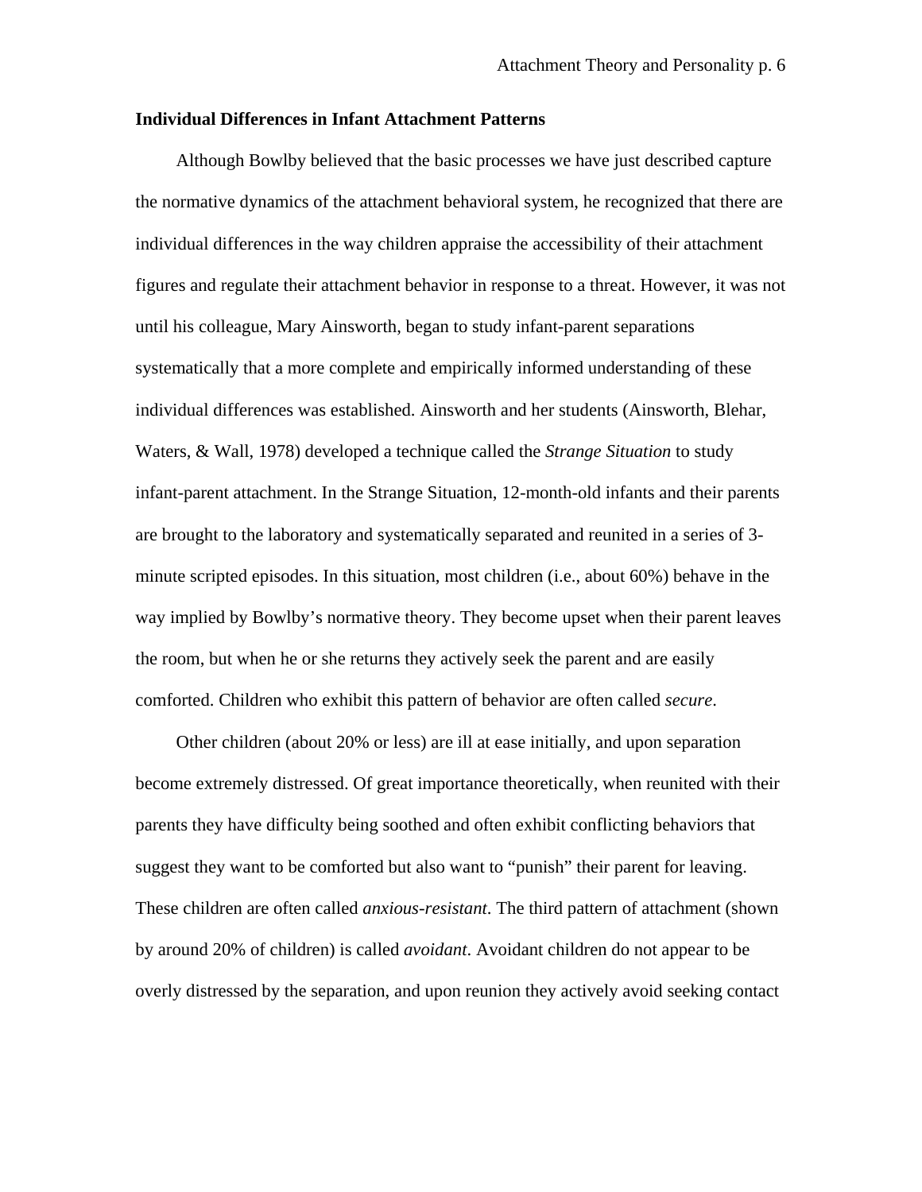**Individual Differences in Infant Attachment Patterns**

Although Bowlby believed that the basic processes we have just described capture the normative dynamics of the attachment behavioral system, he recognized that there are individual differences in the way children appraise the accessibility of their attachment figures and regulate their attachment behavior in response to a threat. However, it was not until his colleague, Mary Ainsworth, began to study infant-parent separations systematically that a more complete and empirically informed understanding of these individual differences was established. Ainsworth and her students (Ainsworth, Blehar, Waters, & Wall, 1978) developed a technique called the *Strange Situation* to study infant-parent attachment. In the Strange Situation, 12-month-old infants and their parents are brought to the laboratory and systematically separated and reunited in a series of 3-minute scripted episodes. In this situation, most children (i.e., about 60%) behave in the way implied by Bowlby's normative theory. They become upset when their parent leaves the room, but when he or she returns they actively seek the parent and are easily comforted. Children who exhibit this pattern of behavior are often called *secure*.

Other children (about 20% or less) are ill at ease initially, and upon separation become extremely distressed. Of great importance theoretically, when reunited with their parents they have difficulty being soothed and often exhibit conflicting behaviors that suggest they want to be comforted but also want to "punish" their parent for leaving. These children are often called *anxious-resistant*. The third pattern of attachment (shown by around 20% of children) is called *avoidant*. Avoidant children do not appear to be overly distressed by the separation, and upon reunion they actively avoid seeking contact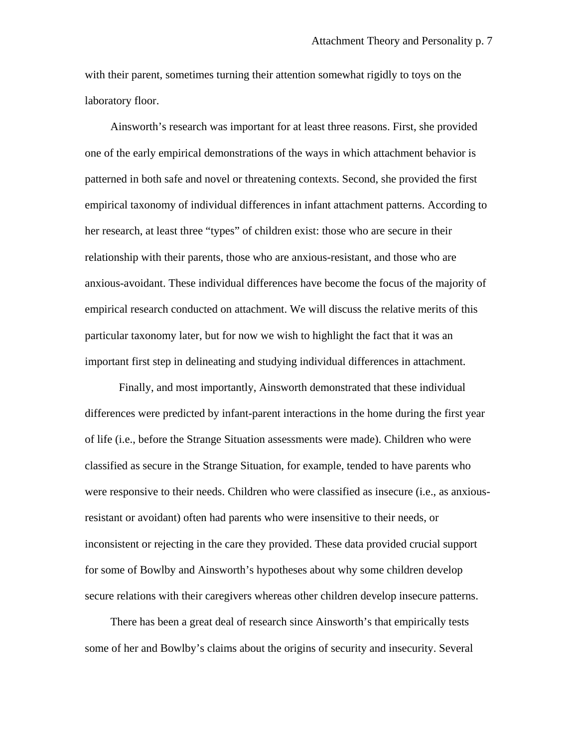with their parent, sometimes turning their attention somewhat rigidly to toys on the laboratory floor.

Ainsworth's research was important for at least three reasons. First, she provided one of the early empirical demonstrations of the ways in which attachment behavior is patterned in both safe and novel or threatening contexts. Second, she provided the first empirical taxonomy of individual differences in infant attachment patterns. According to her research, at least three "types" of children exist: those who are secure in their relationship with their parents, those who are anxious-resistant, and those who are anxious-avoidant. These individual differences have become the focus of the majority of empirical research conducted on attachment. We will discuss the relative merits of this particular taxonomy later, but for now we wish to highlight the fact that it was an important first step in delineating and studying individual differences in attachment.

Finally, and most importantly, Ainsworth demonstrated that these individual differences were predicted by infant-parent interactions in the home during the first year of life (i.e., before the Strange Situation assessments were made). Children who were classified as secure in the Strange Situation, for example, tended to have parents who were responsive to their needs. Children who were classified as insecure (i.e., as anxious-resistant or avoidant) often had parents who were insensitive to their needs, or inconsistent or rejecting in the care they provided. These data provided crucial support for some of Bowlby and Ainsworth's hypotheses about why some children develop secure relations with their caregivers whereas other children develop insecure patterns.

There has been a great deal of research since Ainsworth's that empirically tests some of her and Bowlby's claims about the origins of security and insecurity. Several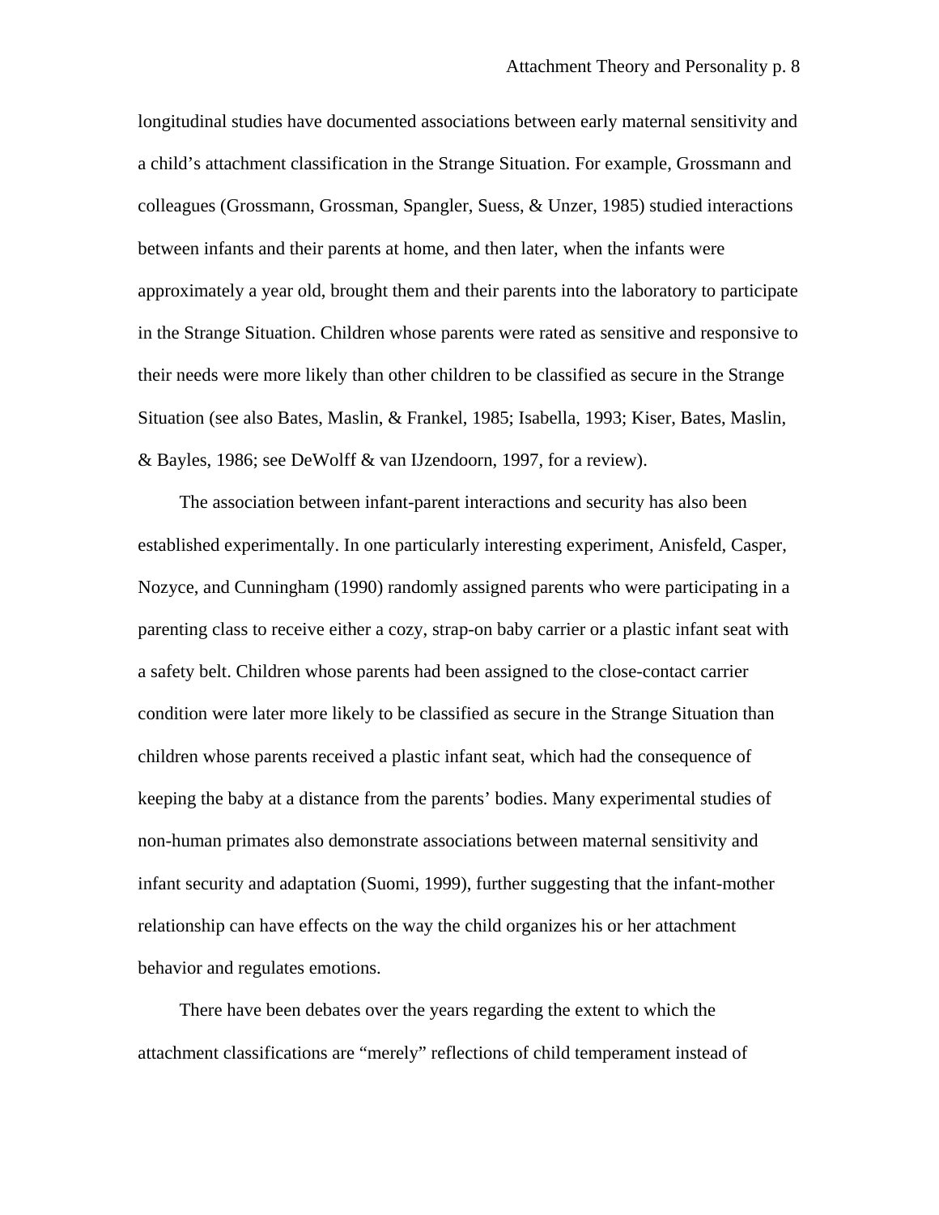longitudinal studies have documented associations between early maternal sensitivity and a child's attachment classification in the Strange Situation. For example, Grossmann and colleagues (Grossmann, Grossman, Spangler, Suess, & Unzer, 1985) studied interactions between infants and their parents at home, and then later, when the infants were approximately a year old, brought them and their parents into the laboratory to participate in the Strange Situation. Children whose parents were rated as sensitive and responsive to their needs were more likely than other children to be classified as secure in the Strange Situation (see also Bates, Maslin, & Frankel, 1985; Isabella, 1993; Kiser, Bates, Maslin, & Bayles, 1986; see DeWolff & van IJzendoorn, 1997, for a review).

The association between infant-parent interactions and security has also been established experimentally. In one particularly interesting experiment, Anisfeld, Casper, Nozyce, and Cunningham (1990) randomly assigned parents who were participating in a parenting class to receive either a cozy, strap-on baby carrier or a plastic infant seat with a safety belt. Children whose parents had been assigned to the close-contact carrier condition were later more likely to be classified as secure in the Strange Situation than children whose parents received a plastic infant seat, which had the consequence of keeping the baby at a distance from the parents' bodies. Many experimental studies of non-human primates also demonstrate associations between maternal sensitivity and infant security and adaptation (Suomi, 1999), further suggesting that the infant-mother relationship can have effects on the way the child organizes his or her attachment behavior and regulates emotions.

There have been debates over the years regarding the extent to which the attachment classifications are "merely" reflections of child temperament instead of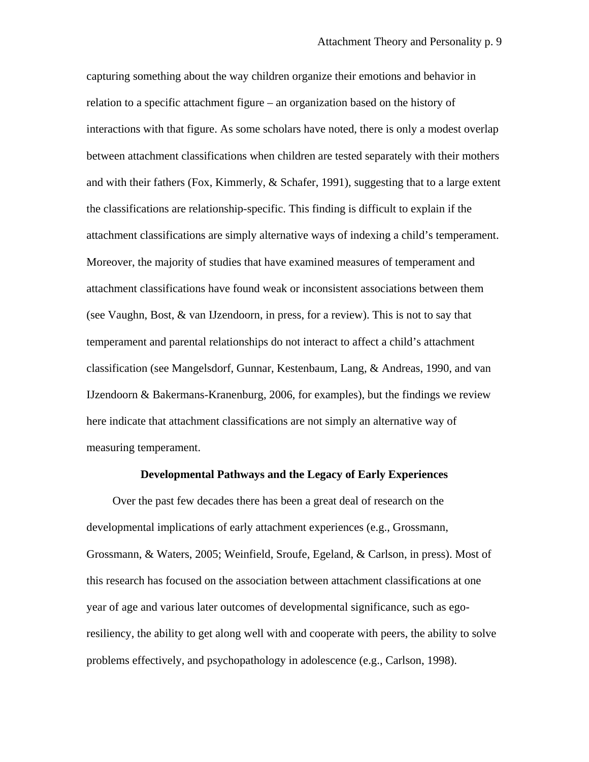capturing something about the way children organize their emotions and behavior in relation to a specific attachment figure – an organization based on the history of interactions with that figure. As some scholars have noted, there is only a modest overlap between attachment classifications when children are tested separately with their mothers and with their fathers (Fox, Kimmerly, & Schafer, 1991), suggesting that to a large extent the classifications are relationship-specific. This finding is difficult to explain if the attachment classifications are simply alternative ways of indexing a child's temperament. Moreover, the majority of studies that have examined measures of temperament and attachment classifications have found weak or inconsistent associations between them (see Vaughn, Bost, & van IJzendoorn, in press, for a review). This is not to say that temperament and parental relationships do not interact to affect a child's attachment classification (see Mangelsdorf, Gunnar, Kestenbaum, Lang, & Andreas, 1990, and van IJzendoorn & Bakermans-Kranenburg, 2006, for examples), but the findings we review here indicate that attachment classifications are not simply an alternative way of measuring temperament.

## Developmental Pathways and the Legacy of Early Experiences

Over the past few decades there has been a great deal of research on the developmental implications of early attachment experiences (e.g., Grossmann, Grossmann, & Waters, 2005; Weinfield, Sroufe, Egeland, & Carlson, in press). Most of this research has focused on the association between attachment classifications at one year of age and various later outcomes of developmental significance, such as ego-resiliency, the ability to get along well with and cooperate with peers, the ability to solve problems effectively, and psychopathology in adolescence (e.g., Carlson, 1998).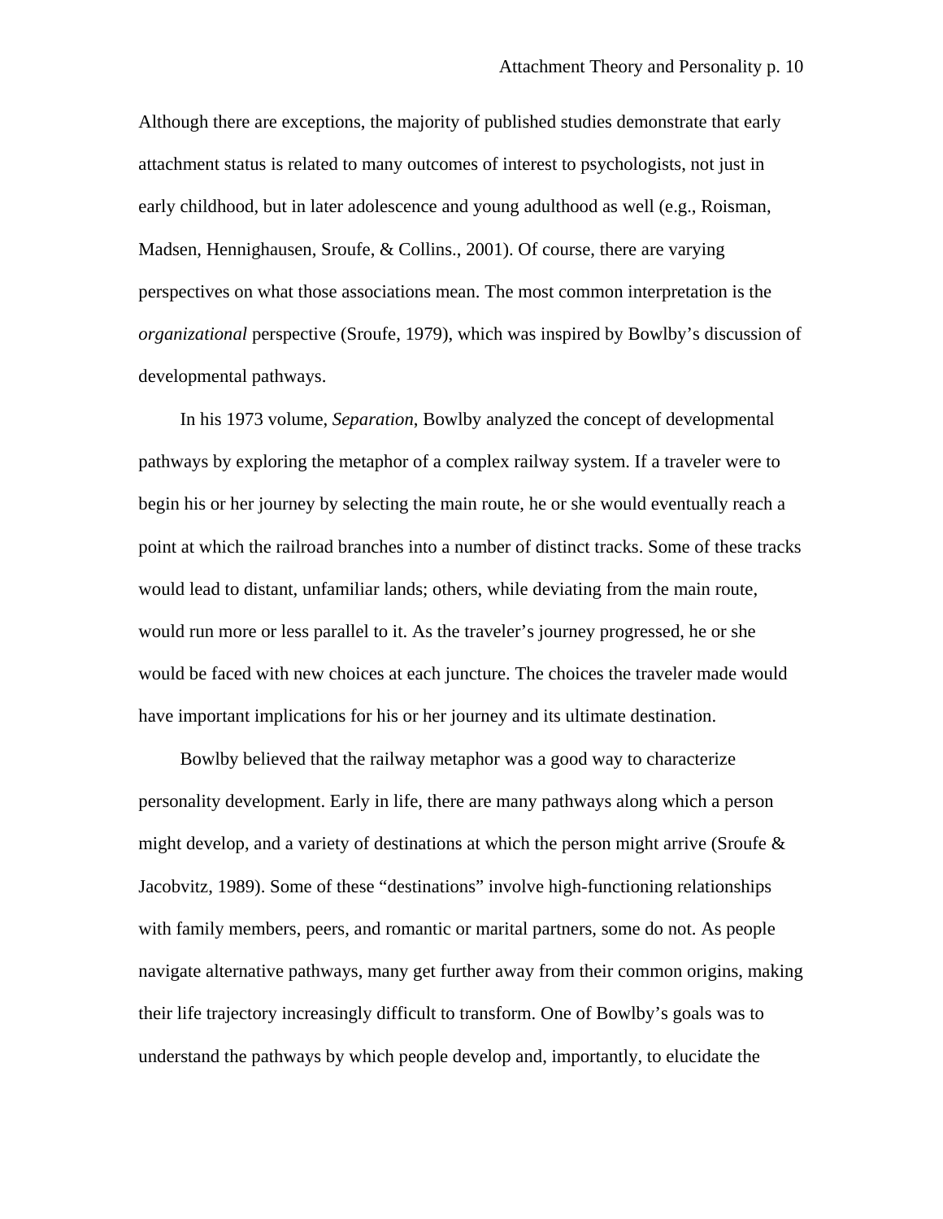Although there are exceptions, the majority of published studies demonstrate that early attachment status is related to many outcomes of interest to psychologists, not just in early childhood, but in later adolescence and young adulthood as well (e.g., Roisman, Madsen, Hennighausen, Sroufe, & Collins., 2001). Of course, there are varying perspectives on what those associations mean. The most common interpretation is the *organizational* perspective (Sroufe, 1979), which was inspired by Bowlby's discussion of developmental pathways.

In his 1973 volume, *Separation*, Bowlby analyzed the concept of developmental pathways by exploring the metaphor of a complex railway system. If a traveler were to begin his or her journey by selecting the main route, he or she would eventually reach a point at which the railroad branches into a number of distinct tracks. Some of these tracks would lead to distant, unfamiliar lands; others, while deviating from the main route, would run more or less parallel to it. As the traveler's journey progressed, he or she would be faced with new choices at each juncture. The choices the traveler made would have important implications for his or her journey and its ultimate destination.

Bowlby believed that the railway metaphor was a good way to characterize personality development. Early in life, there are many pathways along which a person might develop, and a variety of destinations at which the person might arrive (Sroufe & Jacobvitz, 1989). Some of these "destinations" involve high-functioning relationships with family members, peers, and romantic or marital partners, some do not. As people navigate alternative pathways, many get further away from their common origins, making their life trajectory increasingly difficult to transform. One of Bowlby's goals was to understand the pathways by which people develop and, importantly, to elucidate the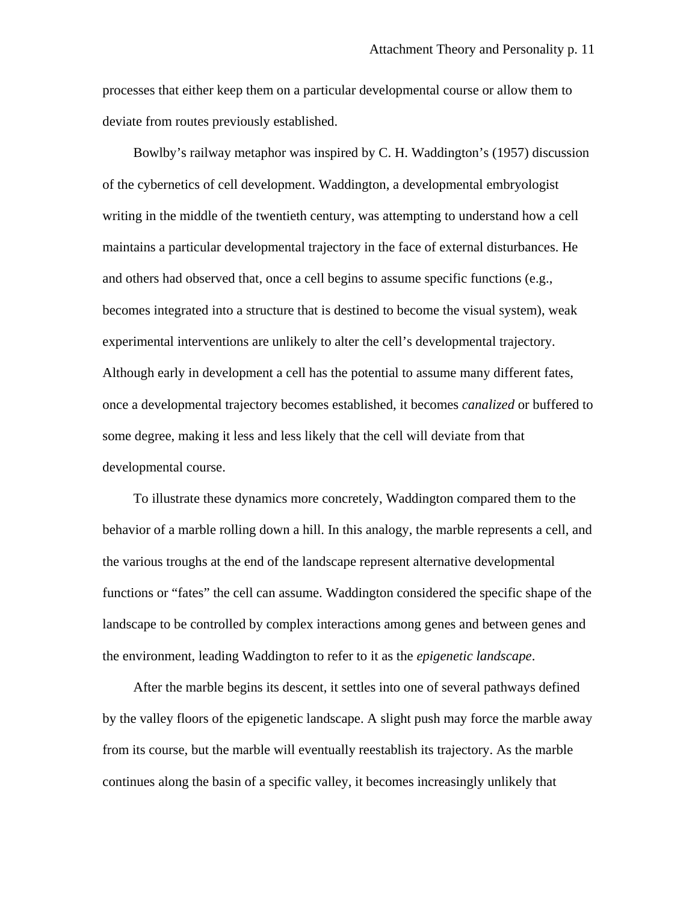processes that either keep them on a particular developmental course or allow them to deviate from routes previously established.

Bowlby's railway metaphor was inspired by C. H. Waddington's (1957) discussion of the cybernetics of cell development. Waddington, a developmental embryologist writing in the middle of the twentieth century, was attempting to understand how a cell maintains a particular developmental trajectory in the face of external disturbances. He and others had observed that, once a cell begins to assume specific functions (e.g., becomes integrated into a structure that is destined to become the visual system), weak experimental interventions are unlikely to alter the cell's developmental trajectory. Although early in development a cell has the potential to assume many different fates, once a developmental trajectory becomes established, it becomes *canalized* or buffered to some degree, making it less and less likely that the cell will deviate from that developmental course.

To illustrate these dynamics more concretely, Waddington compared them to the behavior of a marble rolling down a hill. In this analogy, the marble represents a cell, and the various troughs at the end of the landscape represent alternative developmental functions or "fates" the cell can assume. Waddington considered the specific shape of the landscape to be controlled by complex interactions among genes and between genes and the environment, leading Waddington to refer to it as the *epigenetic landscape*.

After the marble begins its descent, it settles into one of several pathways defined by the valley floors of the epigenetic landscape. A slight push may force the marble away from its course, but the marble will eventually reestablish its trajectory. As the marble continues along the basin of a specific valley, it becomes increasingly unlikely that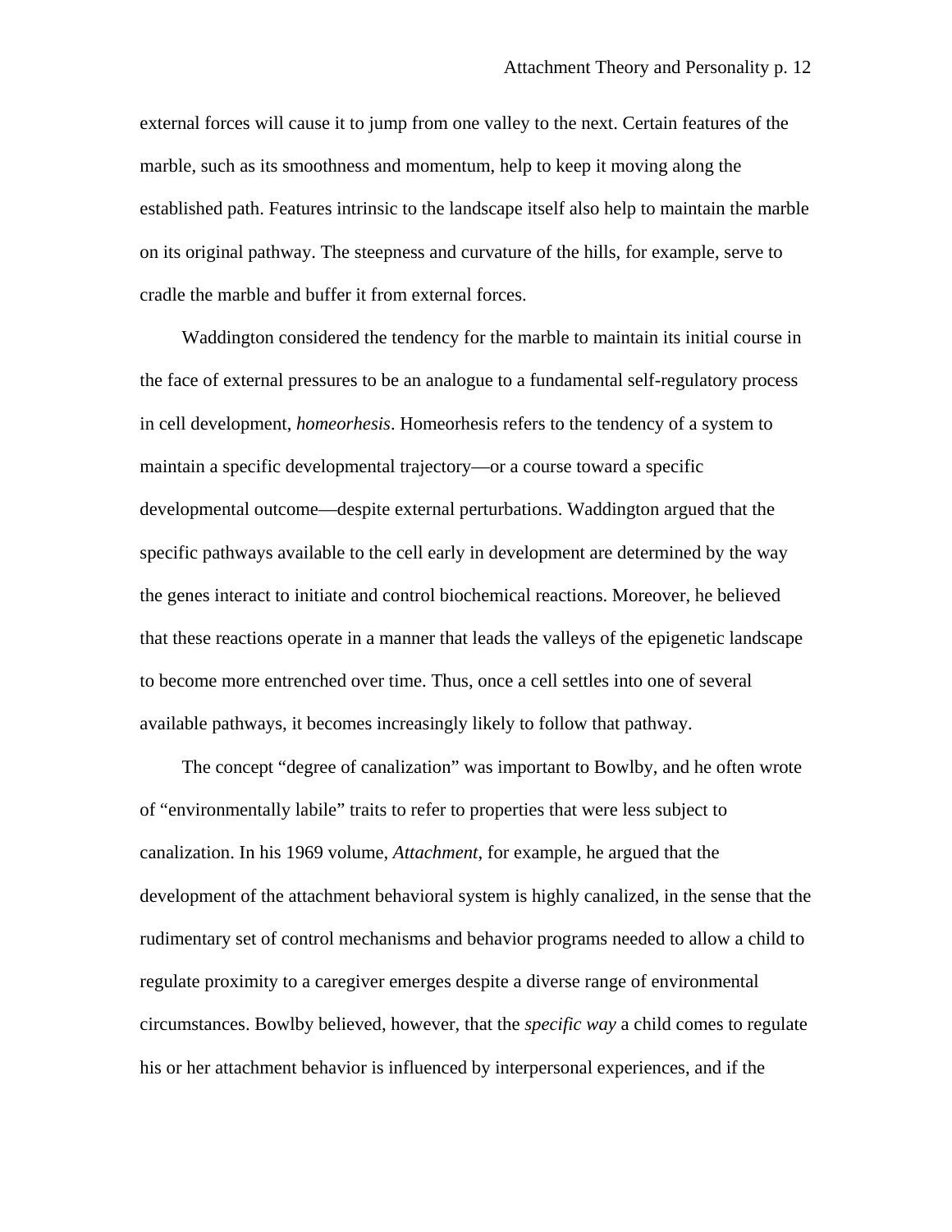external forces will cause it to jump from one valley to the next. Certain features of the marble, such as its smoothness and momentum, help to keep it moving along the established path. Features intrinsic to the landscape itself also help to maintain the marble on its original pathway. The steepness and curvature of the hills, for example, serve to cradle the marble and buffer it from external forces.

Waddington considered the tendency for the marble to maintain its initial course in the face of external pressures to be an analogue to a fundamental self-regulatory process in cell development, *homeorhesis*. Homeorhesis refers to the tendency of a system to maintain a specific developmental trajectory—or a course toward a specific developmental outcome—despite external perturbations. Waddington argued that the specific pathways available to the cell early in development are determined by the way the genes interact to initiate and control biochemical reactions. Moreover, he believed that these reactions operate in a manner that leads the valleys of the epigenetic landscape to become more entrenched over time. Thus, once a cell settles into one of several available pathways, it becomes increasingly likely to follow that pathway.

The concept "degree of canalization" was important to Bowlby, and he often wrote of "environmentally labile" traits to refer to properties that were less subject to canalization. In his 1969 volume, *Attachment*, for example, he argued that the development of the attachment behavioral system is highly canalized, in the sense that the rudimentary set of control mechanisms and behavior programs needed to allow a child to regulate proximity to a caregiver emerges despite a diverse range of environmental circumstances. Bowlby believed, however, that the *specific way* a child comes to regulate his or her attachment behavior is influenced by interpersonal experiences, and if the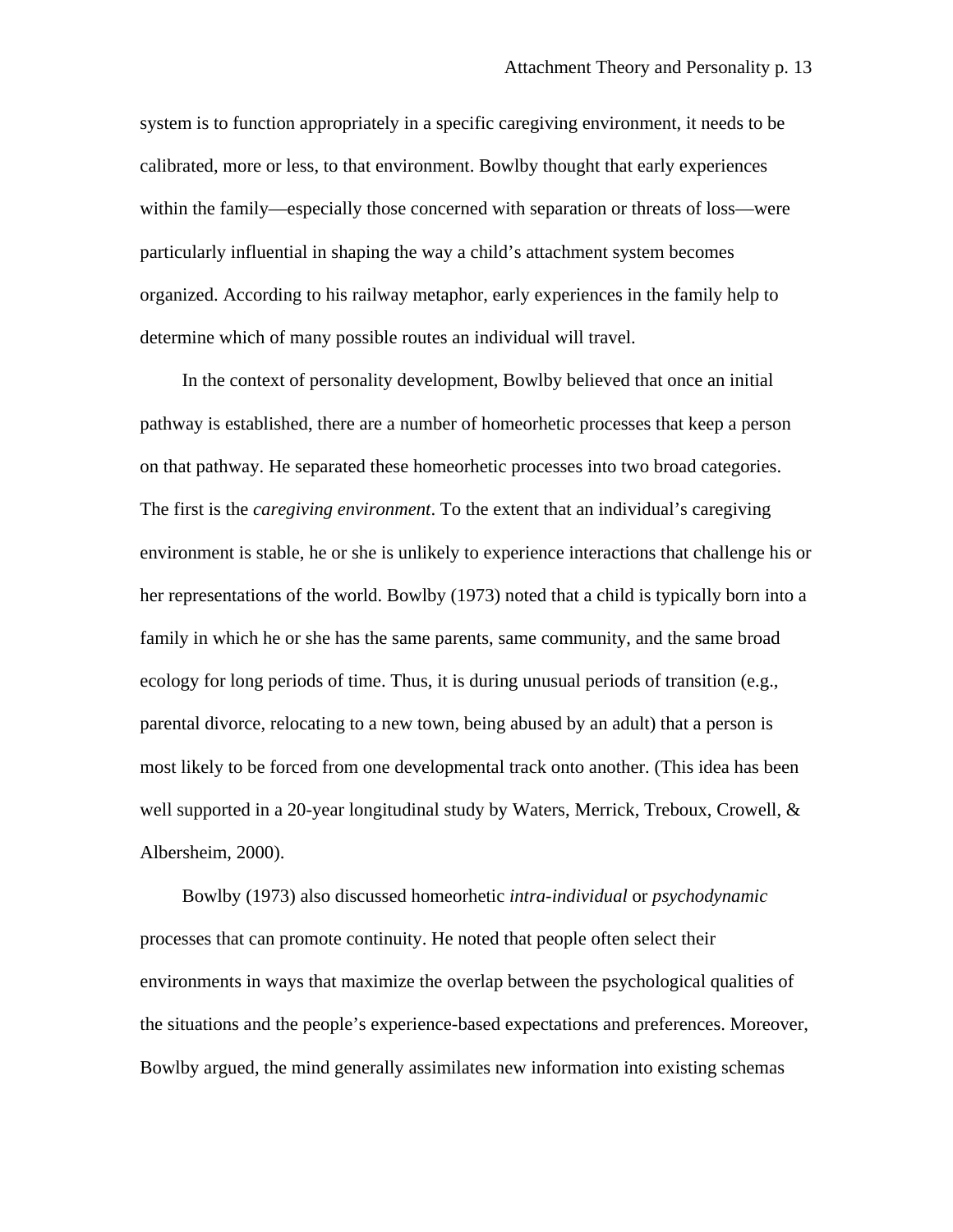system is to function appropriately in a specific caregiving environment, it needs to be calibrated, more or less, to that environment. Bowlby thought that early experiences within the family—especially those concerned with separation or threats of loss—were particularly influential in shaping the way a child's attachment system becomes organized. According to his railway metaphor, early experiences in the family help to determine which of many possible routes an individual will travel.

In the context of personality development, Bowlby believed that once an initial pathway is established, there are a number of homeorhetic processes that keep a person on that pathway. He separated these homeorhetic processes into two broad categories. The first is the *caregiving environment*. To the extent that an individual's caregiving environment is stable, he or she is unlikely to experience interactions that challenge his or her representations of the world. Bowlby (1973) noted that a child is typically born into a family in which he or she has the same parents, same community, and the same broad ecology for long periods of time. Thus, it is during unusual periods of transition (e.g., parental divorce, relocating to a new town, being abused by an adult) that a person is most likely to be forced from one developmental track onto another. (This idea has been well supported in a 20-year longitudinal study by Waters, Merrick, Treboux, Crowell, & Albersheim, 2000).

Bowlby (1973) also discussed homeorhetic *intra-individual* or *psychodynamic* processes that can promote continuity. He noted that people often select their environments in ways that maximize the overlap between the psychological qualities of the situations and the people's experience-based expectations and preferences. Moreover, Bowlby argued, the mind generally assimilates new information into existing schemas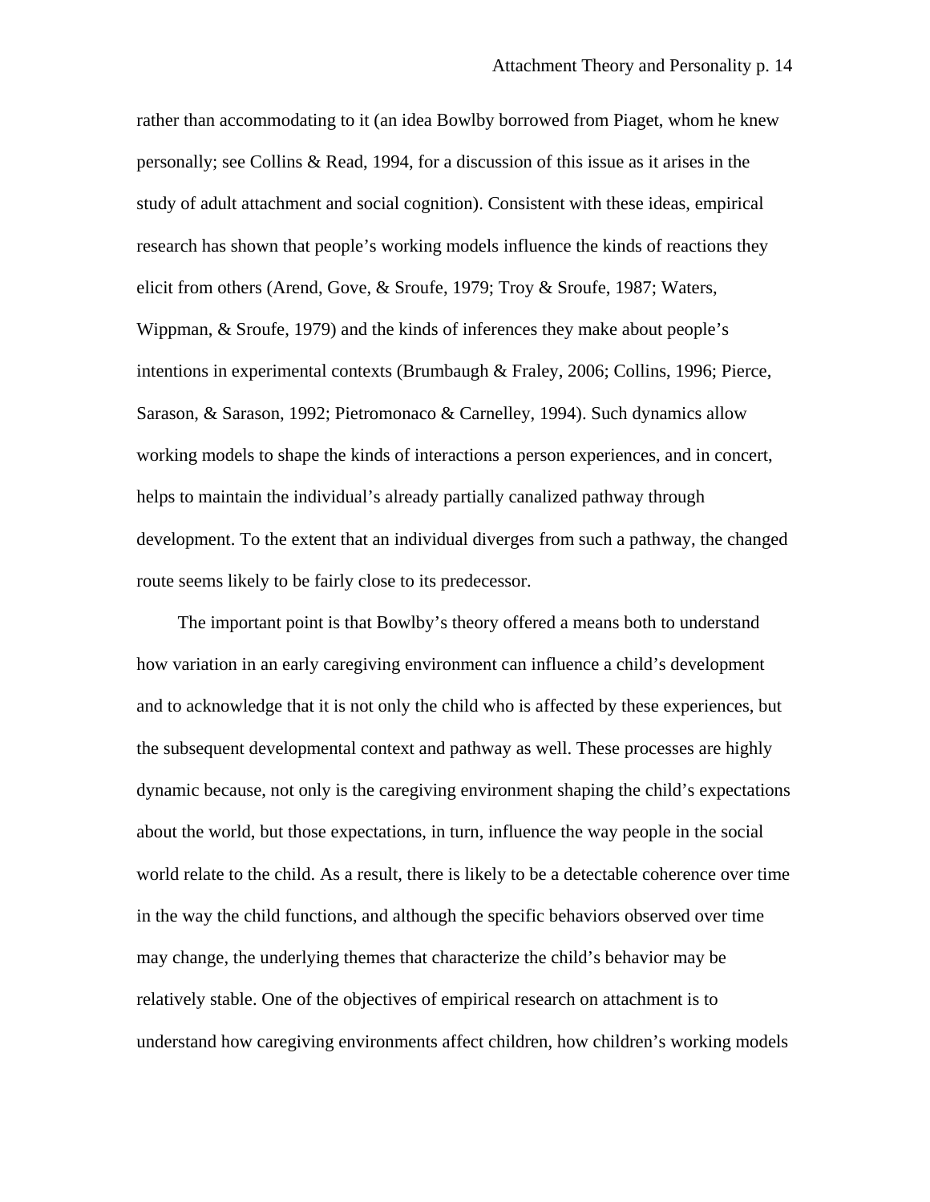rather than accommodating to it (an idea Bowlby borrowed from Piaget, whom he knew personally; see Collins & Read, 1994, for a discussion of this issue as it arises in the study of adult attachment and social cognition). Consistent with these ideas, empirical research has shown that people's working models influence the kinds of reactions they elicit from others (Arend, Gove, & Sroufe, 1979; Troy & Sroufe, 1987; Waters, Wippman, & Sroufe, 1979) and the kinds of inferences they make about people's intentions in experimental contexts (Brumbaugh & Fraley, 2006; Collins, 1996; Pierce, Sarason, & Sarason, 1992; Pietromonaco & Carnelley, 1994). Such dynamics allow working models to shape the kinds of interactions a person experiences, and in concert, helps to maintain the individual's already partially canalized pathway through development. To the extent that an individual diverges from such a pathway, the changed route seems likely to be fairly close to its predecessor.

The important point is that Bowlby's theory offered a means both to understand how variation in an early caregiving environment can influence a child's development and to acknowledge that it is not only the child who is affected by these experiences, but the subsequent developmental context and pathway as well. These processes are highly dynamic because, not only is the caregiving environment shaping the child's expectations about the world, but those expectations, in turn, influence the way people in the social world relate to the child. As a result, there is likely to be a detectable coherence over time in the way the child functions, and although the specific behaviors observed over time may change, the underlying themes that characterize the child's behavior may be relatively stable. One of the objectives of empirical research on attachment is to understand how caregiving environments affect children, how children's working models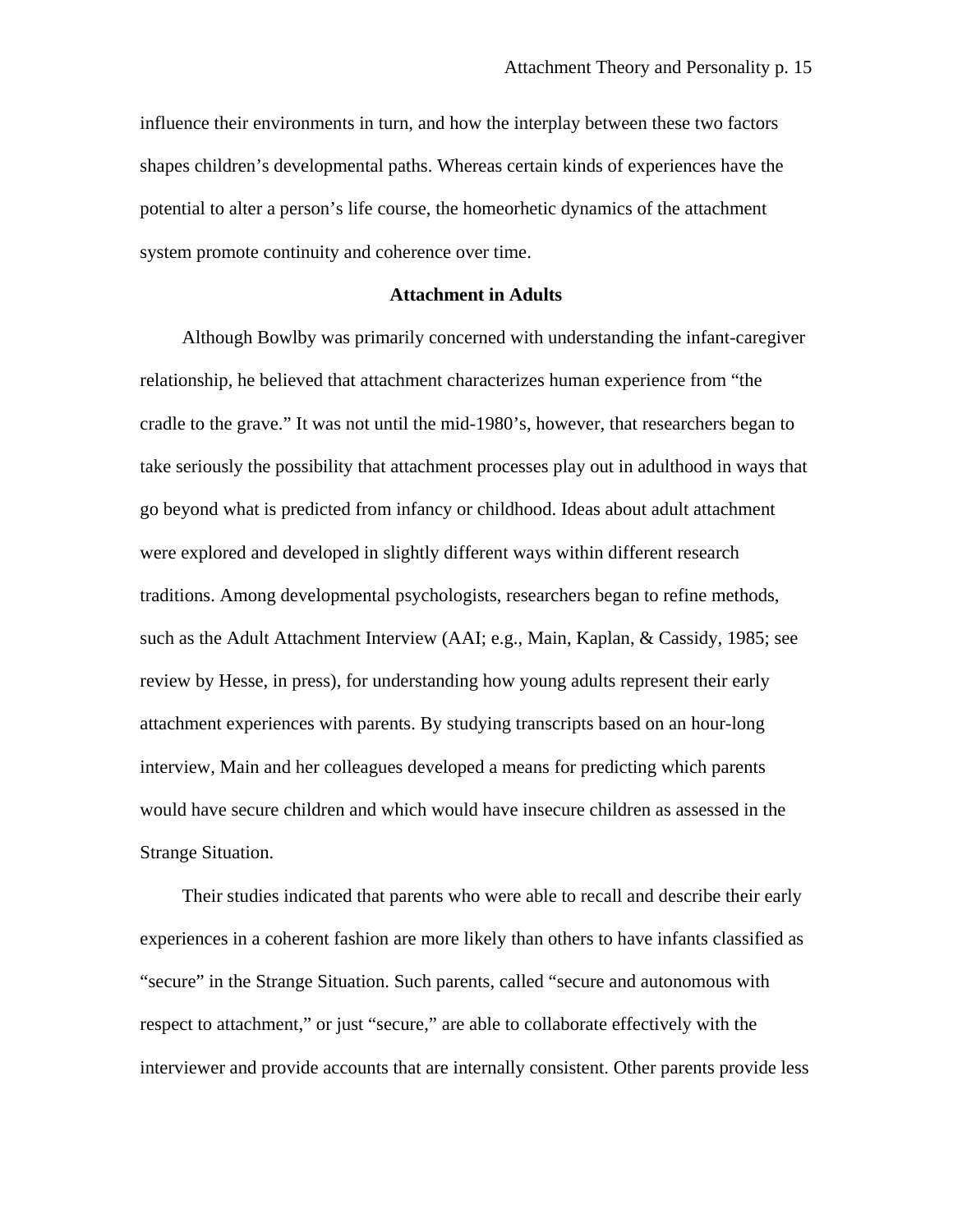influence their environments in turn, and how the interplay between these two factors shapes children's developmental paths. Whereas certain kinds of experiences have the potential to alter a person's life course, the homeorhetic dynamics of the attachment system promote continuity and coherence over time.

## Attachment in Adults

Although Bowlby was primarily concerned with understanding the infant-caregiver relationship, he believed that attachment characterizes human experience from "the cradle to the grave." It was not until the mid-1980's, however, that researchers began to take seriously the possibility that attachment processes play out in adulthood in ways that go beyond what is predicted from infancy or childhood. Ideas about adult attachment were explored and developed in slightly different ways within different research traditions. Among developmental psychologists, researchers began to refine methods, such as the Adult Attachment Interview (AAI; e.g., Main, Kaplan, & Cassidy, 1985; see review by Hesse, in press), for understanding how young adults represent their early attachment experiences with parents. By studying transcripts based on an hour-long interview, Main and her colleagues developed a means for predicting which parents would have secure children and which would have insecure children as assessed in the Strange Situation.

Their studies indicated that parents who were able to recall and describe their early experiences in a coherent fashion are more likely than others to have infants classified as "secure" in the Strange Situation. Such parents, called "secure and autonomous with respect to attachment," or just "secure," are able to collaborate effectively with the interviewer and provide accounts that are internally consistent. Other parents provide less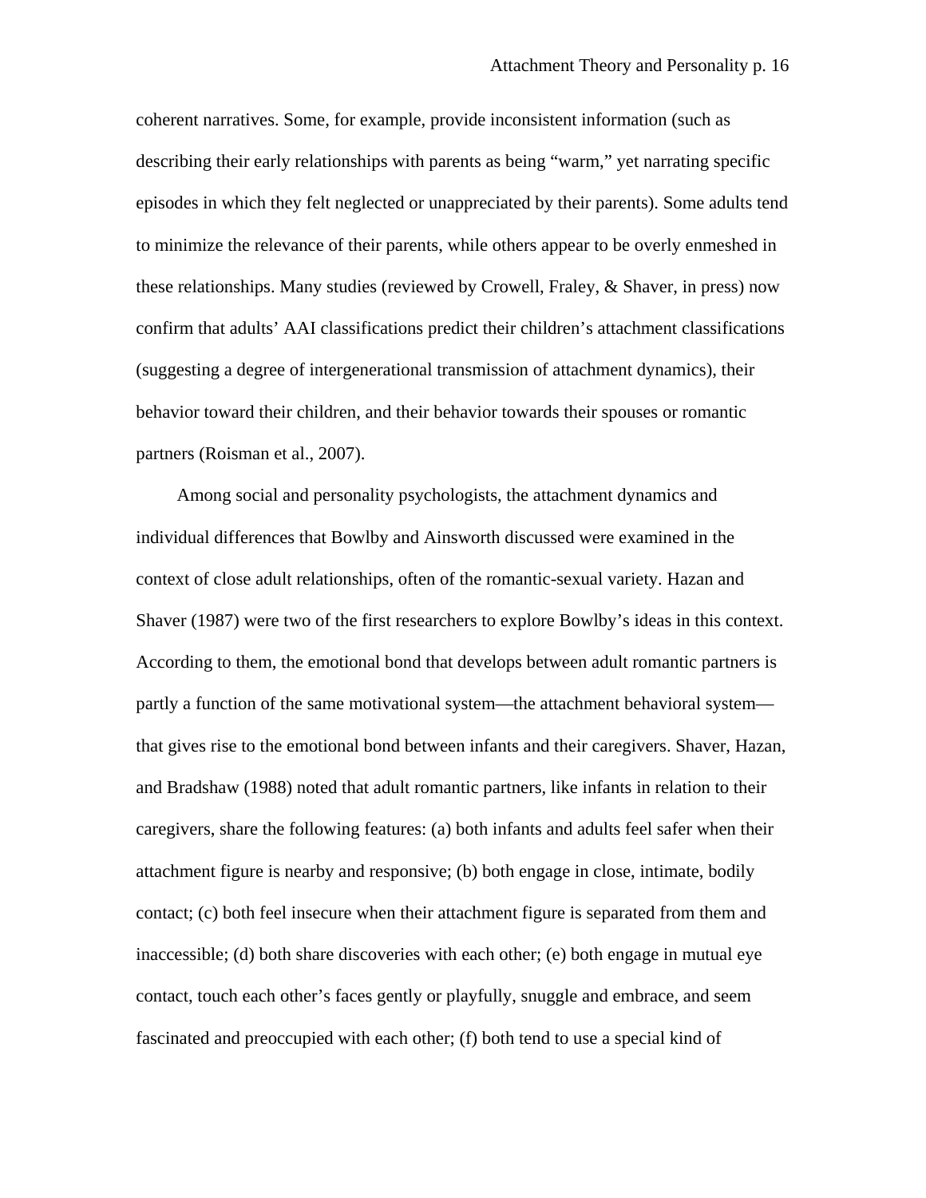coherent narratives. Some, for example, provide inconsistent information (such as describing their early relationships with parents as being "warm," yet narrating specific episodes in which they felt neglected or unappreciated by their parents). Some adults tend to minimize the relevance of their parents, while others appear to be overly enmeshed in these relationships. Many studies (reviewed by Crowell, Fraley, & Shaver, in press) now confirm that adults' AAI classifications predict their children's attachment classifications (suggesting a degree of intergenerational transmission of attachment dynamics), their behavior toward their children, and their behavior towards their spouses or romantic partners (Roisman et al., 2007).

Among social and personality psychologists, the attachment dynamics and individual differences that Bowlby and Ainsworth discussed were examined in the context of close adult relationships, often of the romantic-sexual variety. Hazan and Shaver (1987) were two of the first researchers to explore Bowlby's ideas in this context. According to them, the emotional bond that develops between adult romantic partners is partly a function of the same motivational system—the attachment behavioral system—that gives rise to the emotional bond between infants and their caregivers. Shaver, Hazan, and Bradshaw (1988) noted that adult romantic partners, like infants in relation to their caregivers, share the following features: (a) both infants and adults feel safer when their attachment figure is nearby and responsive; (b) both engage in close, intimate, bodily contact; (c) both feel insecure when their attachment figure is separated from them and inaccessible; (d) both share discoveries with each other; (e) both engage in mutual eye contact, touch each other's faces gently or playfully, snuggle and embrace, and seem fascinated and preoccupied with each other; (f) both tend to use a special kind of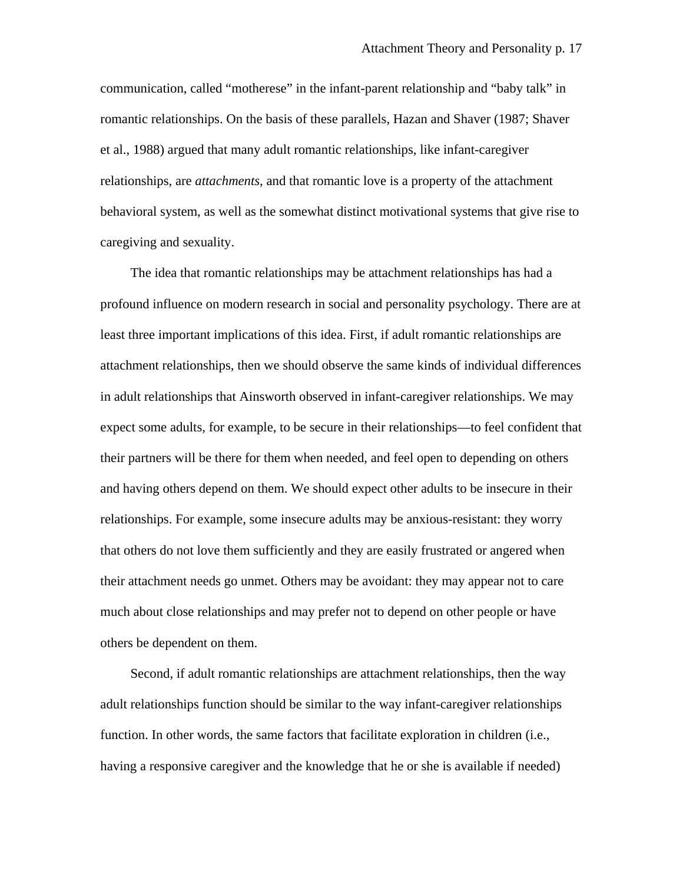communication, called "motherese" in the infant-parent relationship and "baby talk" in romantic relationships. On the basis of these parallels, Hazan and Shaver (1987; Shaver et al., 1988) argued that many adult romantic relationships, like infant-caregiver relationships, are *attachments*, and that romantic love is a property of the attachment behavioral system, as well as the somewhat distinct motivational systems that give rise to caregiving and sexuality.

The idea that romantic relationships may be attachment relationships has had a profound influence on modern research in social and personality psychology. There are at least three important implications of this idea. First, if adult romantic relationships are attachment relationships, then we should observe the same kinds of individual differences in adult relationships that Ainsworth observed in infant-caregiver relationships. We may expect some adults, for example, to be secure in their relationships—to feel confident that their partners will be there for them when needed, and feel open to depending on others and having others depend on them. We should expect other adults to be insecure in their relationships. For example, some insecure adults may be anxious-resistant: they worry that others do not love them sufficiently and they are easily frustrated or angered when their attachment needs go unmet. Others may be avoidant: they may appear not to care much about close relationships and may prefer not to depend on other people or have others be dependent on them.

Second, if adult romantic relationships are attachment relationships, then the way adult relationships function should be similar to the way infant-caregiver relationships function. In other words, the same factors that facilitate exploration in children (i.e., having a responsive caregiver and the knowledge that he or she is available if needed)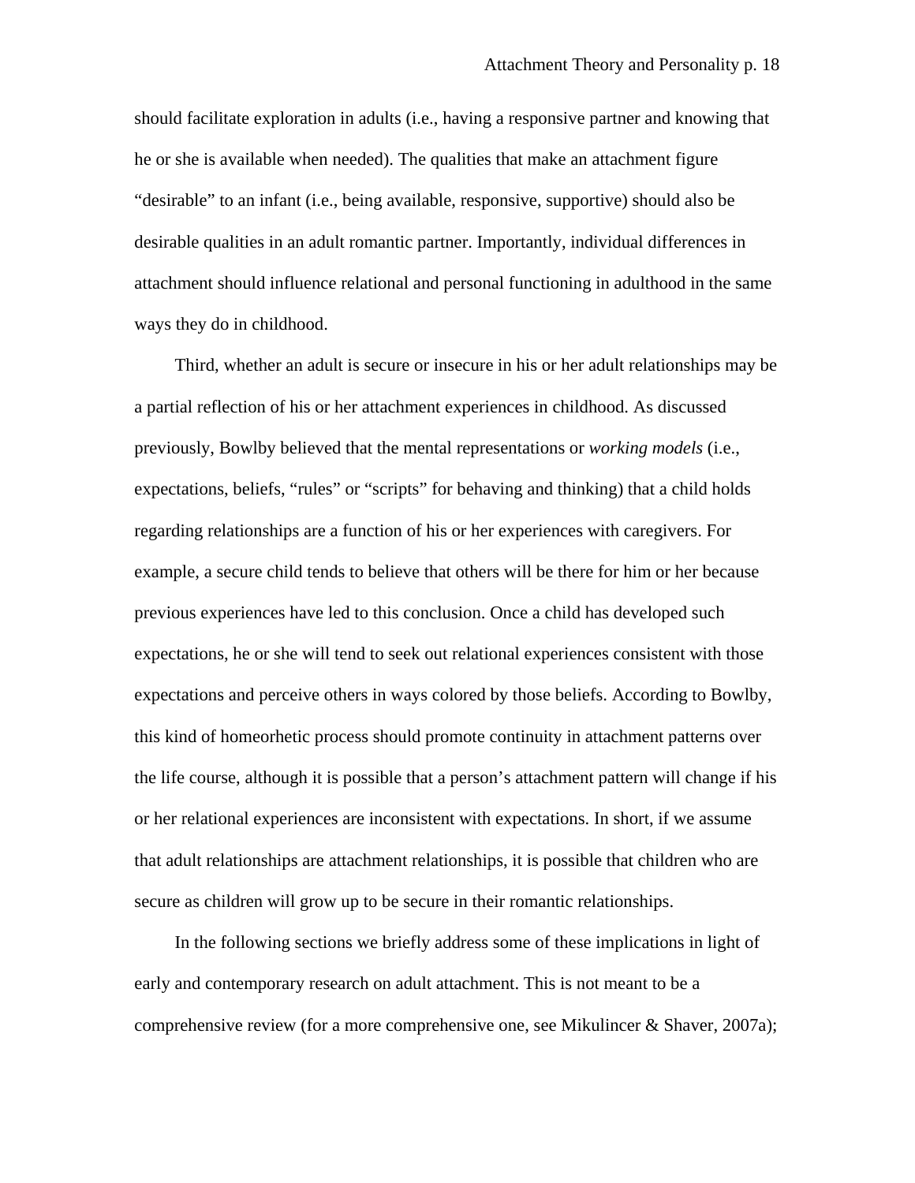should facilitate exploration in adults (i.e., having a responsive partner and knowing that he or she is available when needed). The qualities that make an attachment figure "desirable" to an infant (i.e., being available, responsive, supportive) should also be desirable qualities in an adult romantic partner. Importantly, individual differences in attachment should influence relational and personal functioning in adulthood in the same ways they do in childhood.

Third, whether an adult is secure or insecure in his or her adult relationships may be a partial reflection of his or her attachment experiences in childhood. As discussed previously, Bowlby believed that the mental representations or *working models* (i.e., expectations, beliefs, "rules" or "scripts" for behaving and thinking) that a child holds regarding relationships are a function of his or her experiences with caregivers. For example, a secure child tends to believe that others will be there for him or her because previous experiences have led to this conclusion. Once a child has developed such expectations, he or she will tend to seek out relational experiences consistent with those expectations and perceive others in ways colored by those beliefs. According to Bowlby, this kind of homeorhetic process should promote continuity in attachment patterns over the life course, although it is possible that a person's attachment pattern will change if his or her relational experiences are inconsistent with expectations. In short, if we assume that adult relationships are attachment relationships, it is possible that children who are secure as children will grow up to be secure in their romantic relationships.

In the following sections we briefly address some of these implications in light of early and contemporary research on adult attachment. This is not meant to be a comprehensive review (for a more comprehensive one, see Mikulincer & Shaver, 2007a);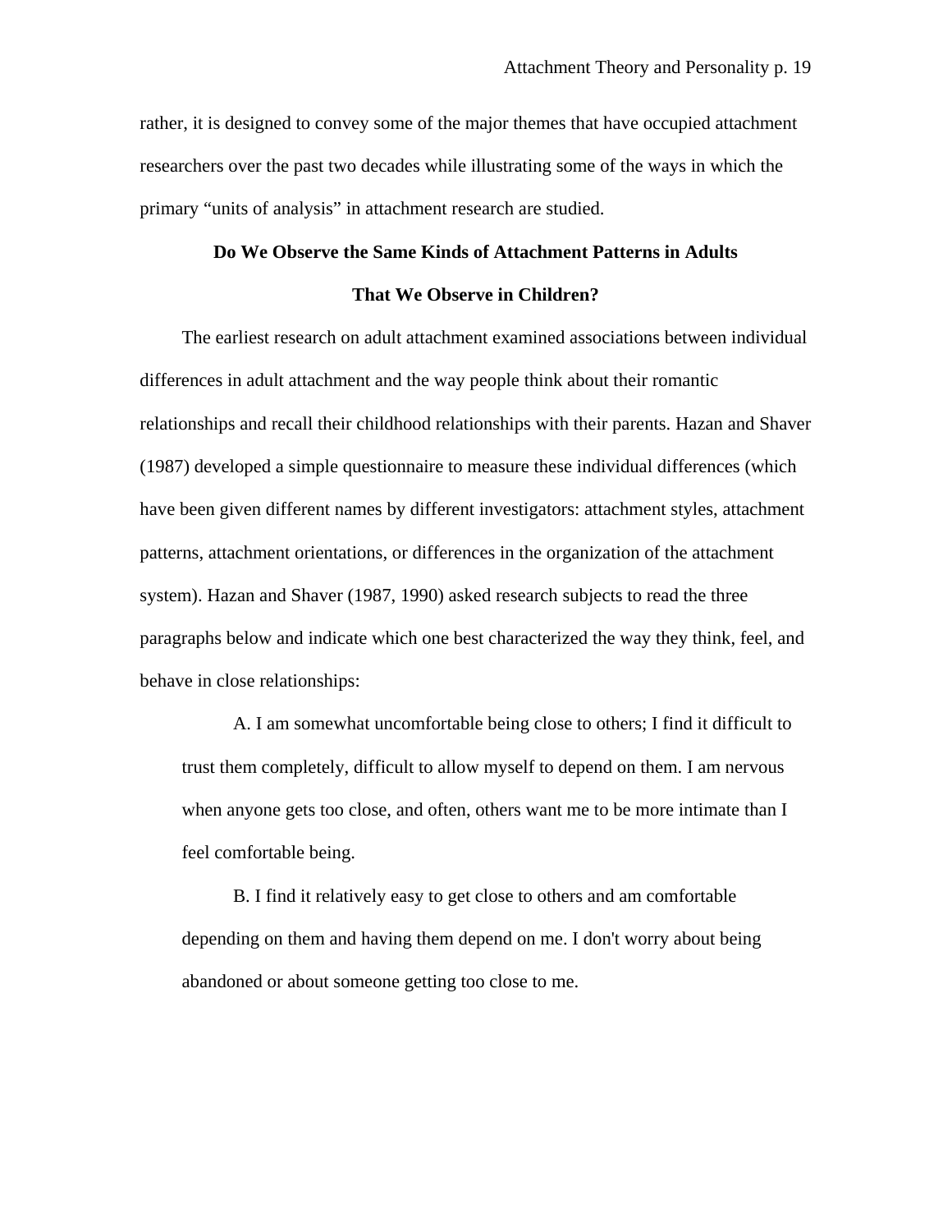rather, it is designed to convey some of the major themes that have occupied attachment researchers over the past two decades while illustrating some of the ways in which the primary "units of analysis" in attachment research are studied.

## Do We Observe the Same Kinds of Attachment Patterns in Adults That We Observe in Children?

The earliest research on adult attachment examined associations between individual differences in adult attachment and the way people think about their romantic relationships and recall their childhood relationships with their parents. Hazan and Shaver (1987) developed a simple questionnaire to measure these individual differences (which have been given different names by different investigators: attachment styles, attachment patterns, attachment orientations, or differences in the organization of the attachment system). Hazan and Shaver (1987, 1990) asked research subjects to read the three paragraphs below and indicate which one best characterized the way they think, feel, and behave in close relationships:

> A. I am somewhat uncomfortable being close to others; I find it difficult to trust them completely, difficult to allow myself to depend on them. I am nervous when anyone gets too close, and often, others want me to be more intimate than I feel comfortable being.
>
> B. I find it relatively easy to get close to others and am comfortable depending on them and having them depend on me. I don't worry about being abandoned or about someone getting too close to me.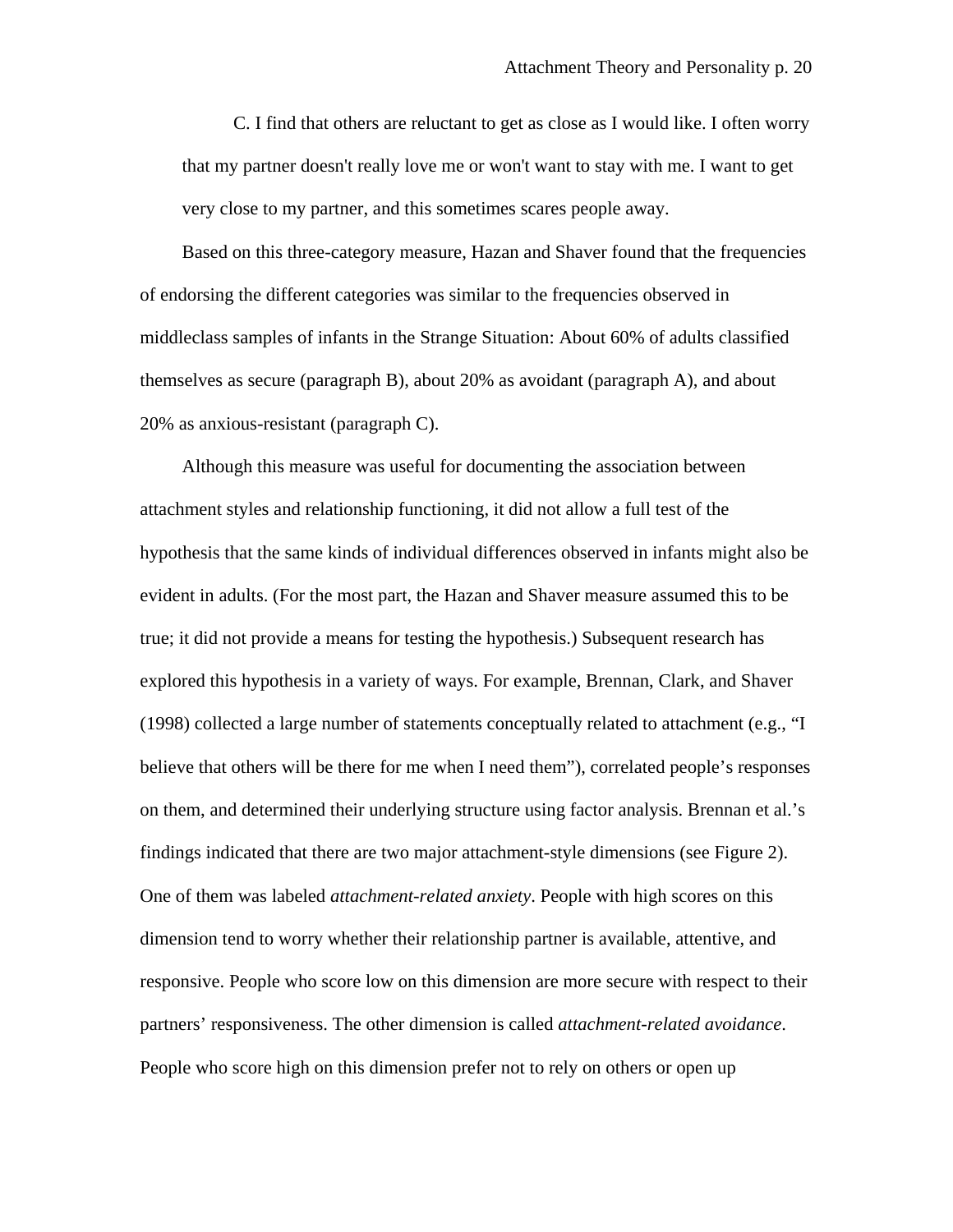C. I find that others are reluctant to get as close as I would like. I often worry that my partner doesn't really love me or won't want to stay with me. I want to get very close to my partner, and this sometimes scares people away.

Based on this three-category measure, Hazan and Shaver found that the frequencies of endorsing the different categories was similar to the frequencies observed in middleclass samples of infants in the Strange Situation: About 60% of adults classified themselves as secure (paragraph B), about 20% as avoidant (paragraph A), and about 20% as anxious-resistant (paragraph C).

Although this measure was useful for documenting the association between attachment styles and relationship functioning, it did not allow a full test of the hypothesis that the same kinds of individual differences observed in infants might also be evident in adults. (For the most part, the Hazan and Shaver measure assumed this to be true; it did not provide a means for testing the hypothesis.) Subsequent research has explored this hypothesis in a variety of ways. For example, Brennan, Clark, and Shaver (1998) collected a large number of statements conceptually related to attachment (e.g., "I believe that others will be there for me when I need them"), correlated people's responses on them, and determined their underlying structure using factor analysis. Brennan et al.'s findings indicated that there are two major attachment-style dimensions (see Figure 2). One of them was labeled *attachment-related anxiety*. People with high scores on this dimension tend to worry whether their relationship partner is available, attentive, and responsive. People who score low on this dimension are more secure with respect to their partners' responsiveness. The other dimension is called *attachment-related avoidance*. People who score high on this dimension prefer not to rely on others or open up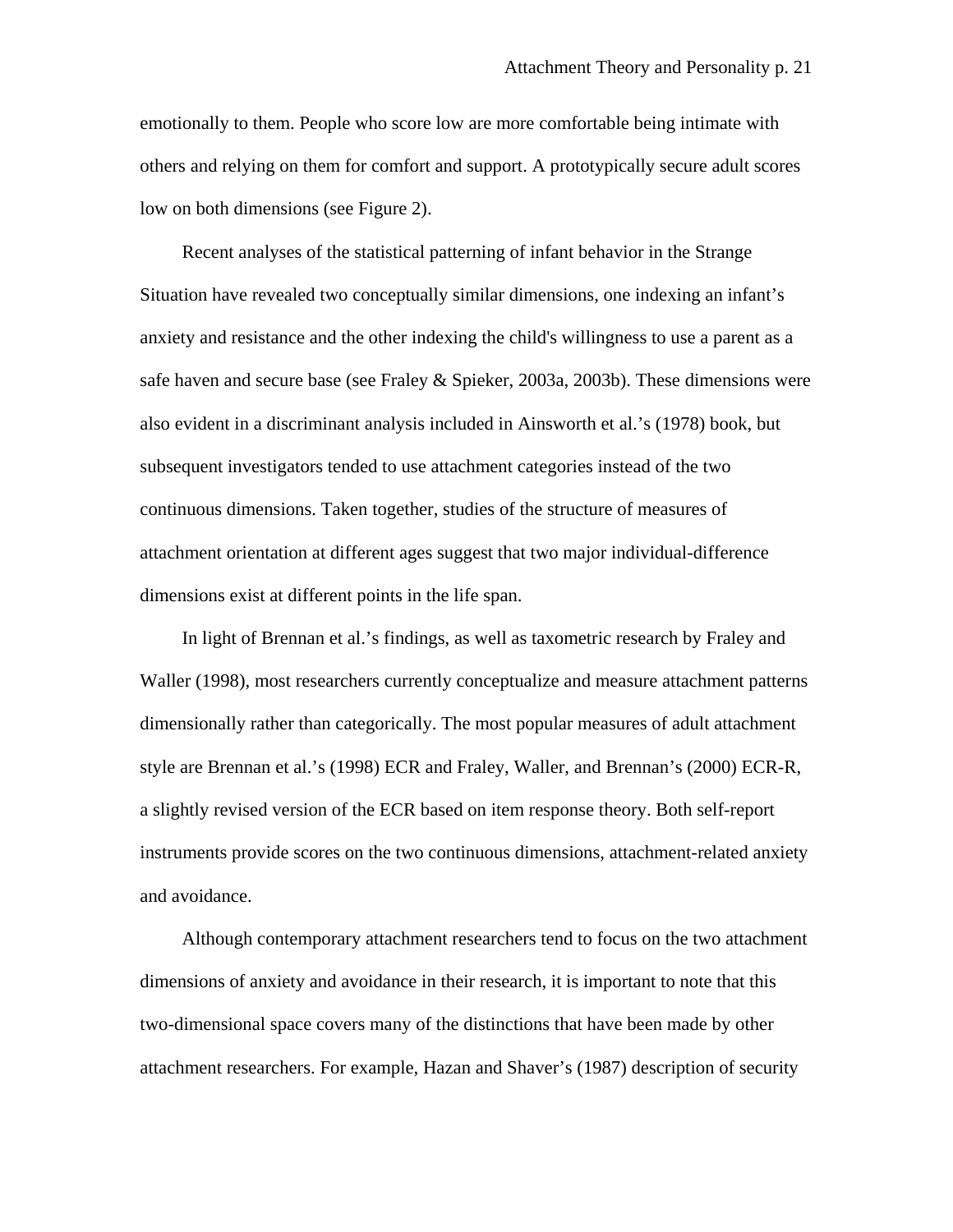emotionally to them. People who score low are more comfortable being intimate with others and relying on them for comfort and support. A prototypically secure adult scores low on both dimensions (see Figure 2).

Recent analyses of the statistical patterning of infant behavior in the Strange Situation have revealed two conceptually similar dimensions, one indexing an infant's anxiety and resistance and the other indexing the child's willingness to use a parent as a safe haven and secure base (see Fraley & Spieker, 2003a, 2003b). These dimensions were also evident in a discriminant analysis included in Ainsworth et al.'s (1978) book, but subsequent investigators tended to use attachment categories instead of the two continuous dimensions. Taken together, studies of the structure of measures of attachment orientation at different ages suggest that two major individual-difference dimensions exist at different points in the life span.

In light of Brennan et al.'s findings, as well as taxometric research by Fraley and Waller (1998), most researchers currently conceptualize and measure attachment patterns dimensionally rather than categorically. The most popular measures of adult attachment style are Brennan et al.'s (1998) ECR and Fraley, Waller, and Brennan's (2000) ECR-R, a slightly revised version of the ECR based on item response theory. Both self-report instruments provide scores on the two continuous dimensions, attachment-related anxiety and avoidance.

Although contemporary attachment researchers tend to focus on the two attachment dimensions of anxiety and avoidance in their research, it is important to note that this two-dimensional space covers many of the distinctions that have been made by other attachment researchers. For example, Hazan and Shaver's (1987) description of security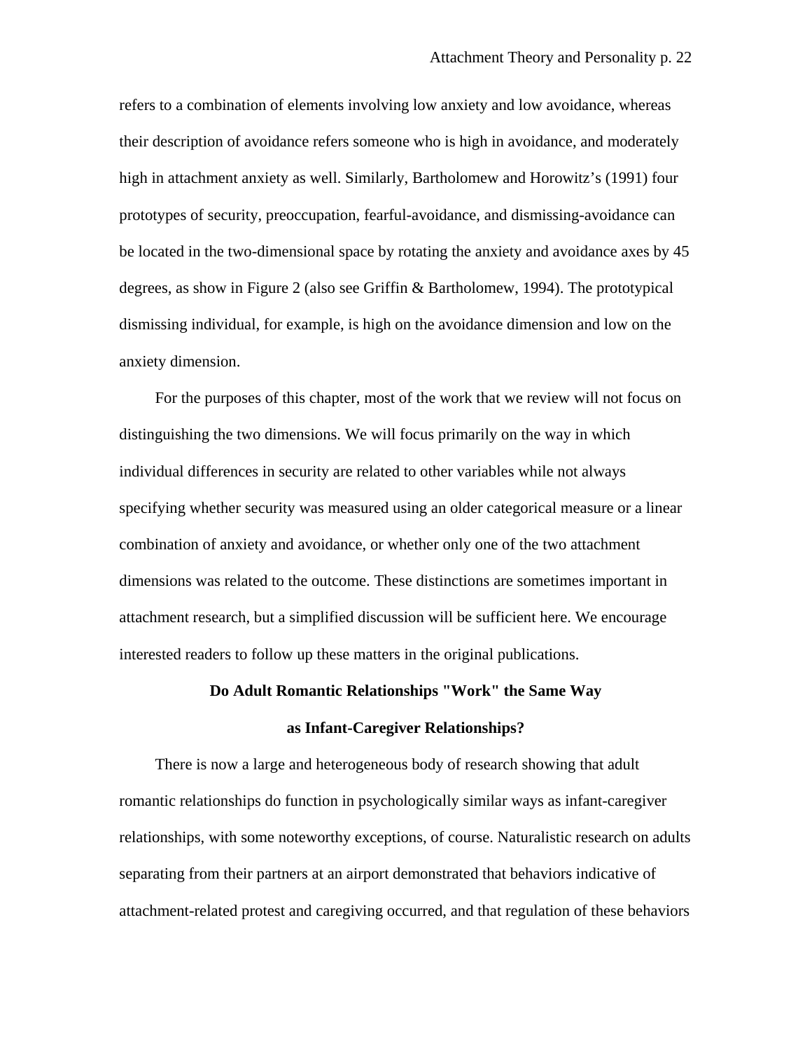refers to a combination of elements involving low anxiety and low avoidance, whereas their description of avoidance refers someone who is high in avoidance, and moderately high in attachment anxiety as well. Similarly, Bartholomew and Horowitz's (1991) four prototypes of security, preoccupation, fearful-avoidance, and dismissing-avoidance can be located in the two-dimensional space by rotating the anxiety and avoidance axes by 45 degrees, as show in Figure 2 (also see Griffin & Bartholomew, 1994). The prototypical dismissing individual, for example, is high on the avoidance dimension and low on the anxiety dimension.

For the purposes of this chapter, most of the work that we review will not focus on distinguishing the two dimensions. We will focus primarily on the way in which individual differences in security are related to other variables while not always specifying whether security was measured using an older categorical measure or a linear combination of anxiety and avoidance, or whether only one of the two attachment dimensions was related to the outcome. These distinctions are sometimes important in attachment research, but a simplified discussion will be sufficient here. We encourage interested readers to follow up these matters in the original publications.

## Do Adult Romantic Relationships "Work" the Same Way as Infant-Caregiver Relationships?

There is now a large and heterogeneous body of research showing that adult romantic relationships do function in psychologically similar ways as infant-caregiver relationships, with some noteworthy exceptions, of course. Naturalistic research on adults separating from their partners at an airport demonstrated that behaviors indicative of attachment-related protest and caregiving occurred, and that regulation of these behaviors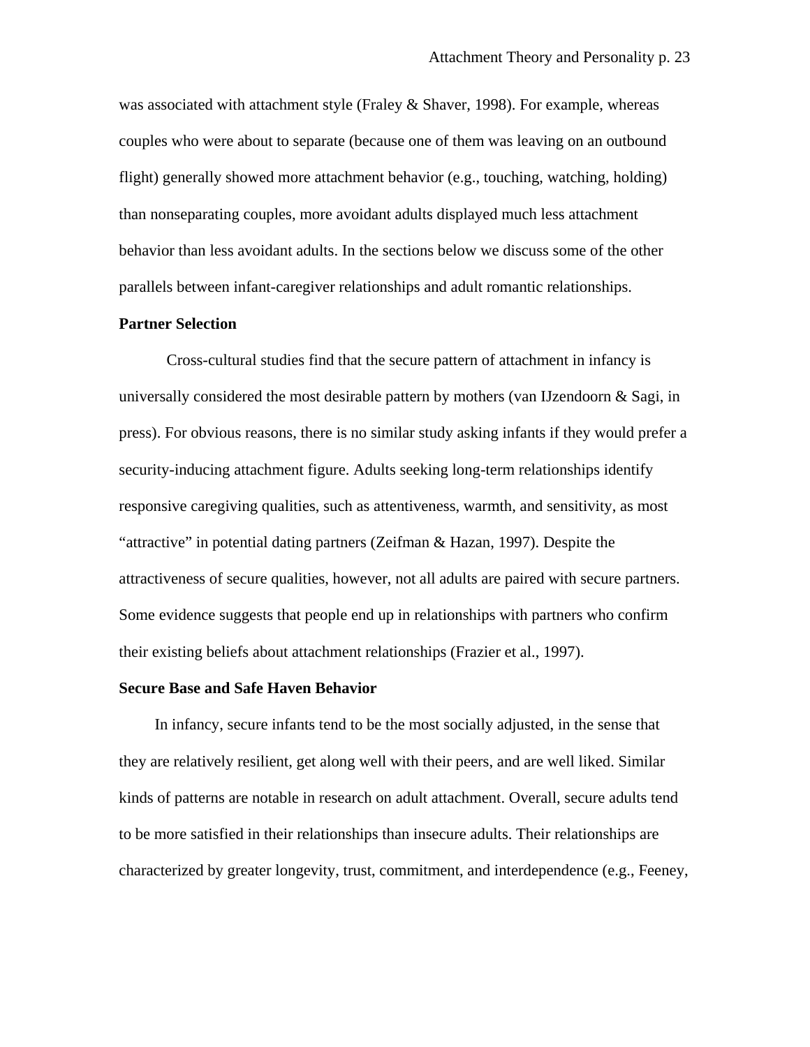was associated with attachment style (Fraley & Shaver, 1998). For example, whereas couples who were about to separate (because one of them was leaving on an outbound flight) generally showed more attachment behavior (e.g., touching, watching, holding) than nonseparating couples, more avoidant adults displayed much less attachment behavior than less avoidant adults. In the sections below we discuss some of the other parallels between infant-caregiver relationships and adult romantic relationships.

**Partner Selection**

Cross-cultural studies find that the secure pattern of attachment in infancy is universally considered the most desirable pattern by mothers (van IJzendoorn & Sagi, in press). For obvious reasons, there is no similar study asking infants if they would prefer a security-inducing attachment figure. Adults seeking long-term relationships identify responsive caregiving qualities, such as attentiveness, warmth, and sensitivity, as most "attractive" in potential dating partners (Zeifman & Hazan, 1997). Despite the attractiveness of secure qualities, however, not all adults are paired with secure partners. Some evidence suggests that people end up in relationships with partners who confirm their existing beliefs about attachment relationships (Frazier et al., 1997).

**Secure Base and Safe Haven Behavior**

In infancy, secure infants tend to be the most socially adjusted, in the sense that they are relatively resilient, get along well with their peers, and are well liked. Similar kinds of patterns are notable in research on adult attachment. Overall, secure adults tend to be more satisfied in their relationships than insecure adults. Their relationships are characterized by greater longevity, trust, commitment, and interdependence (e.g., Feeney,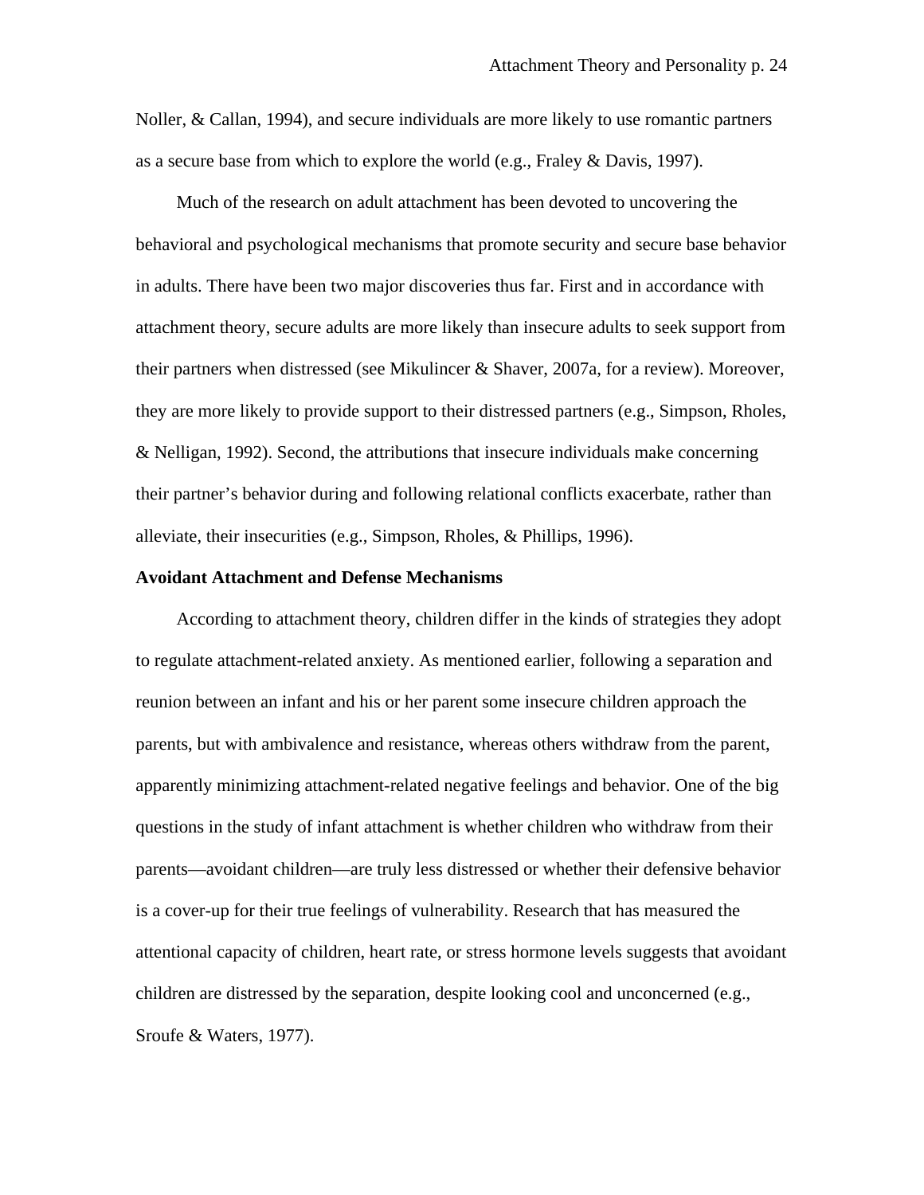Noller, & Callan, 1994), and secure individuals are more likely to use romantic partners as a secure base from which to explore the world (e.g., Fraley & Davis, 1997).

Much of the research on adult attachment has been devoted to uncovering the behavioral and psychological mechanisms that promote security and secure base behavior in adults. There have been two major discoveries thus far. First and in accordance with attachment theory, secure adults are more likely than insecure adults to seek support from their partners when distressed (see Mikulincer & Shaver, 2007a, for a review). Moreover, they are more likely to provide support to their distressed partners (e.g., Simpson, Rholes, & Nelligan, 1992). Second, the attributions that insecure individuals make concerning their partner's behavior during and following relational conflicts exacerbate, rather than alleviate, their insecurities (e.g., Simpson, Rholes, & Phillips, 1996).

**Avoidant Attachment and Defense Mechanisms**

According to attachment theory, children differ in the kinds of strategies they adopt to regulate attachment-related anxiety. As mentioned earlier, following a separation and reunion between an infant and his or her parent some insecure children approach the parents, but with ambivalence and resistance, whereas others withdraw from the parent, apparently minimizing attachment-related negative feelings and behavior. One of the big questions in the study of infant attachment is whether children who withdraw from their parents—avoidant children—are truly less distressed or whether their defensive behavior is a cover-up for their true feelings of vulnerability. Research that has measured the attentional capacity of children, heart rate, or stress hormone levels suggests that avoidant children are distressed by the separation, despite looking cool and unconcerned (e.g., Sroufe & Waters, 1977).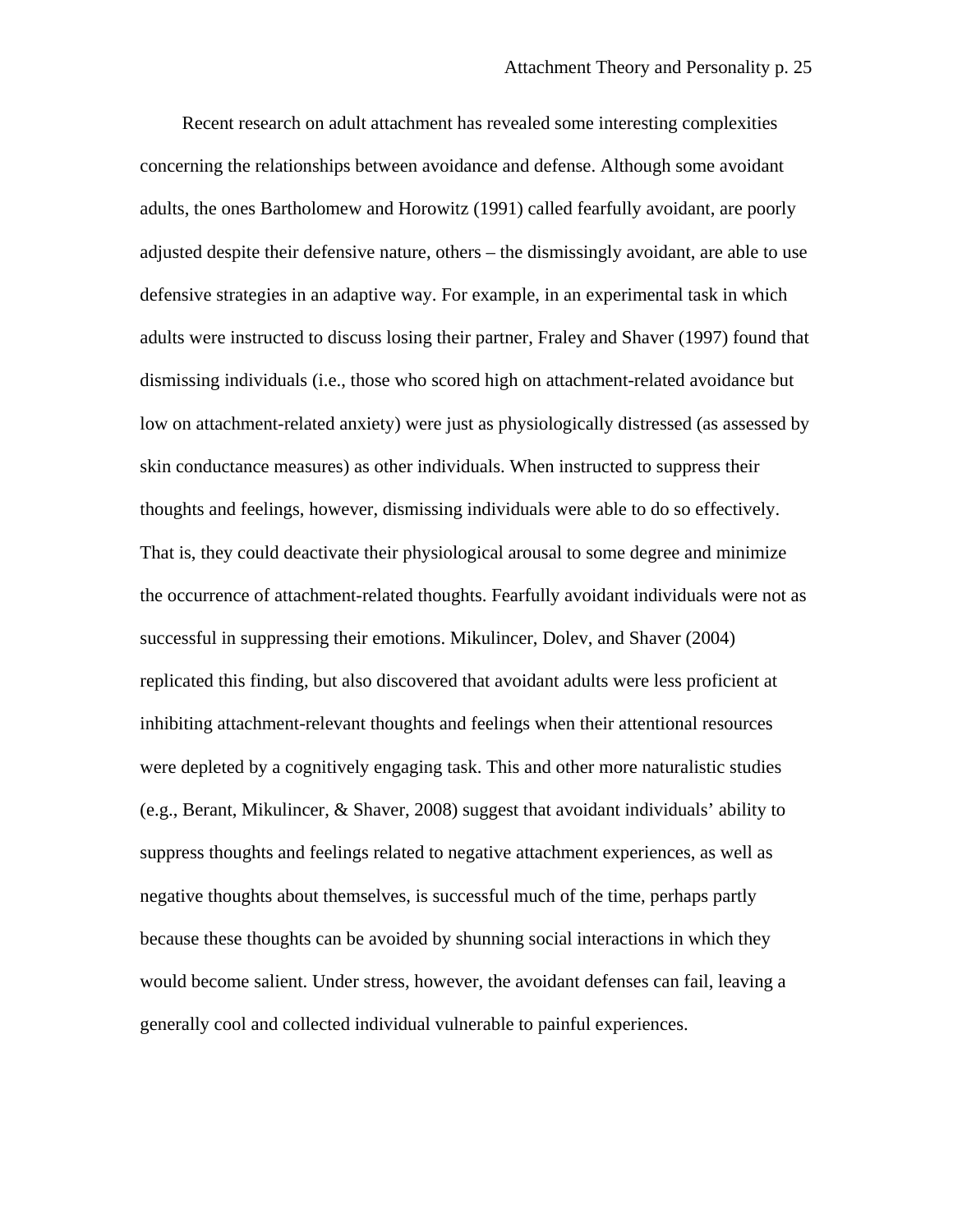Recent research on adult attachment has revealed some interesting complexities concerning the relationships between avoidance and defense. Although some avoidant adults, the ones Bartholomew and Horowitz (1991) called fearfully avoidant, are poorly adjusted despite their defensive nature, others – the dismissingly avoidant, are able to use defensive strategies in an adaptive way. For example, in an experimental task in which adults were instructed to discuss losing their partner, Fraley and Shaver (1997) found that dismissing individuals (i.e., those who scored high on attachment-related avoidance but low on attachment-related anxiety) were just as physiologically distressed (as assessed by skin conductance measures) as other individuals. When instructed to suppress their thoughts and feelings, however, dismissing individuals were able to do so effectively. That is, they could deactivate their physiological arousal to some degree and minimize the occurrence of attachment-related thoughts. Fearfully avoidant individuals were not as successful in suppressing their emotions. Mikulincer, Dolev, and Shaver (2004) replicated this finding, but also discovered that avoidant adults were less proficient at inhibiting attachment-relevant thoughts and feelings when their attentional resources were depleted by a cognitively engaging task. This and other more naturalistic studies (e.g., Berant, Mikulincer, & Shaver, 2008) suggest that avoidant individuals' ability to suppress thoughts and feelings related to negative attachment experiences, as well as negative thoughts about themselves, is successful much of the time, perhaps partly because these thoughts can be avoided by shunning social interactions in which they would become salient. Under stress, however, the avoidant defenses can fail, leaving a generally cool and collected individual vulnerable to painful experiences.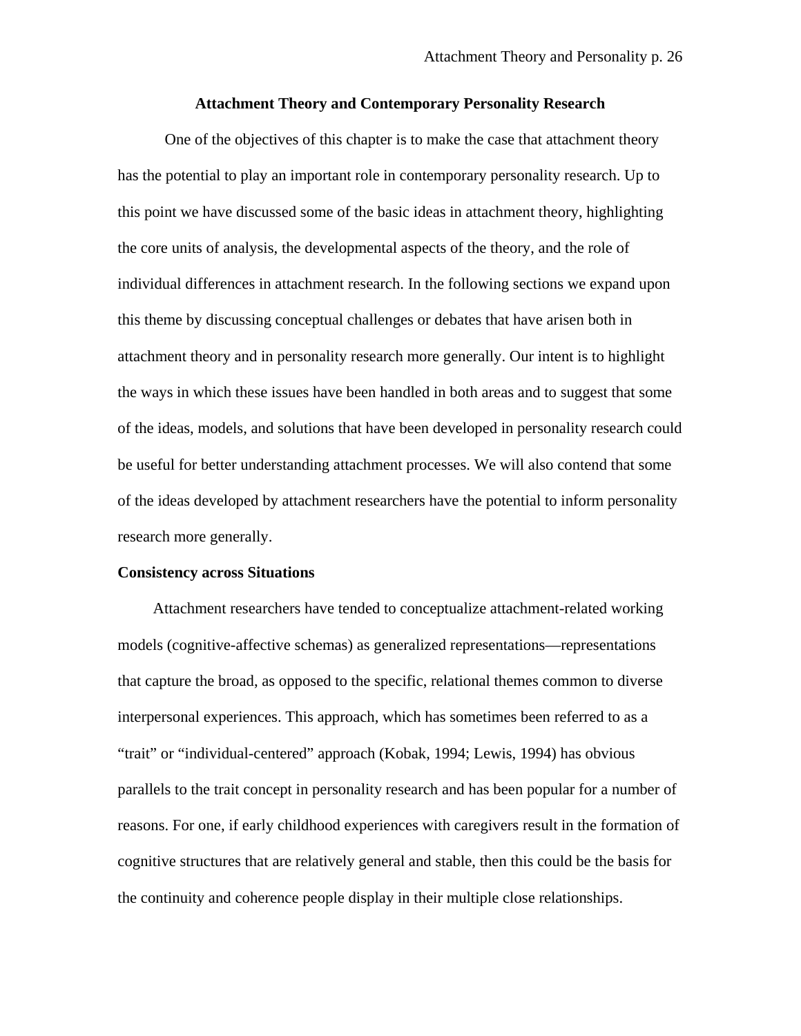## Attachment Theory and Contemporary Personality Research

One of the objectives of this chapter is to make the case that attachment theory has the potential to play an important role in contemporary personality research. Up to this point we have discussed some of the basic ideas in attachment theory, highlighting the core units of analysis, the developmental aspects of the theory, and the role of individual differences in attachment research. In the following sections we expand upon this theme by discussing conceptual challenges or debates that have arisen both in attachment theory and in personality research more generally. Our intent is to highlight the ways in which these issues have been handled in both areas and to suggest that some of the ideas, models, and solutions that have been developed in personality research could be useful for better understanding attachment processes. We will also contend that some of the ideas developed by attachment researchers have the potential to inform personality research more generally.

### Consistency across Situations

Attachment researchers have tended to conceptualize attachment-related working models (cognitive-affective schemas) as generalized representations—representations that capture the broad, as opposed to the specific, relational themes common to diverse interpersonal experiences. This approach, which has sometimes been referred to as a "trait" or "individual-centered" approach (Kobak, 1994; Lewis, 1994) has obvious parallels to the trait concept in personality research and has been popular for a number of reasons. For one, if early childhood experiences with caregivers result in the formation of cognitive structures that are relatively general and stable, then this could be the basis for the continuity and coherence people display in their multiple close relationships.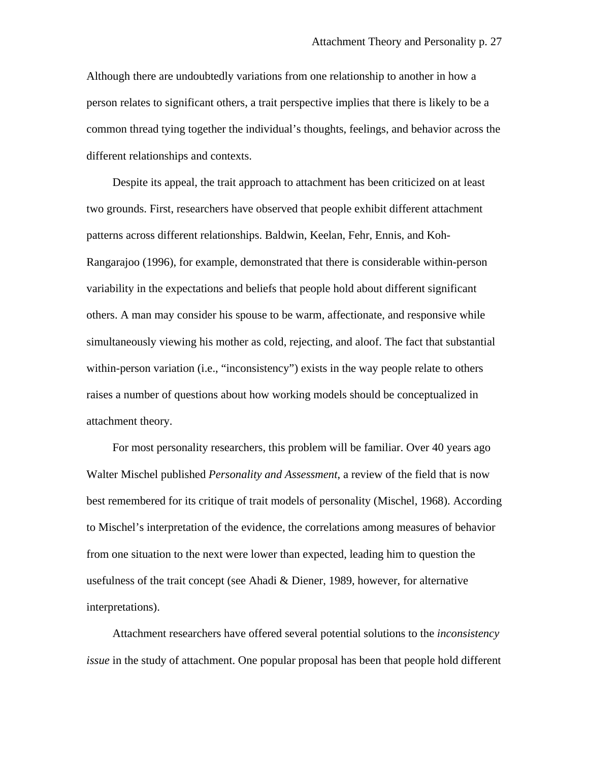Although there are undoubtedly variations from one relationship to another in how a person relates to significant others, a trait perspective implies that there is likely to be a common thread tying together the individual's thoughts, feelings, and behavior across the different relationships and contexts.

Despite its appeal, the trait approach to attachment has been criticized on at least two grounds. First, researchers have observed that people exhibit different attachment patterns across different relationships. Baldwin, Keelan, Fehr, Ennis, and Koh-Rangarajoo (1996), for example, demonstrated that there is considerable within-person variability in the expectations and beliefs that people hold about different significant others. A man may consider his spouse to be warm, affectionate, and responsive while simultaneously viewing his mother as cold, rejecting, and aloof. The fact that substantial within-person variation (i.e., "inconsistency") exists in the way people relate to others raises a number of questions about how working models should be conceptualized in attachment theory.

For most personality researchers, this problem will be familiar. Over 40 years ago Walter Mischel published *Personality and Assessment*, a review of the field that is now best remembered for its critique of trait models of personality (Mischel, 1968). According to Mischel's interpretation of the evidence, the correlations among measures of behavior from one situation to the next were lower than expected, leading him to question the usefulness of the trait concept (see Ahadi & Diener, 1989, however, for alternative interpretations).

Attachment researchers have offered several potential solutions to the *inconsistency issue* in the study of attachment. One popular proposal has been that people hold different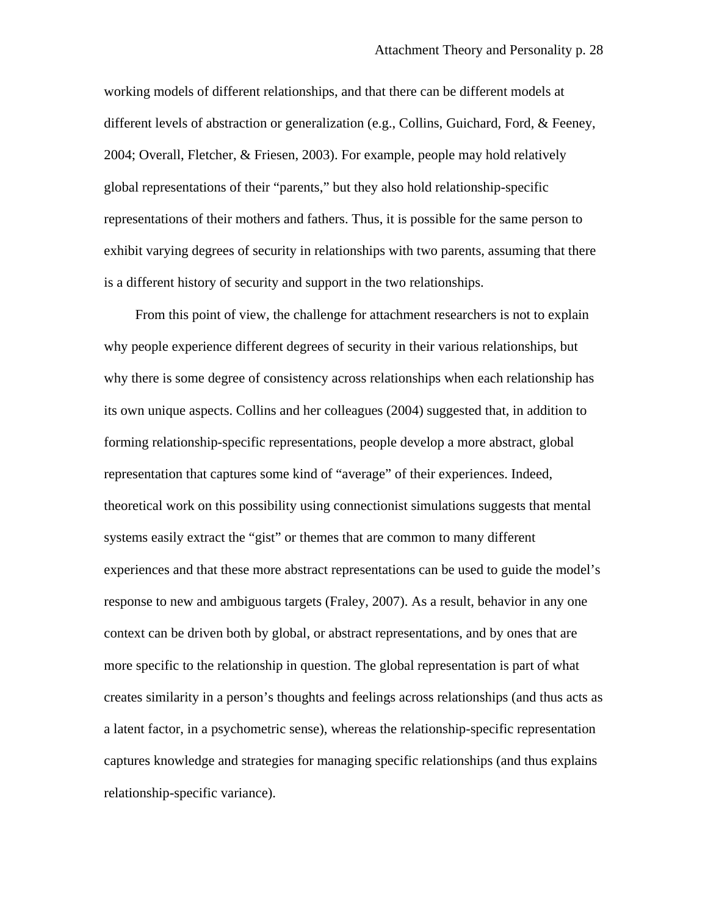working models of different relationships, and that there can be different models at different levels of abstraction or generalization (e.g., Collins, Guichard, Ford, & Feeney, 2004; Overall, Fletcher, & Friesen, 2003). For example, people may hold relatively global representations of their "parents," but they also hold relationship-specific representations of their mothers and fathers. Thus, it is possible for the same person to exhibit varying degrees of security in relationships with two parents, assuming that there is a different history of security and support in the two relationships.

From this point of view, the challenge for attachment researchers is not to explain why people experience different degrees of security in their various relationships, but why there is some degree of consistency across relationships when each relationship has its own unique aspects. Collins and her colleagues (2004) suggested that, in addition to forming relationship-specific representations, people develop a more abstract, global representation that captures some kind of "average" of their experiences. Indeed, theoretical work on this possibility using connectionist simulations suggests that mental systems easily extract the "gist" or themes that are common to many different experiences and that these more abstract representations can be used to guide the model's response to new and ambiguous targets (Fraley, 2007). As a result, behavior in any one context can be driven both by global, or abstract representations, and by ones that are more specific to the relationship in question. The global representation is part of what creates similarity in a person's thoughts and feelings across relationships (and thus acts as a latent factor, in a psychometric sense), whereas the relationship-specific representation captures knowledge and strategies for managing specific relationships (and thus explains relationship-specific variance).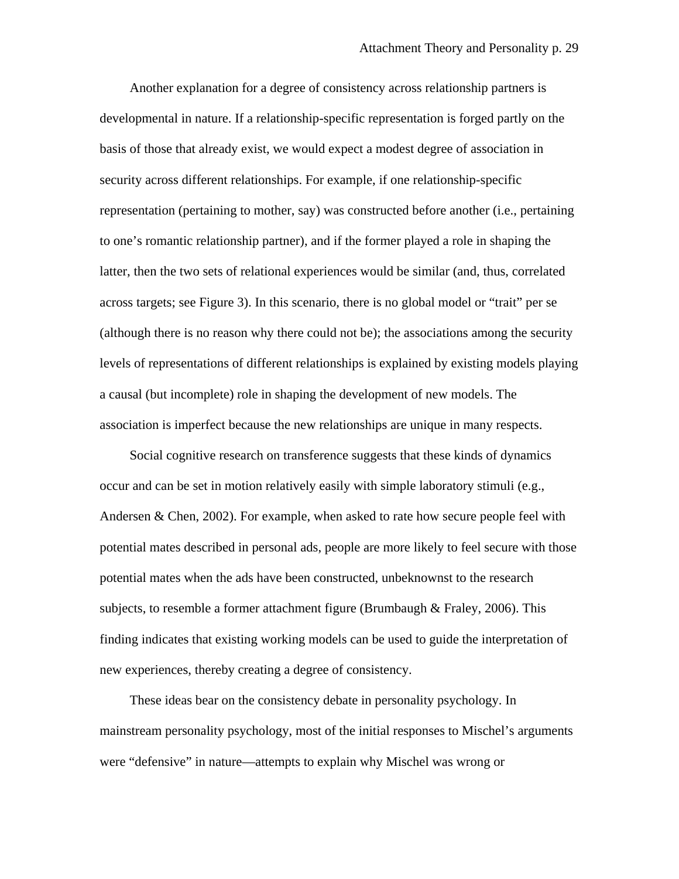Another explanation for a degree of consistency across relationship partners is developmental in nature. If a relationship-specific representation is forged partly on the basis of those that already exist, we would expect a modest degree of association in security across different relationships. For example, if one relationship-specific representation (pertaining to mother, say) was constructed before another (i.e., pertaining to one's romantic relationship partner), and if the former played a role in shaping the latter, then the two sets of relational experiences would be similar (and, thus, correlated across targets; see Figure 3). In this scenario, there is no global model or "trait" per se (although there is no reason why there could not be); the associations among the security levels of representations of different relationships is explained by existing models playing a causal (but incomplete) role in shaping the development of new models. The association is imperfect because the new relationships are unique in many respects.

Social cognitive research on transference suggests that these kinds of dynamics occur and can be set in motion relatively easily with simple laboratory stimuli (e.g., Andersen & Chen, 2002). For example, when asked to rate how secure people feel with potential mates described in personal ads, people are more likely to feel secure with those potential mates when the ads have been constructed, unbeknownst to the research subjects, to resemble a former attachment figure (Brumbaugh & Fraley, 2006). This finding indicates that existing working models can be used to guide the interpretation of new experiences, thereby creating a degree of consistency.

These ideas bear on the consistency debate in personality psychology. In mainstream personality psychology, most of the initial responses to Mischel's arguments were "defensive" in nature—attempts to explain why Mischel was wrong or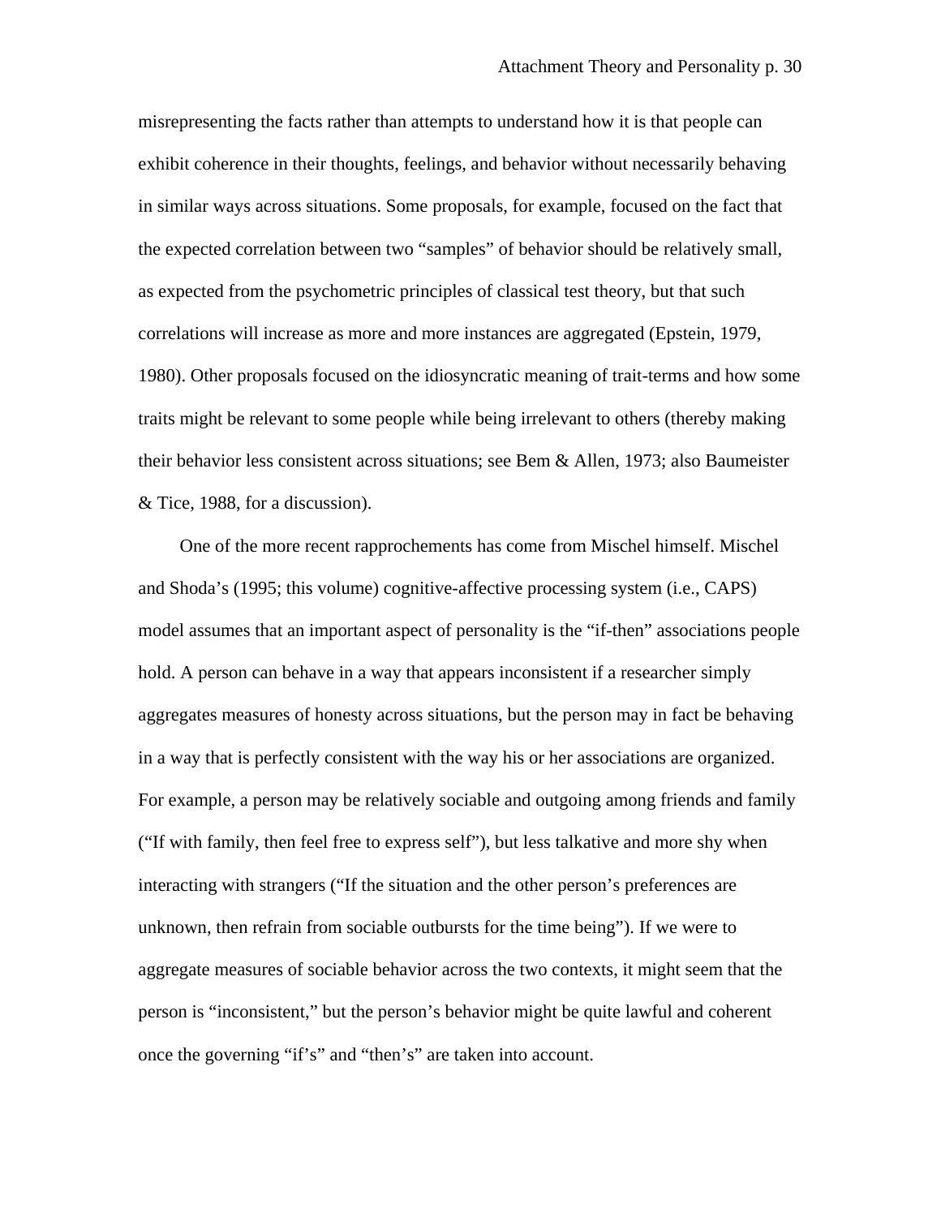misrepresenting the facts rather than attempts to understand how it is that people can exhibit coherence in their thoughts, feelings, and behavior without necessarily behaving in similar ways across situations. Some proposals, for example, focused on the fact that the expected correlation between two "samples" of behavior should be relatively small, as expected from the psychometric principles of classical test theory, but that such correlations will increase as more and more instances are aggregated (Epstein, 1979, 1980). Other proposals focused on the idiosyncratic meaning of trait-terms and how some traits might be relevant to some people while being irrelevant to others (thereby making their behavior less consistent across situations; see Bem & Allen, 1973; also Baumeister & Tice, 1988, for a discussion).

One of the more recent rapprochements has come from Mischel himself. Mischel and Shoda's (1995; this volume) cognitive-affective processing system (i.e., CAPS) model assumes that an important aspect of personality is the "if-then" associations people hold. A person can behave in a way that appears inconsistent if a researcher simply aggregates measures of honesty across situations, but the person may in fact be behaving in a way that is perfectly consistent with the way his or her associations are organized. For example, a person may be relatively sociable and outgoing among friends and family ("If with family, then feel free to express self"), but less talkative and more shy when interacting with strangers ("If the situation and the other person's preferences are unknown, then refrain from sociable outbursts for the time being"). If we were to aggregate measures of sociable behavior across the two contexts, it might seem that the person is "inconsistent," but the person's behavior might be quite lawful and coherent once the governing "if's" and "then's" are taken into account.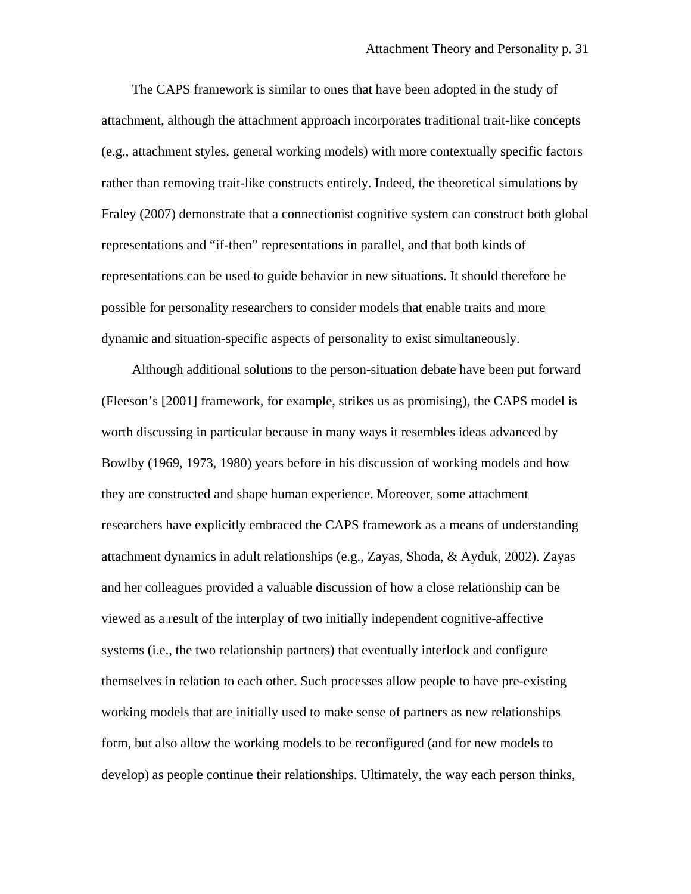The CAPS framework is similar to ones that have been adopted in the study of attachment, although the attachment approach incorporates traditional trait-like concepts (e.g., attachment styles, general working models) with more contextually specific factors rather than removing trait-like constructs entirely. Indeed, the theoretical simulations by Fraley (2007) demonstrate that a connectionist cognitive system can construct both global representations and "if-then" representations in parallel, and that both kinds of representations can be used to guide behavior in new situations. It should therefore be possible for personality researchers to consider models that enable traits and more dynamic and situation-specific aspects of personality to exist simultaneously.

Although additional solutions to the person-situation debate have been put forward (Fleeson's [2001] framework, for example, strikes us as promising), the CAPS model is worth discussing in particular because in many ways it resembles ideas advanced by Bowlby (1969, 1973, 1980) years before in his discussion of working models and how they are constructed and shape human experience. Moreover, some attachment researchers have explicitly embraced the CAPS framework as a means of understanding attachment dynamics in adult relationships (e.g., Zayas, Shoda, & Ayduk, 2002). Zayas and her colleagues provided a valuable discussion of how a close relationship can be viewed as a result of the interplay of two initially independent cognitive-affective systems (i.e., the two relationship partners) that eventually interlock and configure themselves in relation to each other. Such processes allow people to have pre-existing working models that are initially used to make sense of partners as new relationships form, but also allow the working models to be reconfigured (and for new models to develop) as people continue their relationships. Ultimately, the way each person thinks,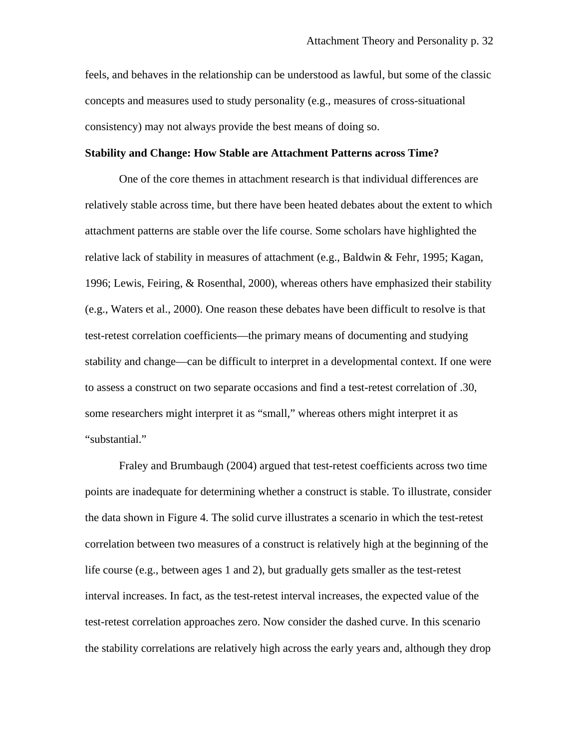feels, and behaves in the relationship can be understood as lawful, but some of the classic concepts and measures used to study personality (e.g., measures of cross-situational consistency) may not always provide the best means of doing so.

**Stability and Change: How Stable are Attachment Patterns across Time?**

One of the core themes in attachment research is that individual differences are relatively stable across time, but there have been heated debates about the extent to which attachment patterns are stable over the life course. Some scholars have highlighted the relative lack of stability in measures of attachment (e.g., Baldwin & Fehr, 1995; Kagan, 1996; Lewis, Feiring, & Rosenthal, 2000), whereas others have emphasized their stability (e.g., Waters et al., 2000). One reason these debates have been difficult to resolve is that test-retest correlation coefficients—the primary means of documenting and studying stability and change—can be difficult to interpret in a developmental context. If one were to assess a construct on two separate occasions and find a test-retest correlation of .30, some researchers might interpret it as "small," whereas others might interpret it as "substantial."

Fraley and Brumbaugh (2004) argued that test-retest coefficients across two time points are inadequate for determining whether a construct is stable. To illustrate, consider the data shown in Figure 4. The solid curve illustrates a scenario in which the test-retest correlation between two measures of a construct is relatively high at the beginning of the life course (e.g., between ages 1 and 2), but gradually gets smaller as the test-retest interval increases. In fact, as the test-retest interval increases, the expected value of the test-retest correlation approaches zero. Now consider the dashed curve. In this scenario the stability correlations are relatively high across the early years and, although they drop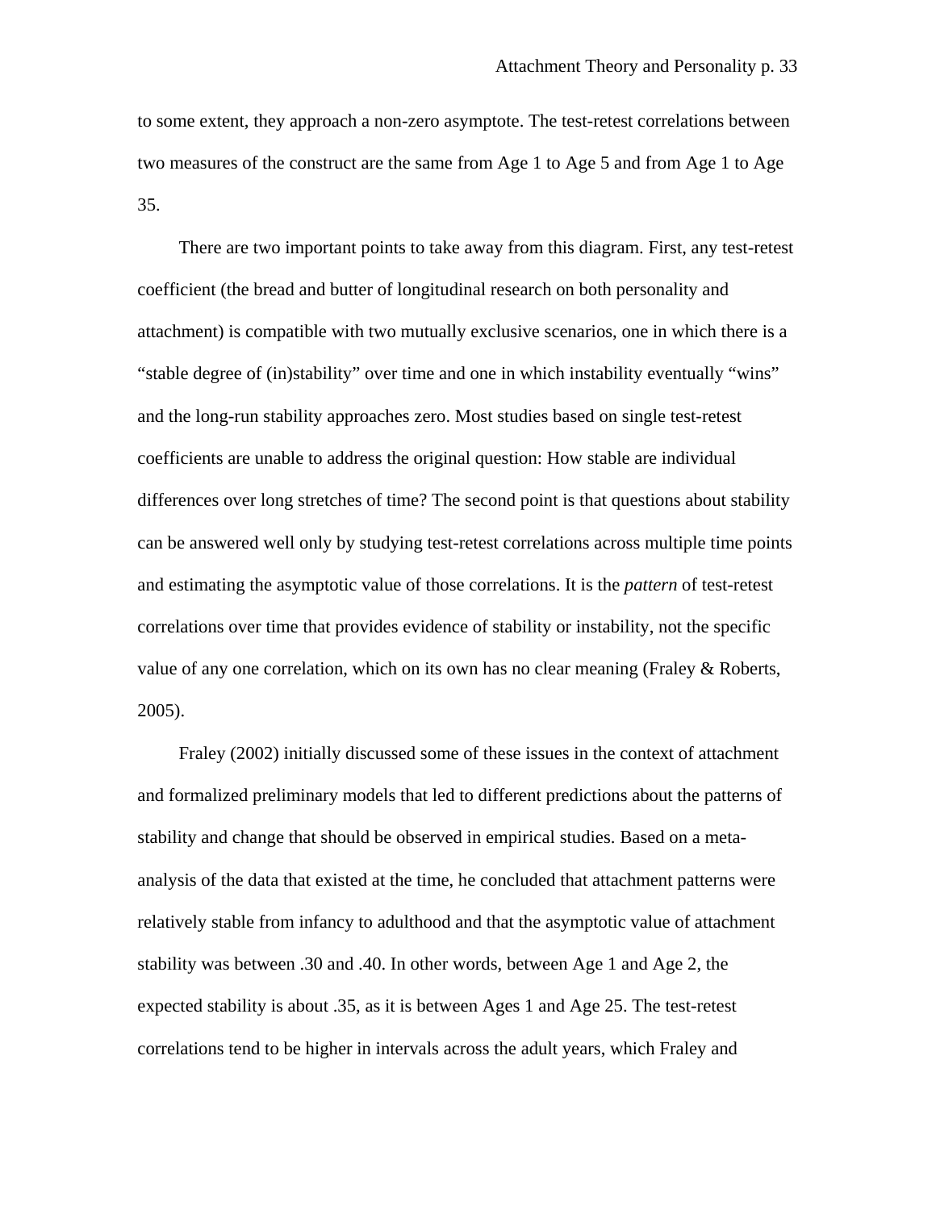to some extent, they approach a non-zero asymptote. The test-retest correlations between two measures of the construct are the same from Age 1 to Age 5 and from Age 1 to Age 35.

There are two important points to take away from this diagram. First, any test-retest coefficient (the bread and butter of longitudinal research on both personality and attachment) is compatible with two mutually exclusive scenarios, one in which there is a "stable degree of (in)stability" over time and one in which instability eventually "wins" and the long-run stability approaches zero. Most studies based on single test-retest coefficients are unable to address the original question: How stable are individual differences over long stretches of time? The second point is that questions about stability can be answered well only by studying test-retest correlations across multiple time points and estimating the asymptotic value of those correlations. It is the *pattern* of test-retest correlations over time that provides evidence of stability or instability, not the specific value of any one correlation, which on its own has no clear meaning (Fraley & Roberts, 2005).

Fraley (2002) initially discussed some of these issues in the context of attachment and formalized preliminary models that led to different predictions about the patterns of stability and change that should be observed in empirical studies. Based on a meta-analysis of the data that existed at the time, he concluded that attachment patterns were relatively stable from infancy to adulthood and that the asymptotic value of attachment stability was between .30 and .40. In other words, between Age 1 and Age 2, the expected stability is about .35, as it is between Ages 1 and Age 25. The test-retest correlations tend to be higher in intervals across the adult years, which Fraley and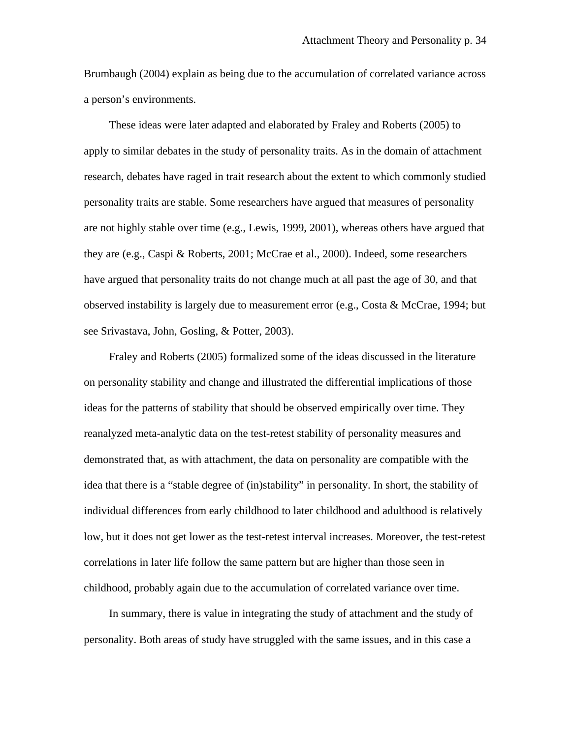Brumbaugh (2004) explain as being due to the accumulation of correlated variance across a person's environments.

These ideas were later adapted and elaborated by Fraley and Roberts (2005) to apply to similar debates in the study of personality traits. As in the domain of attachment research, debates have raged in trait research about the extent to which commonly studied personality traits are stable. Some researchers have argued that measures of personality are not highly stable over time (e.g., Lewis, 1999, 2001), whereas others have argued that they are (e.g., Caspi & Roberts, 2001; McCrae et al., 2000). Indeed, some researchers have argued that personality traits do not change much at all past the age of 30, and that observed instability is largely due to measurement error (e.g., Costa & McCrae, 1994; but see Srivastava, John, Gosling, & Potter, 2003).

Fraley and Roberts (2005) formalized some of the ideas discussed in the literature on personality stability and change and illustrated the differential implications of those ideas for the patterns of stability that should be observed empirically over time. They reanalyzed meta-analytic data on the test-retest stability of personality measures and demonstrated that, as with attachment, the data on personality are compatible with the idea that there is a "stable degree of (in)stability" in personality. In short, the stability of individual differences from early childhood to later childhood and adulthood is relatively low, but it does not get lower as the test-retest interval increases. Moreover, the test-retest correlations in later life follow the same pattern but are higher than those seen in childhood, probably again due to the accumulation of correlated variance over time.

In summary, there is value in integrating the study of attachment and the study of personality. Both areas of study have struggled with the same issues, and in this case a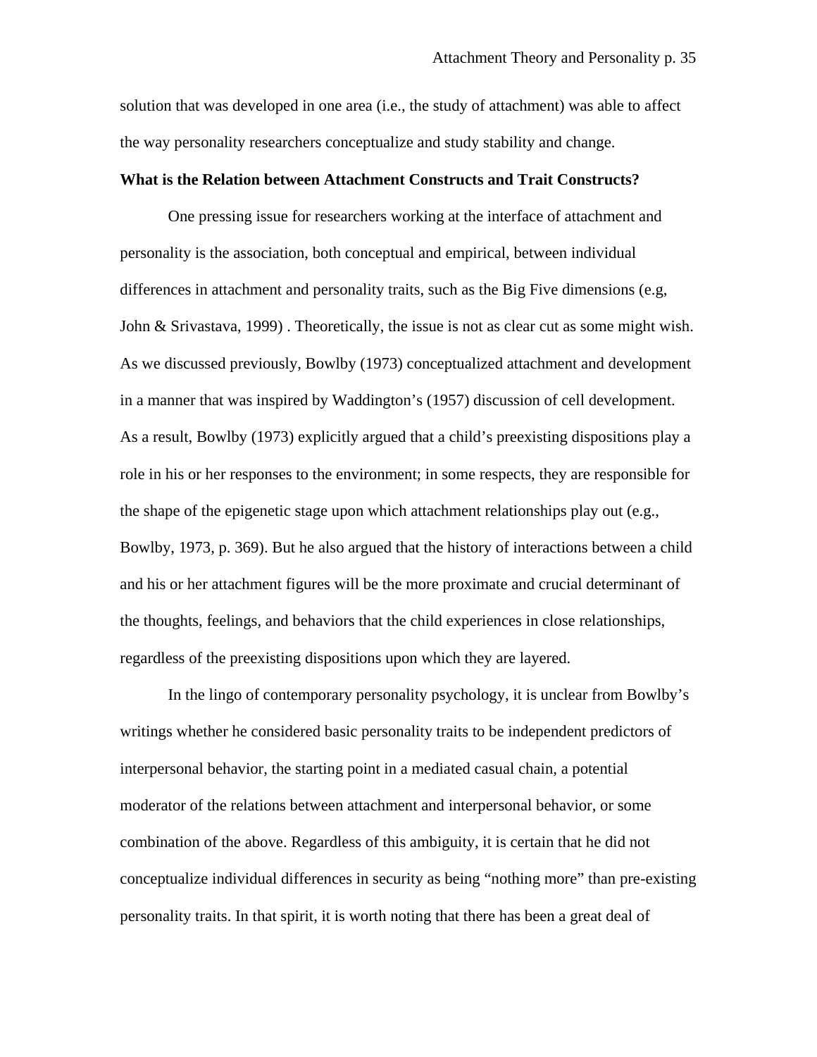solution that was developed in one area (i.e., the study of attachment) was able to affect the way personality researchers conceptualize and study stability and change.

**What is the Relation between Attachment Constructs and Trait Constructs?**

One pressing issue for researchers working at the interface of attachment and personality is the association, both conceptual and empirical, between individual differences in attachment and personality traits, such as the Big Five dimensions (e.g, John & Srivastava, 1999) . Theoretically, the issue is not as clear cut as some might wish. As we discussed previously, Bowlby (1973) conceptualized attachment and development in a manner that was inspired by Waddington's (1957) discussion of cell development. As a result, Bowlby (1973) explicitly argued that a child's preexisting dispositions play a role in his or her responses to the environment; in some respects, they are responsible for the shape of the epigenetic stage upon which attachment relationships play out (e.g., Bowlby, 1973, p. 369). But he also argued that the history of interactions between a child and his or her attachment figures will be the more proximate and crucial determinant of the thoughts, feelings, and behaviors that the child experiences in close relationships, regardless of the preexisting dispositions upon which they are layered.

In the lingo of contemporary personality psychology, it is unclear from Bowlby's writings whether he considered basic personality traits to be independent predictors of interpersonal behavior, the starting point in a mediated casual chain, a potential moderator of the relations between attachment and interpersonal behavior, or some combination of the above. Regardless of this ambiguity, it is certain that he did not conceptualize individual differences in security as being "nothing more" than pre-existing personality traits. In that spirit, it is worth noting that there has been a great deal of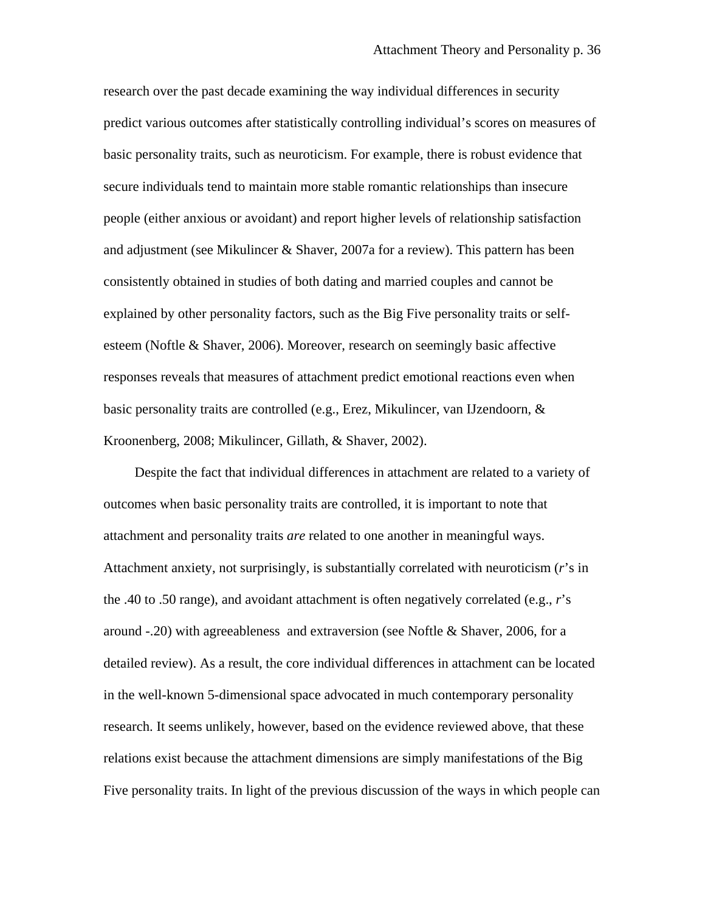research over the past decade examining the way individual differences in security predict various outcomes after statistically controlling individual's scores on measures of basic personality traits, such as neuroticism. For example, there is robust evidence that secure individuals tend to maintain more stable romantic relationships than insecure people (either anxious or avoidant) and report higher levels of relationship satisfaction and adjustment (see Mikulincer & Shaver, 2007a for a review). This pattern has been consistently obtained in studies of both dating and married couples and cannot be explained by other personality factors, such as the Big Five personality traits or self-esteem (Noftle & Shaver, 2006). Moreover, research on seemingly basic affective responses reveals that measures of attachment predict emotional reactions even when basic personality traits are controlled (e.g., Erez, Mikulincer, van IJzendoorn, & Kroonenberg, 2008; Mikulincer, Gillath, & Shaver, 2002).

Despite the fact that individual differences in attachment are related to a variety of outcomes when basic personality traits are controlled, it is important to note that attachment and personality traits *are* related to one another in meaningful ways. Attachment anxiety, not surprisingly, is substantially correlated with neuroticism (*r*'s in the .40 to .50 range), and avoidant attachment is often negatively correlated (e.g., *r*'s around -.20) with agreeableness and extraversion (see Noftle & Shaver, 2006, for a detailed review). As a result, the core individual differences in attachment can be located in the well-known 5-dimensional space advocated in much contemporary personality research. It seems unlikely, however, based on the evidence reviewed above, that these relations exist because the attachment dimensions are simply manifestations of the Big Five personality traits. In light of the previous discussion of the ways in which people can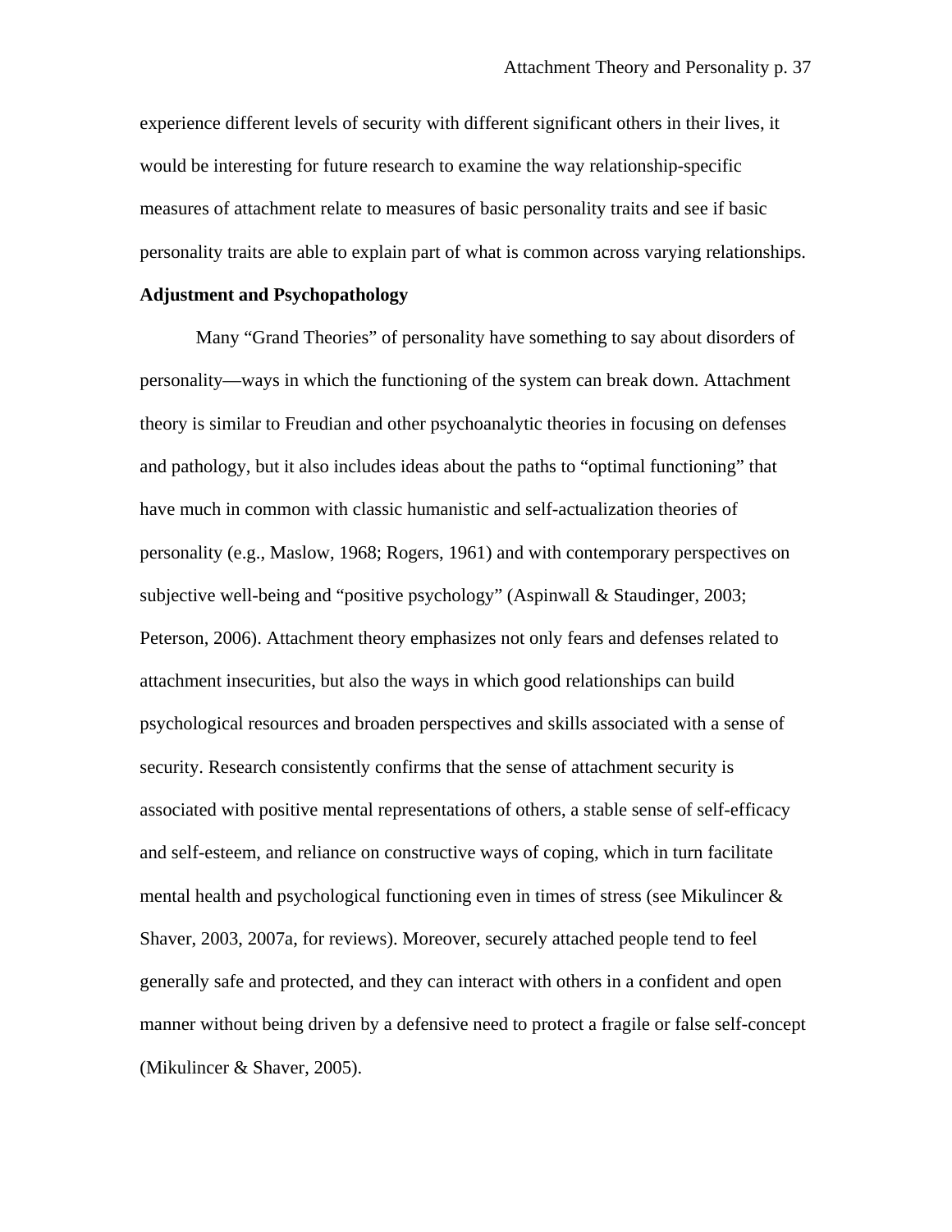experience different levels of security with different significant others in their lives, it would be interesting for future research to examine the way relationship-specific measures of attachment relate to measures of basic personality traits and see if basic personality traits are able to explain part of what is common across varying relationships.

**Adjustment and Psychopathology**

Many “Grand Theories” of personality have something to say about disorders of personality—ways in which the functioning of the system can break down. Attachment theory is similar to Freudian and other psychoanalytic theories in focusing on defenses and pathology, but it also includes ideas about the paths to “optimal functioning” that have much in common with classic humanistic and self-actualization theories of personality (e.g., Maslow, 1968; Rogers, 1961) and with contemporary perspectives on subjective well-being and “positive psychology” (Aspinwall & Staudinger, 2003; Peterson, 2006). Attachment theory emphasizes not only fears and defenses related to attachment insecurities, but also the ways in which good relationships can build psychological resources and broaden perspectives and skills associated with a sense of security. Research consistently confirms that the sense of attachment security is associated with positive mental representations of others, a stable sense of self-efficacy and self-esteem, and reliance on constructive ways of coping, which in turn facilitate mental health and psychological functioning even in times of stress (see Mikulincer & Shaver, 2003, 2007a, for reviews). Moreover, securely attached people tend to feel generally safe and protected, and they can interact with others in a confident and open manner without being driven by a defensive need to protect a fragile or false self-concept (Mikulincer & Shaver, 2005).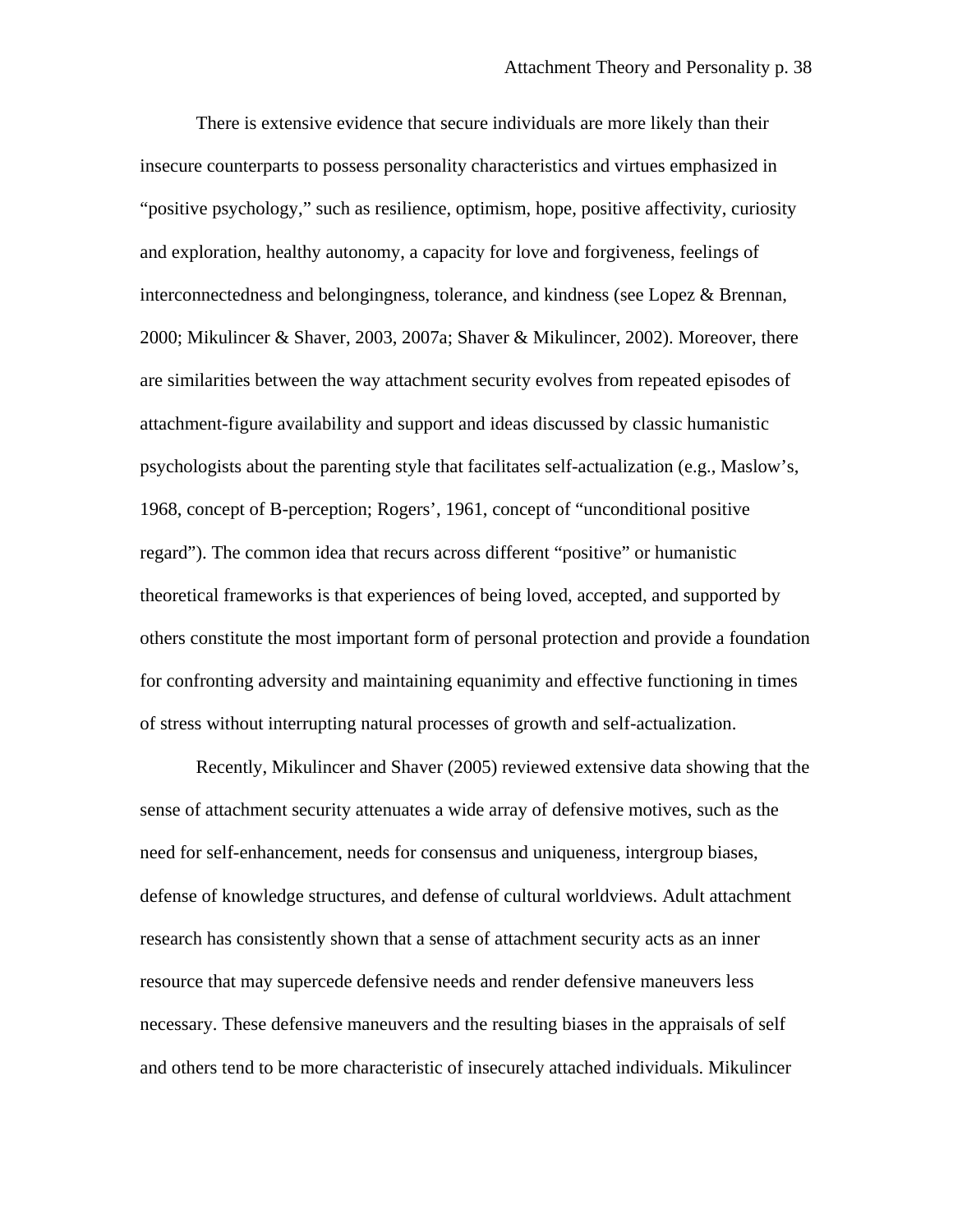There is extensive evidence that secure individuals are more likely than their insecure counterparts to possess personality characteristics and virtues emphasized in "positive psychology," such as resilience, optimism, hope, positive affectivity, curiosity and exploration, healthy autonomy, a capacity for love and forgiveness, feelings of interconnectedness and belongingness, tolerance, and kindness (see Lopez & Brennan, 2000; Mikulincer & Shaver, 2003, 2007a; Shaver & Mikulincer, 2002). Moreover, there are similarities between the way attachment security evolves from repeated episodes of attachment-figure availability and support and ideas discussed by classic humanistic psychologists about the parenting style that facilitates self-actualization (e.g., Maslow's, 1968, concept of B-perception; Rogers', 1961, concept of "unconditional positive regard"). The common idea that recurs across different "positive" or humanistic theoretical frameworks is that experiences of being loved, accepted, and supported by others constitute the most important form of personal protection and provide a foundation for confronting adversity and maintaining equanimity and effective functioning in times of stress without interrupting natural processes of growth and self-actualization.

Recently, Mikulincer and Shaver (2005) reviewed extensive data showing that the sense of attachment security attenuates a wide array of defensive motives, such as the need for self-enhancement, needs for consensus and uniqueness, intergroup biases, defense of knowledge structures, and defense of cultural worldviews. Adult attachment research has consistently shown that a sense of attachment security acts as an inner resource that may supercede defensive needs and render defensive maneuvers less necessary. These defensive maneuvers and the resulting biases in the appraisals of self and others tend to be more characteristic of insecurely attached individuals. Mikulincer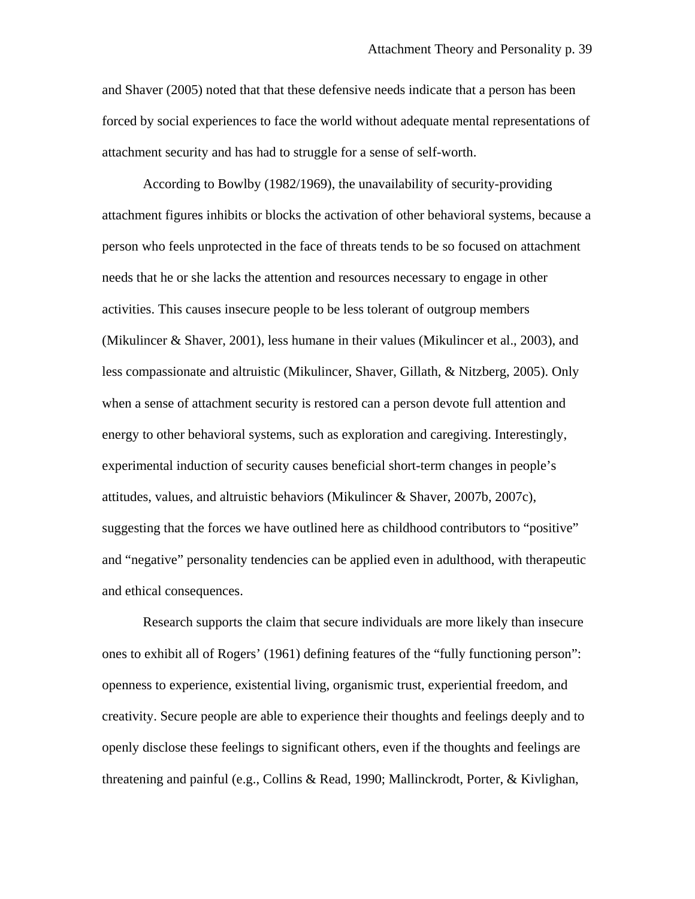and Shaver (2005) noted that that these defensive needs indicate that a person has been forced by social experiences to face the world without adequate mental representations of attachment security and has had to struggle for a sense of self-worth.

According to Bowlby (1982/1969), the unavailability of security-providing attachment figures inhibits or blocks the activation of other behavioral systems, because a person who feels unprotected in the face of threats tends to be so focused on attachment needs that he or she lacks the attention and resources necessary to engage in other activities. This causes insecure people to be less tolerant of outgroup members (Mikulincer & Shaver, 2001), less humane in their values (Mikulincer et al., 2003), and less compassionate and altruistic (Mikulincer, Shaver, Gillath, & Nitzberg, 2005). Only when a sense of attachment security is restored can a person devote full attention and energy to other behavioral systems, such as exploration and caregiving. Interestingly, experimental induction of security causes beneficial short-term changes in people's attitudes, values, and altruistic behaviors (Mikulincer & Shaver, 2007b, 2007c), suggesting that the forces we have outlined here as childhood contributors to "positive" and "negative" personality tendencies can be applied even in adulthood, with therapeutic and ethical consequences.

Research supports the claim that secure individuals are more likely than insecure ones to exhibit all of Rogers' (1961) defining features of the "fully functioning person": openness to experience, existential living, organismic trust, experiential freedom, and creativity. Secure people are able to experience their thoughts and feelings deeply and to openly disclose these feelings to significant others, even if the thoughts and feelings are threatening and painful (e.g., Collins & Read, 1990; Mallinckrodt, Porter, & Kivlighan,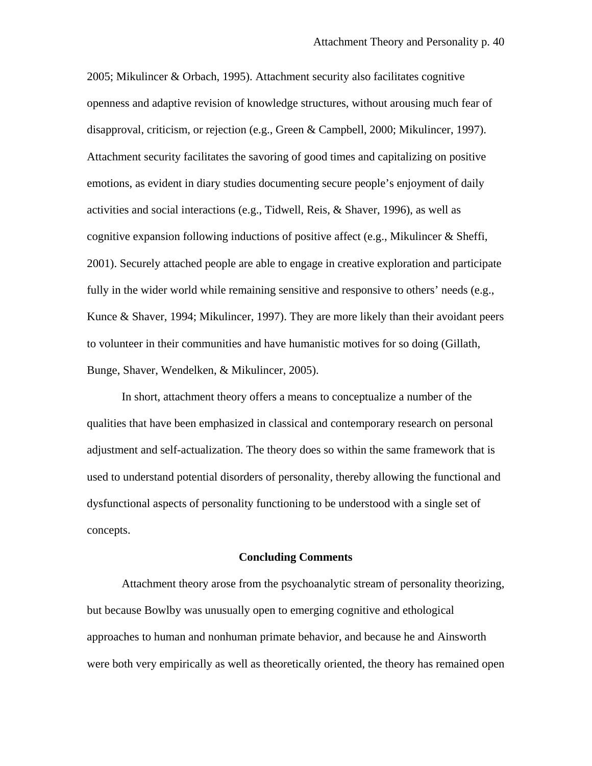2005; Mikulincer & Orbach, 1995). Attachment security also facilitates cognitive openness and adaptive revision of knowledge structures, without arousing much fear of disapproval, criticism, or rejection (e.g., Green & Campbell, 2000; Mikulincer, 1997). Attachment security facilitates the savoring of good times and capitalizing on positive emotions, as evident in diary studies documenting secure people's enjoyment of daily activities and social interactions (e.g., Tidwell, Reis, & Shaver, 1996), as well as cognitive expansion following inductions of positive affect (e.g., Mikulincer & Sheffi, 2001). Securely attached people are able to engage in creative exploration and participate fully in the wider world while remaining sensitive and responsive to others' needs (e.g., Kunce & Shaver, 1994; Mikulincer, 1997). They are more likely than their avoidant peers to volunteer in their communities and have humanistic motives for so doing (Gillath, Bunge, Shaver, Wendelken, & Mikulincer, 2005).

In short, attachment theory offers a means to conceptualize a number of the qualities that have been emphasized in classical and contemporary research on personal adjustment and self-actualization. The theory does so within the same framework that is used to understand potential disorders of personality, thereby allowing the functional and dysfunctional aspects of personality functioning to be understood with a single set of concepts.

## Concluding Comments

Attachment theory arose from the psychoanalytic stream of personality theorizing, but because Bowlby was unusually open to emerging cognitive and ethological approaches to human and nonhuman primate behavior, and because he and Ainsworth were both very empirically as well as theoretically oriented, the theory has remained open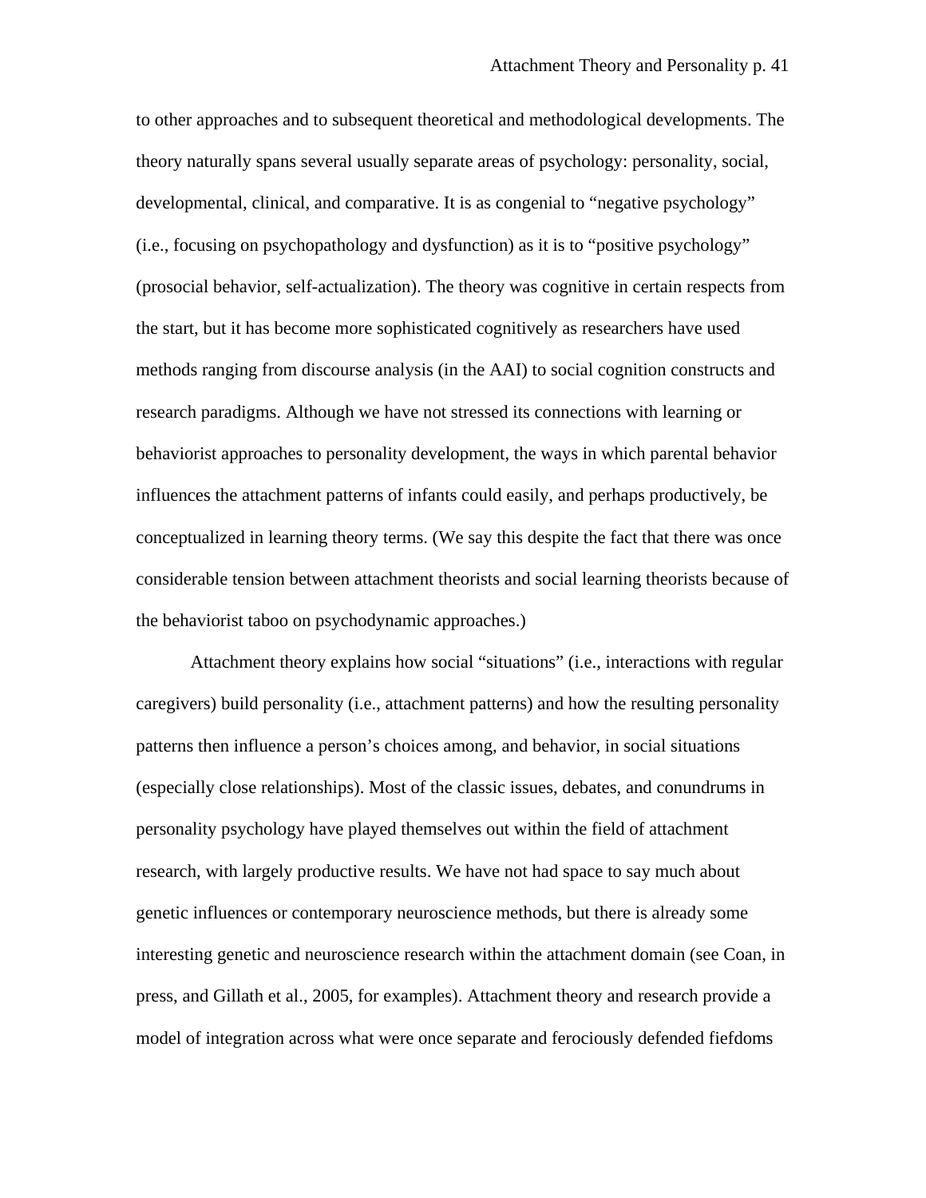to other approaches and to subsequent theoretical and methodological developments. The theory naturally spans several usually separate areas of psychology: personality, social, developmental, clinical, and comparative. It is as congenial to “negative psychology” (i.e., focusing on psychopathology and dysfunction) as it is to “positive psychology” (prosocial behavior, self-actualization). The theory was cognitive in certain respects from the start, but it has become more sophisticated cognitively as researchers have used methods ranging from discourse analysis (in the AAI) to social cognition constructs and research paradigms. Although we have not stressed its connections with learning or behaviorist approaches to personality development, the ways in which parental behavior influences the attachment patterns of infants could easily, and perhaps productively, be conceptualized in learning theory terms. (We say this despite the fact that there was once considerable tension between attachment theorists and social learning theorists because of the behaviorist taboo on psychodynamic approaches.)

Attachment theory explains how social “situations” (i.e., interactions with regular caregivers) build personality (i.e., attachment patterns) and how the resulting personality patterns then influence a person’s choices among, and behavior, in social situations (especially close relationships). Most of the classic issues, debates, and conundrums in personality psychology have played themselves out within the field of attachment research, with largely productive results. We have not had space to say much about genetic influences or contemporary neuroscience methods, but there is already some interesting genetic and neuroscience research within the attachment domain (see Coan, in press, and Gillath et al., 2005, for examples). Attachment theory and research provide a model of integration across what were once separate and ferociously defended fiefdoms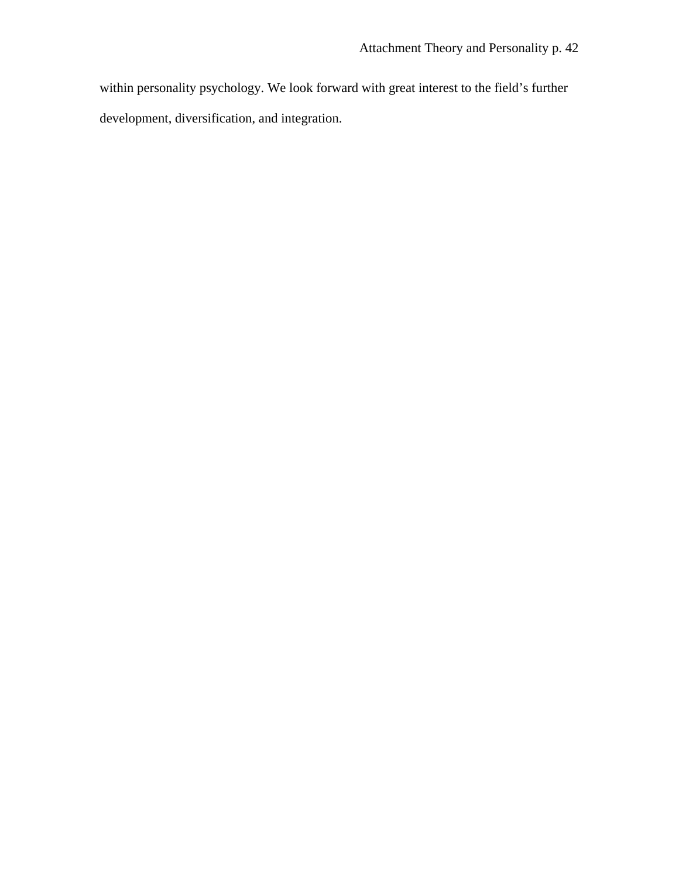within personality psychology. We look forward with great interest to the field’s further development, diversification, and integration.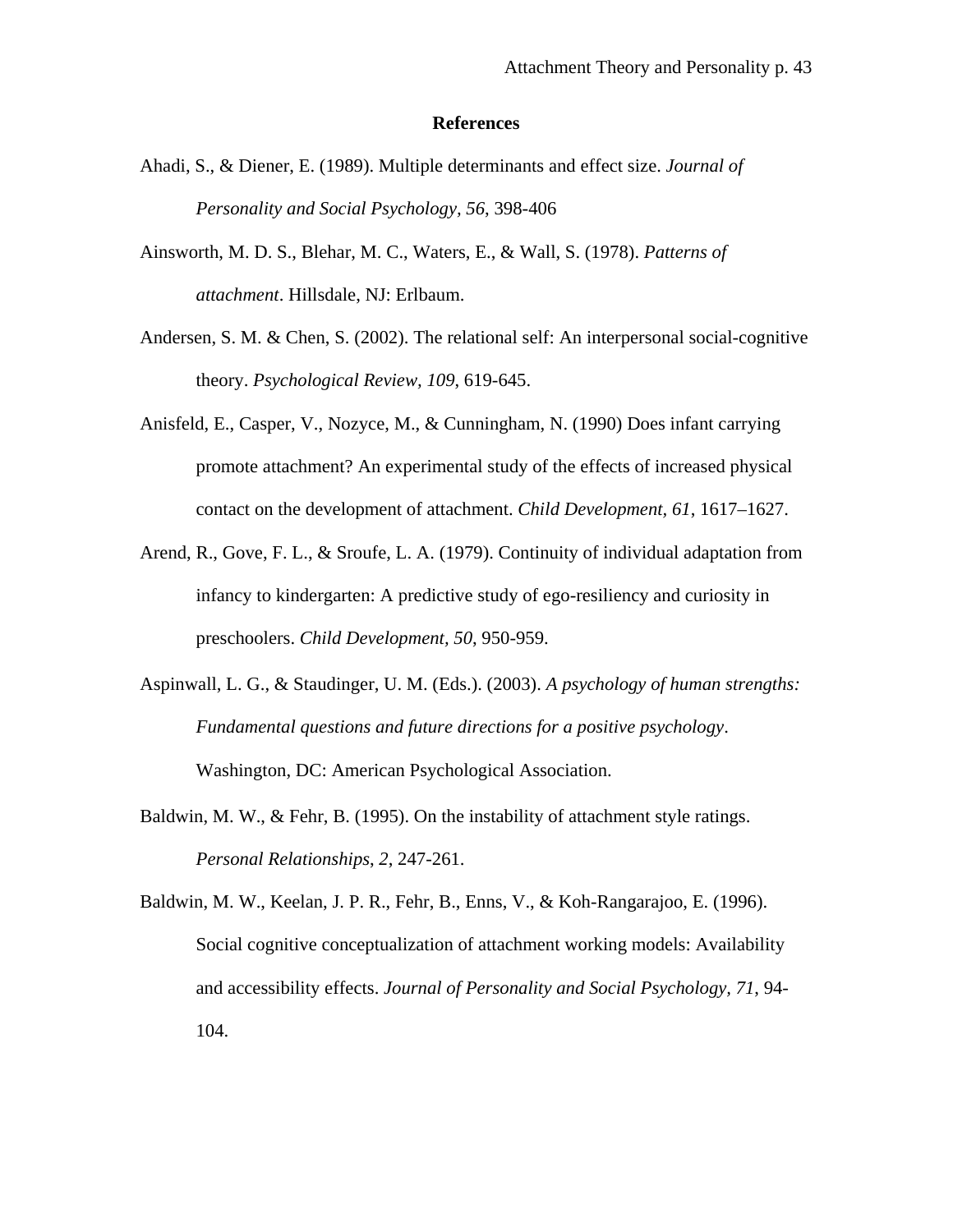## References

Ahadi, S., & Diener, E. (1989). Multiple determinants and effect size. *Journal of Personality and Social Psychology, 56*, 398-406

Ainsworth, M. D. S., Blehar, M. C., Waters, E., & Wall, S. (1978). *Patterns of attachment*. Hillsdale, NJ: Erlbaum.

Andersen, S. M. & Chen, S. (2002). The relational self: An interpersonal social-cognitive theory. *Psychological Review, 109*, 619-645.

Anisfeld, E., Casper, V., Nozyce, M., & Cunningham, N. (1990) Does infant carrying promote attachment? An experimental study of the effects of increased physical contact on the development of attachment. *Child Development, 61*, 1617–1627.

Arend, R., Gove, F. L., & Sroufe, L. A. (1979). Continuity of individual adaptation from infancy to kindergarten: A predictive study of ego-resiliency and curiosity in preschoolers. *Child Development, 50*, 950-959.

Aspinwall, L. G., & Staudinger, U. M. (Eds.). (2003). *A psychology of human strengths: Fundamental questions and future directions for a positive psychology*. Washington, DC: American Psychological Association.

Baldwin, M. W., & Fehr, B. (1995). On the instability of attachment style ratings. *Personal Relationships, 2*, 247-261.

Baldwin, M. W., Keelan, J. P. R., Fehr, B., Enns, V., & Koh-Rangarajoo, E. (1996). Social cognitive conceptualization of attachment working models: Availability and accessibility effects. *Journal of Personality and Social Psychology, 71*, 94-104.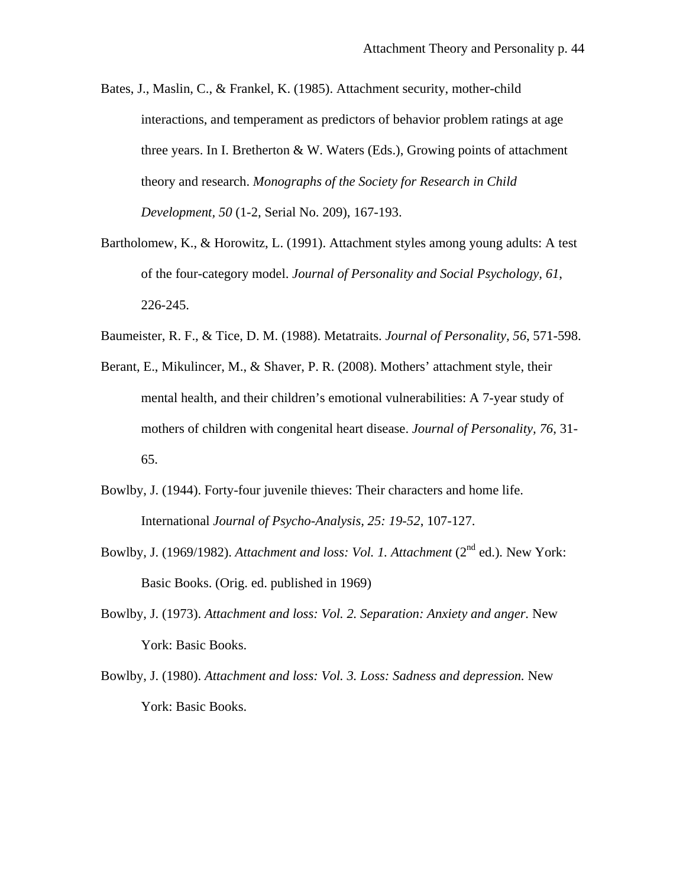Bates, J., Maslin, C., & Frankel, K. (1985). Attachment security, mother-child interactions, and temperament as predictors of behavior problem ratings at age three years. In I. Bretherton & W. Waters (Eds.), Growing points of attachment theory and research. *Monographs of the Society for Research in Child Development*, *50* (1-2, Serial No. 209), 167-193.

Bartholomew, K., & Horowitz, L. (1991). Attachment styles among young adults: A test of the four-category model. *Journal of Personality and Social Psychology, 61*, 226-245.

Baumeister, R. F., & Tice, D. M. (1988). Metatraits. *Journal of Personality, 56*, 571-598.

Berant, E., Mikulincer, M., & Shaver, P. R. (2008). Mothers' attachment style, their mental health, and their children's emotional vulnerabilities: A 7-year study of mothers of children with congenital heart disease. *Journal of Personality, 76*, 31-65.

Bowlby, J. (1944). Forty-four juvenile thieves: Their characters and home life. International *Journal of Psycho-Analysis, 25: 19-52*, 107-127.

Bowlby, J. (1969/1982). *Attachment and loss: Vol. 1. Attachment* (2nd ed.). New York: Basic Books. (Orig. ed. published in 1969)

Bowlby, J. (1973). *Attachment and loss: Vol. 2. Separation: Anxiety and anger.* New York: Basic Books.

Bowlby, J. (1980). *Attachment and loss: Vol. 3. Loss: Sadness and depression.* New York: Basic Books.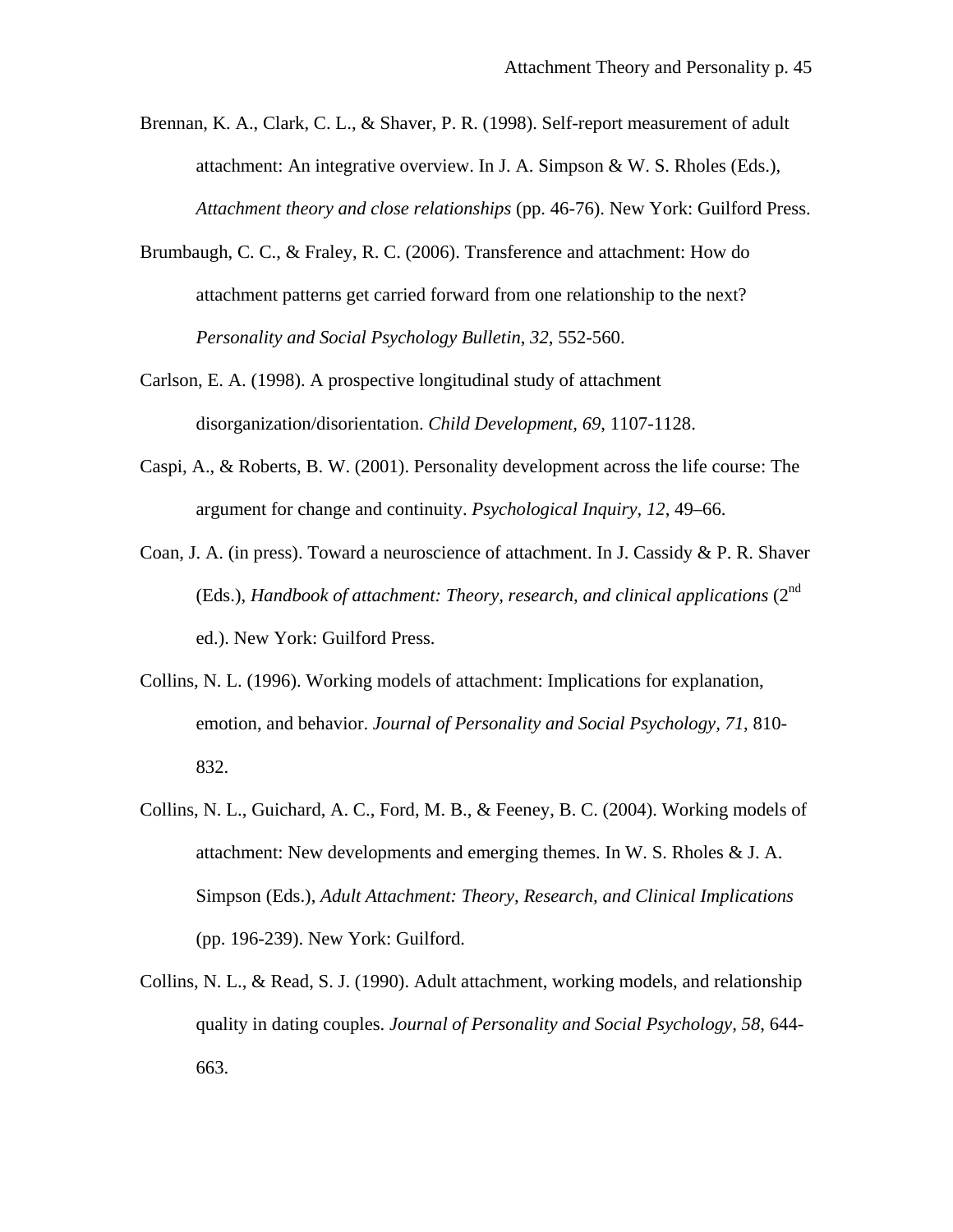Brennan, K. A., Clark, C. L., & Shaver, P. R. (1998). Self-report measurement of adult attachment: An integrative overview. In J. A. Simpson & W. S. Rholes (Eds.), *Attachment theory and close relationships* (pp. 46-76). New York: Guilford Press.

Brumbaugh, C. C., & Fraley, R. C. (2006). Transference and attachment: How do attachment patterns get carried forward from one relationship to the next? *Personality and Social Psychology Bulletin*, *32*, 552-560.

Carlson, E. A. (1998). A prospective longitudinal study of attachment disorganization/disorientation. *Child Development, 69*, 1107-1128.

Caspi, A., & Roberts, B. W. (2001). Personality development across the life course: The argument for change and continuity. *Psychological Inquiry*, *12*, 49–66.

Coan, J. A. (in press). Toward a neuroscience of attachment. In J. Cassidy & P. R. Shaver (Eds.), *Handbook of attachment: Theory, research, and clinical applications* (2nd ed.). New York: Guilford Press.

Collins, N. L. (1996). Working models of attachment: Implications for explanation, emotion, and behavior. *Journal of Personality and Social Psychology, 71*, 810-832.

Collins, N. L., Guichard, A. C., Ford, M. B., & Feeney, B. C. (2004). Working models of attachment: New developments and emerging themes. In W. S. Rholes & J. A. Simpson (Eds.), *Adult Attachment: Theory, Research, and Clinical Implications* (pp. 196-239). New York: Guilford.

Collins, N. L., & Read, S. J. (1990). Adult attachment, working models, and relationship quality in dating couples. *Journal of Personality and Social Psychology, 58*, 644-663.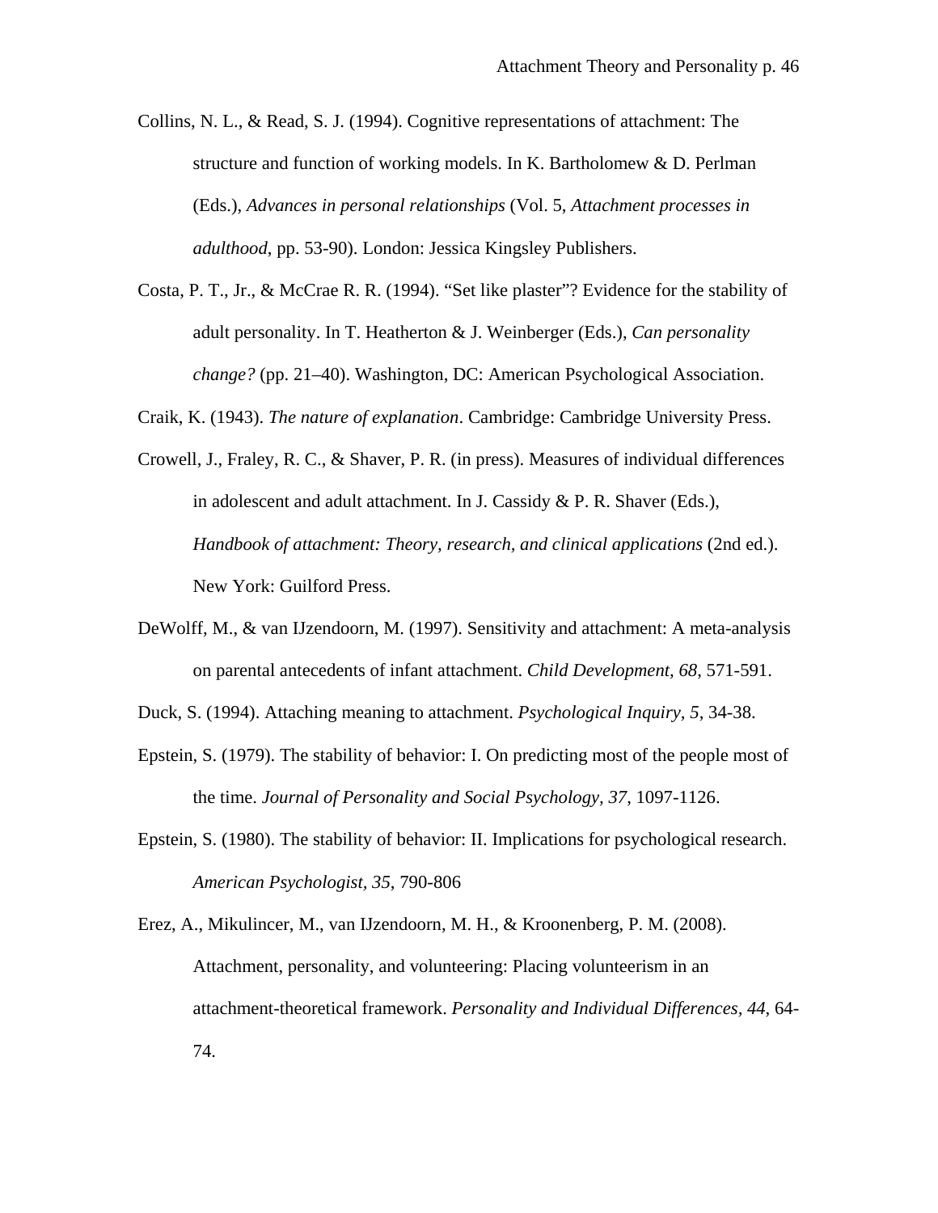Collins, N. L., & Read, S. J. (1994). Cognitive representations of attachment: The structure and function of working models. In K. Bartholomew & D. Perlman (Eds.), *Advances in personal relationships* (Vol. 5, *Attachment processes in adulthood*, pp. 53-90). London: Jessica Kingsley Publishers.

Costa, P. T., Jr., & McCrae R. R. (1994). "Set like plaster"? Evidence for the stability of adult personality. In T. Heatherton & J. Weinberger (Eds.), *Can personality change?* (pp. 21–40). Washington, DC: American Psychological Association.

Craik, K. (1943). *The nature of explanation*. Cambridge: Cambridge University Press.

Crowell, J., Fraley, R. C., & Shaver, P. R. (in press). Measures of individual differences in adolescent and adult attachment. In J. Cassidy & P. R. Shaver (Eds.), *Handbook of attachment: Theory, research, and clinical applications* (2nd ed.). New York: Guilford Press.

DeWolff, M., & van IJzendoorn, M. (1997). Sensitivity and attachment: A meta-analysis on parental antecedents of infant attachment. *Child Development, 68*, 571-591.

Duck, S. (1994). Attaching meaning to attachment. *Psychological Inquiry, 5*, 34-38.

Epstein, S. (1979). The stability of behavior: I. On predicting most of the people most of the time. *Journal of Personality and Social Psychology, 37*, 1097-1126.

Epstein, S. (1980). The stability of behavior: II. Implications for psychological research. *American Psychologist, 35*, 790-806

Erez, A., Mikulincer, M., van IJzendoorn, M. H., & Kroonenberg, P. M. (2008). Attachment, personality, and volunteering: Placing volunteerism in an attachment-theoretical framework. *Personality and Individual Differences, 44*, 64-74.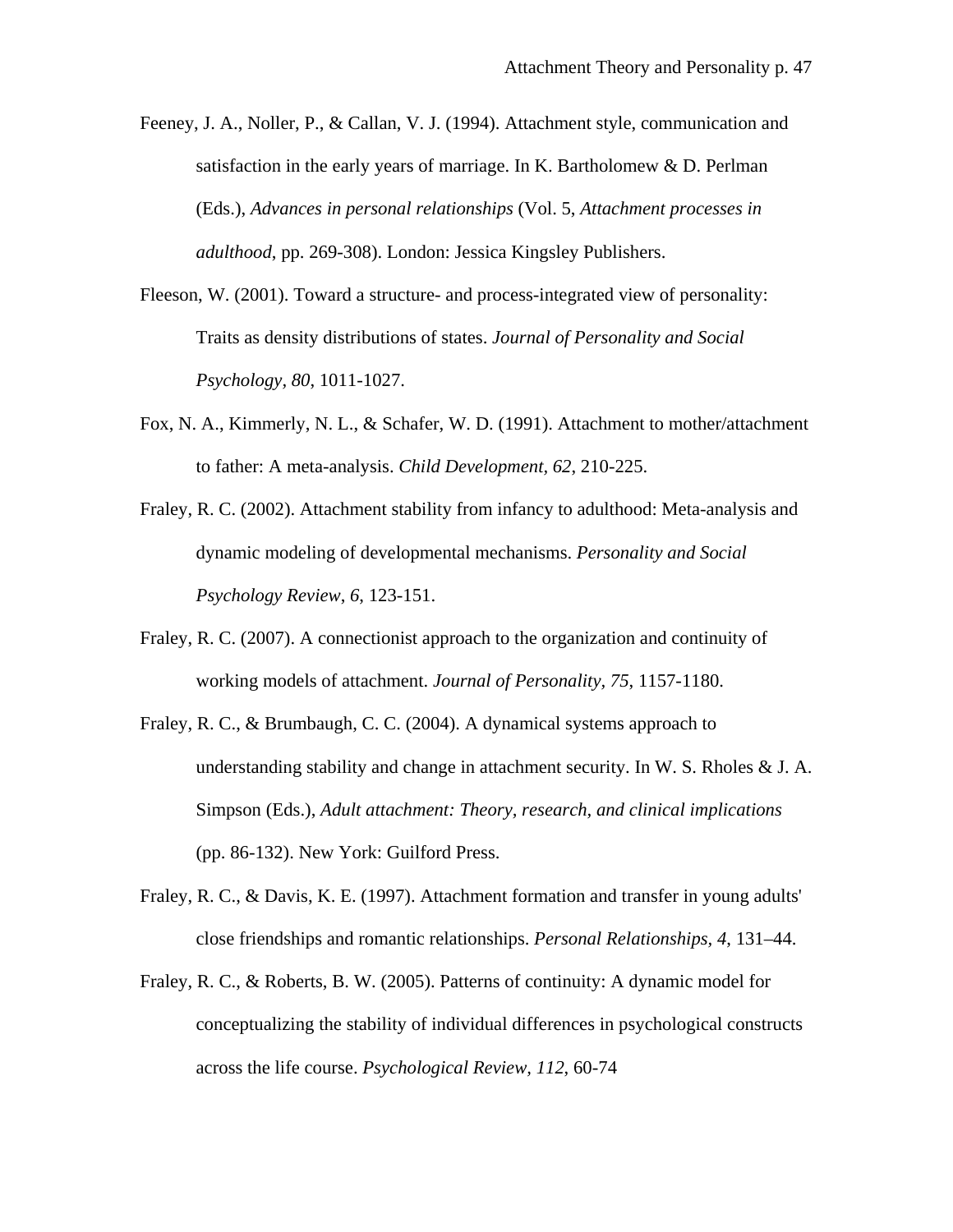Feeney, J. A., Noller, P., & Callan, V. J. (1994). Attachment style, communication and satisfaction in the early years of marriage. In K. Bartholomew & D. Perlman (Eds.), *Advances in personal relationships* (Vol. 5, *Attachment processes in adulthood*, pp. 269-308). London: Jessica Kingsley Publishers.

Fleeson, W. (2001). Toward a structure- and process-integrated view of personality: Traits as density distributions of states. *Journal of Personality and Social Psychology, 80*, 1011-1027.

Fox, N. A., Kimmerly, N. L., & Schafer, W. D. (1991). Attachment to mother/attachment to father: A meta-analysis. *Child Development, 62*, 210-225.

Fraley, R. C. (2002). Attachment stability from infancy to adulthood: Meta-analysis and dynamic modeling of developmental mechanisms. *Personality and Social Psychology Review*, *6*, 123-151.

Fraley, R. C. (2007). A connectionist approach to the organization and continuity of working models of attachment. *Journal of Personality, 75*, 1157-1180.

Fraley, R. C., & Brumbaugh, C. C. (2004). A dynamical systems approach to understanding stability and change in attachment security. In W. S. Rholes & J. A. Simpson (Eds.), *Adult attachment: Theory, research, and clinical implications* (pp. 86-132). New York: Guilford Press.

Fraley, R. C., & Davis, K. E. (1997). Attachment formation and transfer in young adults' close friendships and romantic relationships. *Personal Relationships, 4*, 131–44.

Fraley, R. C., & Roberts, B. W. (2005). Patterns of continuity: A dynamic model for conceptualizing the stability of individual differences in psychological constructs across the life course. *Psychological Review, 112*, 60-74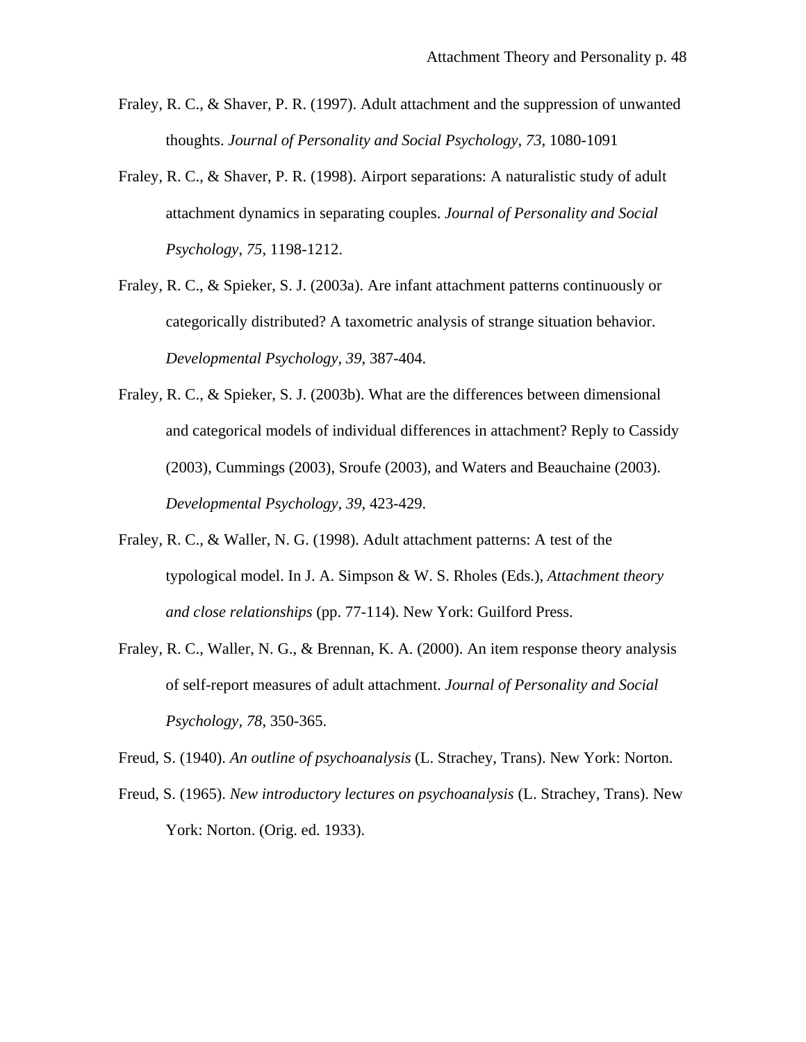Fraley, R. C., & Shaver, P. R. (1997). Adult attachment and the suppression of unwanted thoughts. *Journal of Personality and Social Psychology, 73*, 1080-1091

Fraley, R. C., & Shaver, P. R. (1998). Airport separations: A naturalistic study of adult attachment dynamics in separating couples. *Journal of Personality and Social Psychology*, *75*, 1198-1212.

Fraley, R. C., & Spieker, S. J. (2003a). Are infant attachment patterns continuously or categorically distributed? A taxometric analysis of strange situation behavior. *Developmental Psychology, 39*, 387-404.

Fraley, R. C., & Spieker, S. J. (2003b). What are the differences between dimensional and categorical models of individual differences in attachment? Reply to Cassidy (2003), Cummings (2003), Sroufe (2003), and Waters and Beauchaine (2003). *Developmental Psychology, 39*, 423-429.

Fraley, R. C., & Waller, N. G. (1998). Adult attachment patterns: A test of the typological model. In J. A. Simpson & W. S. Rholes (Eds.), *Attachment theory and close relationships* (pp. 77-114). New York: Guilford Press.

Fraley, R. C., Waller, N. G., & Brennan, K. A. (2000). An item response theory analysis of self-report measures of adult attachment. *Journal of Personality and Social Psychology*, *78*, 350-365.

Freud, S. (1940). *An outline of psychoanalysis* (L. Strachey, Trans). New York: Norton.

Freud, S. (1965). *New introductory lectures on psychoanalysis* (L. Strachey, Trans). New York: Norton. (Orig. ed. 1933).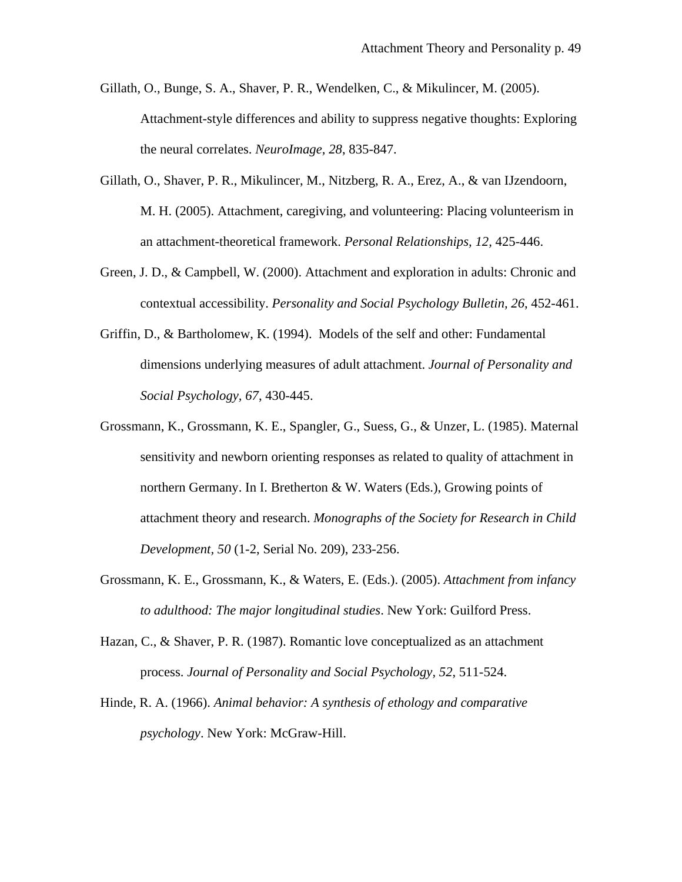Gillath, O., Bunge, S. A., Shaver, P. R., Wendelken, C., & Mikulincer, M. (2005). Attachment-style differences and ability to suppress negative thoughts: Exploring the neural correlates. *NeuroImage, 28*, 835-847.

Gillath, O., Shaver, P. R., Mikulincer, M., Nitzberg, R. A., Erez, A., & van IJzendoorn, M. H. (2005). Attachment, caregiving, and volunteering: Placing volunteerism in an attachment-theoretical framework. *Personal Relationships, 12*, 425-446.

Green, J. D., & Campbell, W. (2000). Attachment and exploration in adults: Chronic and contextual accessibility. *Personality and Social Psychology Bulletin, 26*, 452-461.

Griffin, D., & Bartholomew, K. (1994). Models of the self and other: Fundamental dimensions underlying measures of adult attachment. *Journal of Personality and Social Psychology, 67*, 430-445.

Grossmann, K., Grossmann, K. E., Spangler, G., Suess, G., & Unzer, L. (1985). Maternal sensitivity and newborn orienting responses as related to quality of attachment in northern Germany. In I. Bretherton & W. Waters (Eds.), Growing points of attachment theory and research. *Monographs of the Society for Research in Child Development, 50* (1-2, Serial No. 209), 233-256.

Grossmann, K. E., Grossmann, K., & Waters, E. (Eds.). (2005). *Attachment from infancy to adulthood: The major longitudinal studies*. New York: Guilford Press.

Hazan, C., & Shaver, P. R. (1987). Romantic love conceptualized as an attachment process. *Journal of Personality and Social Psychology, 52*, 511-524.

Hinde, R. A. (1966). *Animal behavior: A synthesis of ethology and comparative psychology*. New York: McGraw-Hill.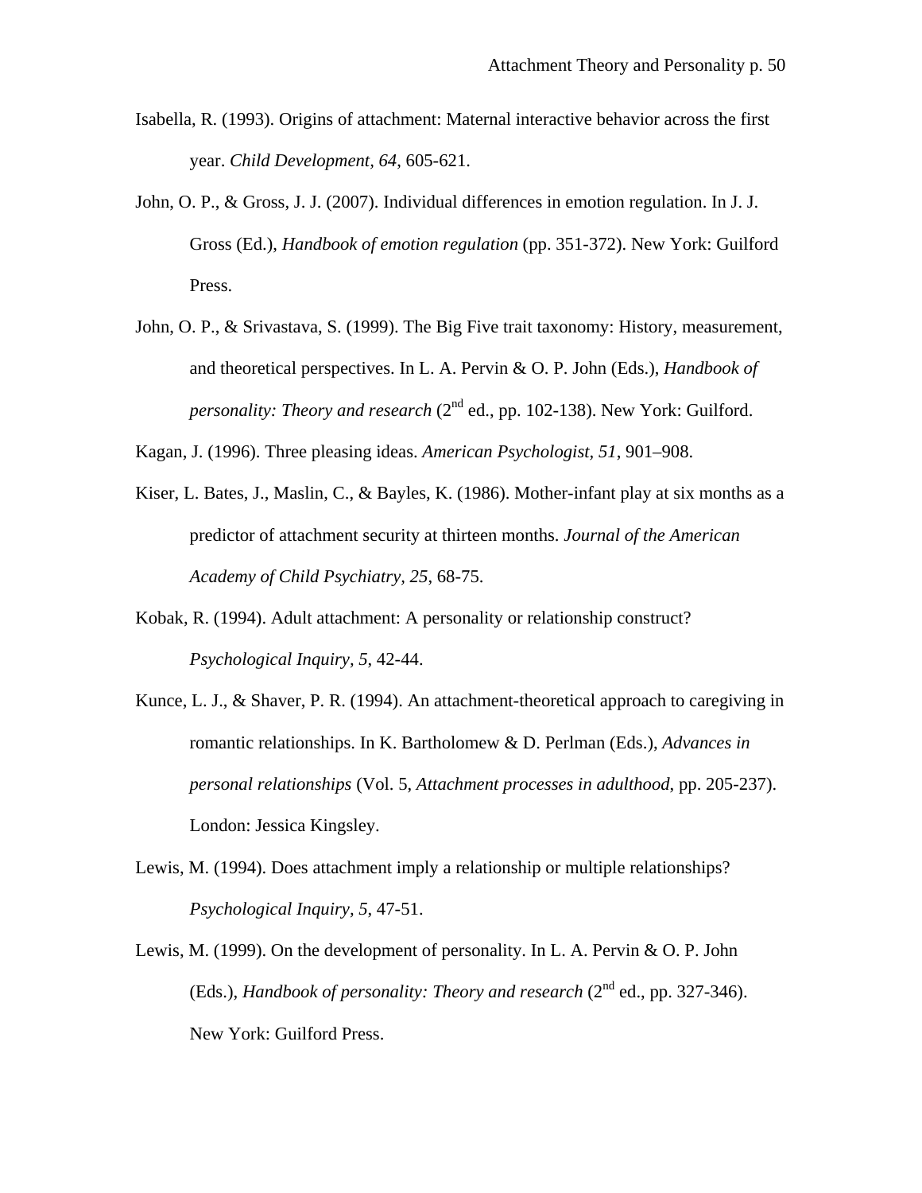Isabella, R. (1993). Origins of attachment: Maternal interactive behavior across the first year. *Child Development, 64*, 605-621.

John, O. P., & Gross, J. J. (2007). Individual differences in emotion regulation. In J. J. Gross (Ed.), *Handbook of emotion regulation* (pp. 351-372). New York: Guilford Press.

John, O. P., & Srivastava, S. (1999). The Big Five trait taxonomy: History, measurement, and theoretical perspectives. In L. A. Pervin & O. P. John (Eds.), *Handbook of personality: Theory and research* (2nd ed., pp. 102-138). New York: Guilford.

Kagan, J. (1996). Three pleasing ideas. *American Psychologist, 51*, 901–908.

Kiser, L. Bates, J., Maslin, C., & Bayles, K. (1986). Mother-infant play at six months as a predictor of attachment security at thirteen months. *Journal of the American Academy of Child Psychiatry, 25*, 68-75.

Kobak, R. (1994). Adult attachment: A personality or relationship construct? *Psychological Inquiry, 5*, 42-44.

Kunce, L. J., & Shaver, P. R. (1994). An attachment-theoretical approach to caregiving in romantic relationships. In K. Bartholomew & D. Perlman (Eds.), *Advances in personal relationships* (Vol. 5, *Attachment processes in adulthood*, pp. 205-237). London: Jessica Kingsley.

Lewis, M. (1994). Does attachment imply a relationship or multiple relationships? *Psychological Inquiry, 5*, 47-51.

Lewis, M. (1999). On the development of personality. In L. A. Pervin & O. P. John (Eds.), *Handbook of personality: Theory and research* (2nd ed., pp. 327-346). New York: Guilford Press.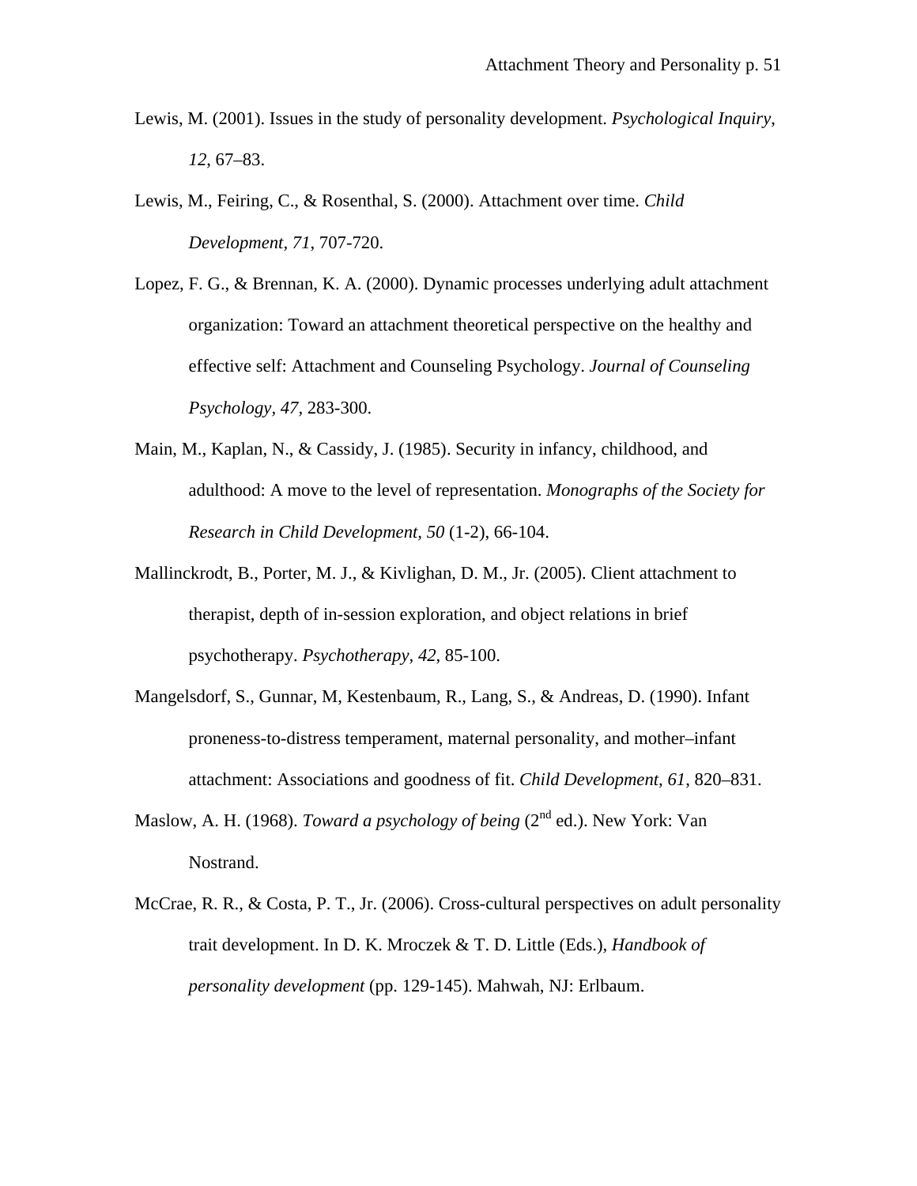Lewis, M. (2001). Issues in the study of personality development. *Psychological Inquiry, 12*, 67–83.

Lewis, M., Feiring, C., & Rosenthal, S. (2000). Attachment over time. *Child Development, 71*, 707-720.

Lopez, F. G., & Brennan, K. A. (2000). Dynamic processes underlying adult attachment organization: Toward an attachment theoretical perspective on the healthy and effective self: Attachment and Counseling Psychology. *Journal of Counseling Psychology, 47*, 283-300.

Main, M., Kaplan, N., & Cassidy, J. (1985). Security in infancy, childhood, and adulthood: A move to the level of representation. *Monographs of the Society for Research in Child Development, 50* (1-2), 66-104.

Mallinckrodt, B., Porter, M. J., & Kivlighan, D. M., Jr. (2005). Client attachment to therapist, depth of in-session exploration, and object relations in brief psychotherapy. *Psychotherapy, 42*, 85-100.

Mangelsdorf, S., Gunnar, M, Kestenbaum, R., Lang, S., & Andreas, D. (1990). Infant proneness-to-distress temperament, maternal personality, and mother–infant attachment: Associations and goodness of fit. *Child Development, 61*, 820–831.

Maslow, A. H. (1968). *Toward a psychology of being* (2nd ed.). New York: Van Nostrand.

McCrae, R. R., & Costa, P. T., Jr. (2006). Cross-cultural perspectives on adult personality trait development. In D. K. Mroczek & T. D. Little (Eds.), *Handbook of personality development* (pp. 129-145). Mahwah, NJ: Erlbaum.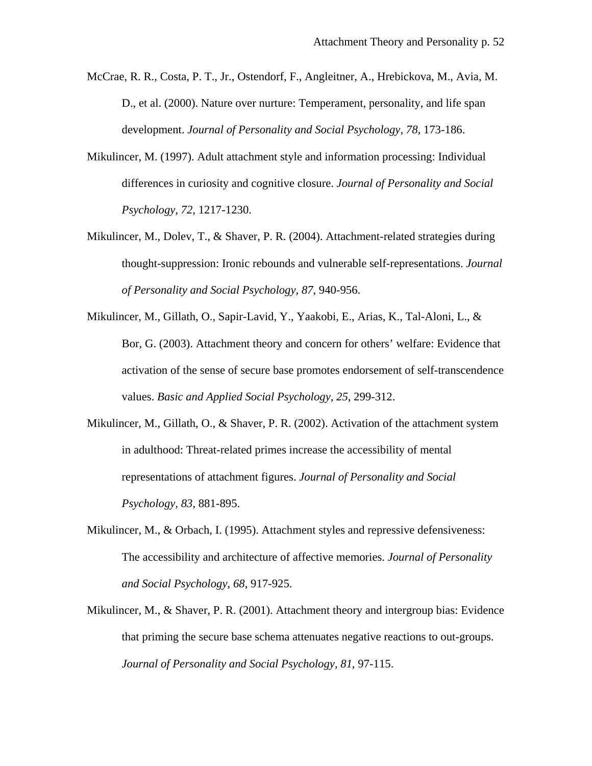McCrae, R. R., Costa, P. T., Jr., Ostendorf, F., Angleitner, A., Hrebickova, M., Avia, M. D., et al. (2000). Nature over nurture: Temperament, personality, and life span development. *Journal of Personality and Social Psychology, 78*, 173-186.

Mikulincer, M. (1997). Adult attachment style and information processing: Individual differences in curiosity and cognitive closure. *Journal of Personality and Social Psychology, 72*, 1217-1230.

Mikulincer, M., Dolev, T., & Shaver, P. R. (2004). Attachment-related strategies during thought-suppression: Ironic rebounds and vulnerable self-representations. *Journal of Personality and Social Psychology, 87*, 940-956.

Mikulincer, M., Gillath, O., Sapir-Lavid, Y., Yaakobi, E., Arias, K., Tal-Aloni, L., & Bor, G. (2003). Attachment theory and concern for others' welfare: Evidence that activation of the sense of secure base promotes endorsement of self-transcendence values. *Basic and Applied Social Psychology, 25*, 299-312.

Mikulincer, M., Gillath, O., & Shaver, P. R. (2002). Activation of the attachment system in adulthood: Threat-related primes increase the accessibility of mental representations of attachment figures. *Journal of Personality and Social Psychology, 83*, 881-895.

Mikulincer, M., & Orbach, I. (1995). Attachment styles and repressive defensiveness: The accessibility and architecture of affective memories. *Journal of Personality and Social Psychology, 68*, 917-925.

Mikulincer, M., & Shaver, P. R. (2001). Attachment theory and intergroup bias: Evidence that priming the secure base schema attenuates negative reactions to out-groups. *Journal of Personality and Social Psychology, 81*, 97-115.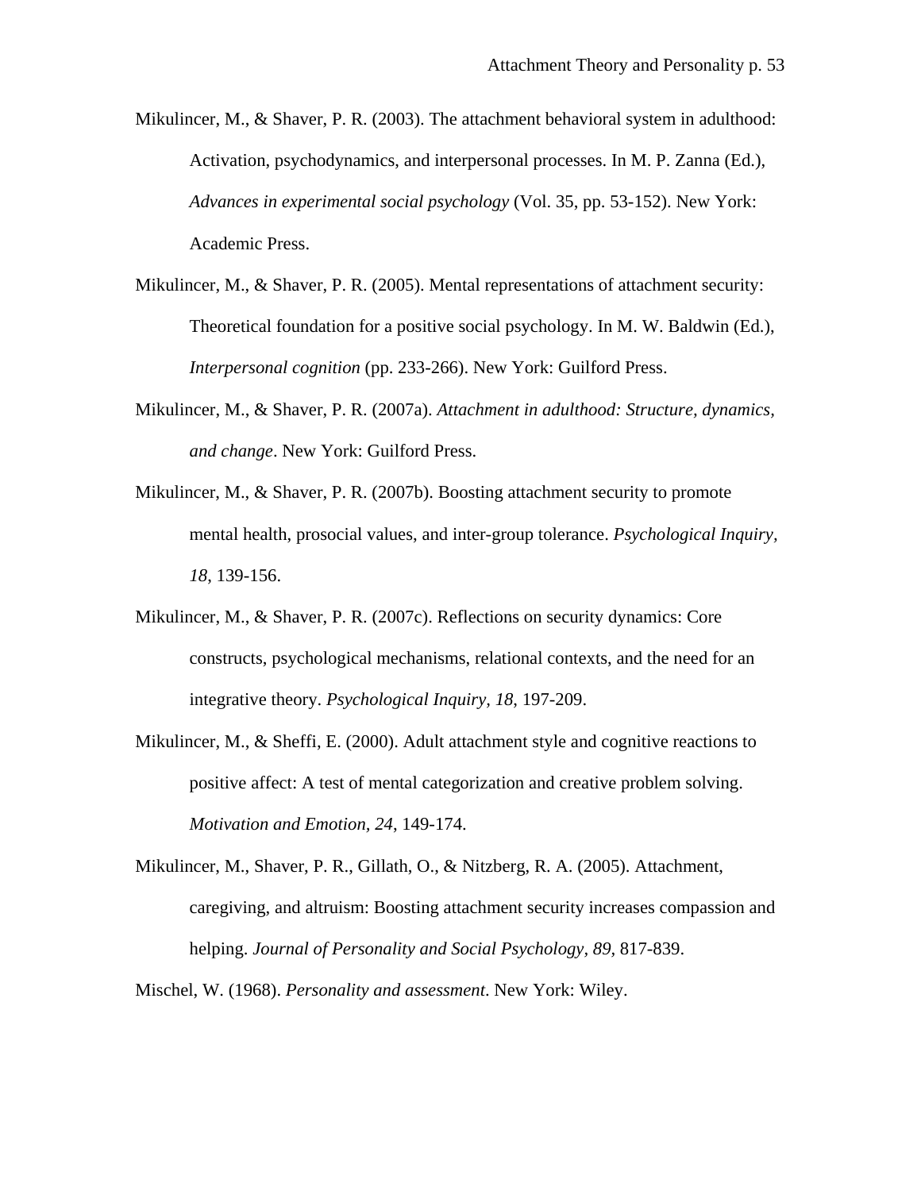Mikulincer, M., & Shaver, P. R. (2003). The attachment behavioral system in adulthood: Activation, psychodynamics, and interpersonal processes. In M. P. Zanna (Ed.), *Advances in experimental social psychology* (Vol. 35, pp. 53-152). New York: Academic Press.

Mikulincer, M., & Shaver, P. R. (2005). Mental representations of attachment security: Theoretical foundation for a positive social psychology. In M. W. Baldwin (Ed.), *Interpersonal cognition* (pp. 233-266). New York: Guilford Press.

Mikulincer, M., & Shaver, P. R. (2007a). *Attachment in adulthood: Structure, dynamics, and change*. New York: Guilford Press.

Mikulincer, M., & Shaver, P. R. (2007b). Boosting attachment security to promote mental health, prosocial values, and inter-group tolerance. *Psychological Inquiry, 18*, 139-156.

Mikulincer, M., & Shaver, P. R. (2007c). Reflections on security dynamics: Core constructs, psychological mechanisms, relational contexts, and the need for an integrative theory. *Psychological Inquiry, 18*, 197-209.

Mikulincer, M., & Sheffi, E. (2000). Adult attachment style and cognitive reactions to positive affect: A test of mental categorization and creative problem solving. *Motivation and Emotion, 24*, 149-174.

Mikulincer, M., Shaver, P. R., Gillath, O., & Nitzberg, R. A. (2005). Attachment, caregiving, and altruism: Boosting attachment security increases compassion and helping. *Journal of Personality and Social Psychology, 89*, 817-839.

Mischel, W. (1968). *Personality and assessment*. New York: Wiley.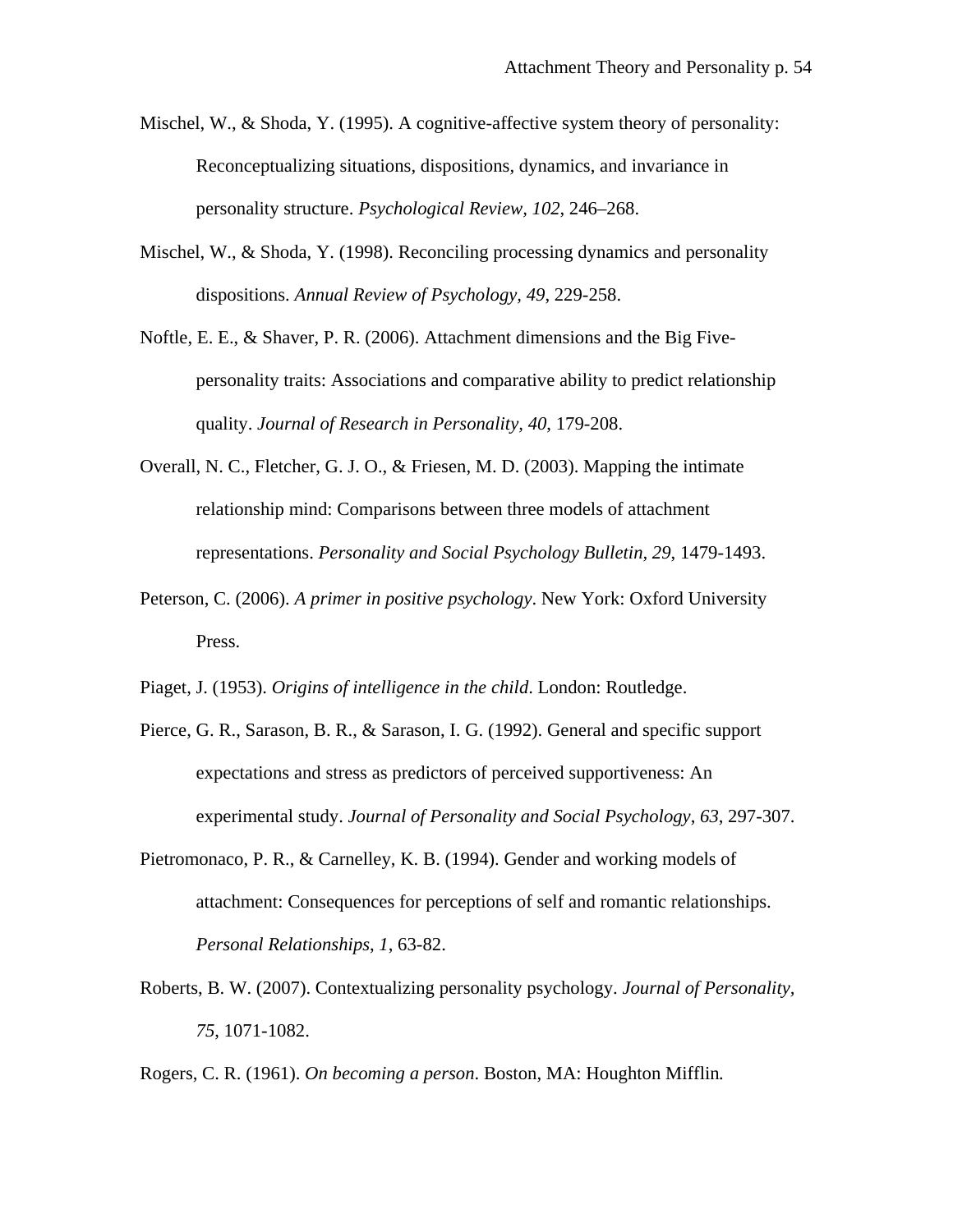Mischel, W., & Shoda, Y. (1995). A cognitive-affective system theory of personality: Reconceptualizing situations, dispositions, dynamics, and invariance in personality structure. *Psychological Review, 102*, 246–268.

Mischel, W., & Shoda, Y. (1998). Reconciling processing dynamics and personality dispositions. *Annual Review of Psychology, 49*, 229-258.

Noftle, E. E., & Shaver, P. R. (2006). Attachment dimensions and the Big Five-personality traits: Associations and comparative ability to predict relationship quality. *Journal of Research in Personality, 40*, 179-208.

Overall, N. C., Fletcher, G. J. O., & Friesen, M. D. (2003). Mapping the intimate relationship mind: Comparisons between three models of attachment representations. *Personality and Social Psychology Bulletin, 29*, 1479-1493.

Peterson, C. (2006). *A primer in positive psychology*. New York: Oxford University Press.

Piaget, J. (1953). *Origins of intelligence in the child*. London: Routledge.

Pierce, G. R., Sarason, B. R., & Sarason, I. G. (1992). General and specific support expectations and stress as predictors of perceived supportiveness: An experimental study. *Journal of Personality and Social Psychology*, *63*, 297-307.

Pietromonaco, P. R., & Carnelley, K. B. (1994). Gender and working models of attachment: Consequences for perceptions of self and romantic relationships. *Personal Relationships*, *1*, 63-82.

Roberts, B. W. (2007). Contextualizing personality psychology. *Journal of Personality*, *75*, 1071-1082.

Rogers, C. R. (1961). *On becoming a person*. Boston, MA: Houghton Mifflin.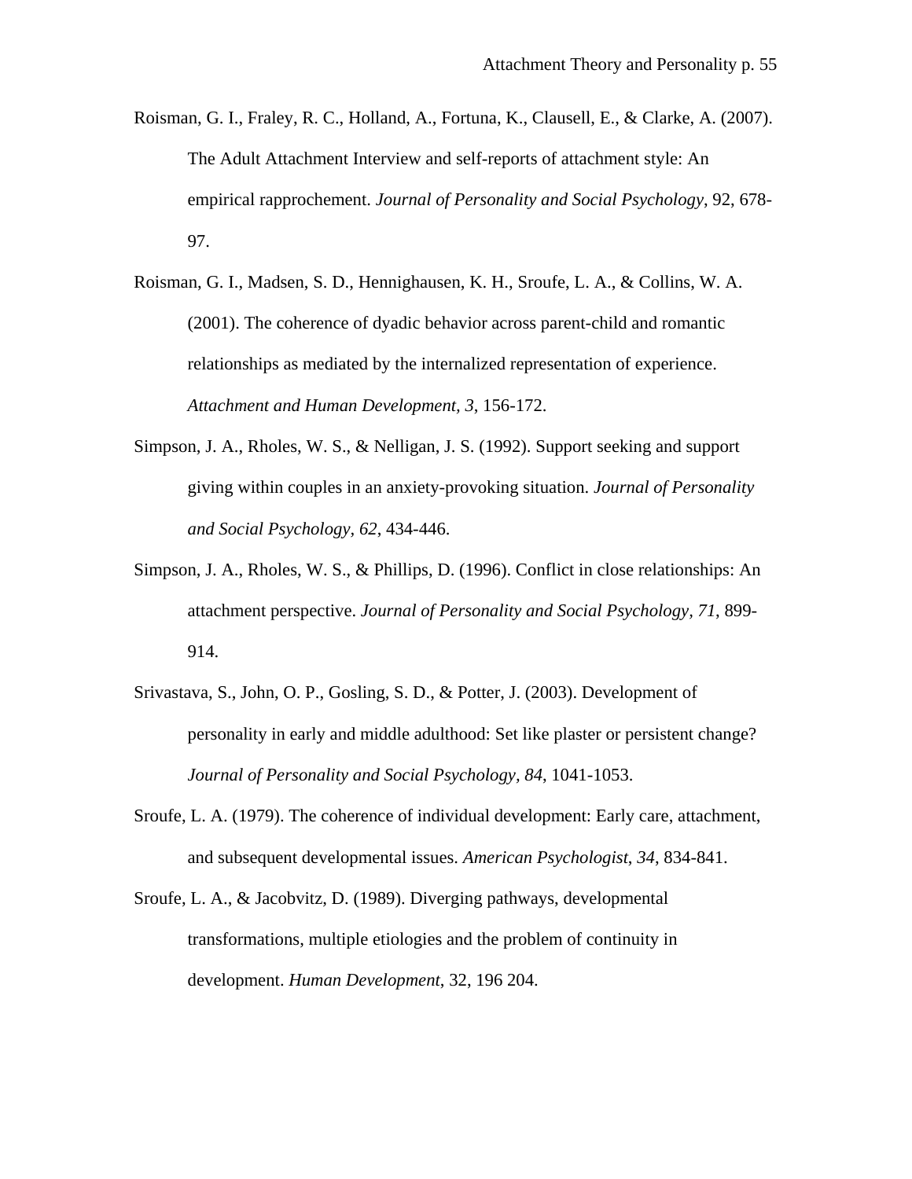Roisman, G. I., Fraley, R. C., Holland, A., Fortuna, K., Clausell, E., & Clarke, A. (2007). The Adult Attachment Interview and self-reports of attachment style: An empirical rapprochement. *Journal of Personality and Social Psychology*, 92, 678-97.

Roisman, G. I., Madsen, S. D., Hennighausen, K. H., Sroufe, L. A., & Collins, W. A. (2001). The coherence of dyadic behavior across parent-child and romantic relationships as mediated by the internalized representation of experience. *Attachment and Human Development, 3*, 156-172.

Simpson, J. A., Rholes, W. S., & Nelligan, J. S. (1992). Support seeking and support giving within couples in an anxiety-provoking situation. *Journal of Personality and Social Psychology, 62*, 434-446.

Simpson, J. A., Rholes, W. S., & Phillips, D. (1996). Conflict in close relationships: An attachment perspective. *Journal of Personality and Social Psychology, 71,* 899-914.

Srivastava, S., John, O. P., Gosling, S. D., & Potter, J. (2003). Development of personality in early and middle adulthood: Set like plaster or persistent change? *Journal of Personality and Social Psychology, 84*, 1041-1053.

Sroufe, L. A. (1979). The coherence of individual development: Early care, attachment, and subsequent developmental issues. *American Psychologist*, *34*, 834-841.

Sroufe, L. A., & Jacobvitz, D. (1989). Diverging pathways, developmental transformations, multiple etiologies and the problem of continuity in development. *Human Development*, 32, 196 204.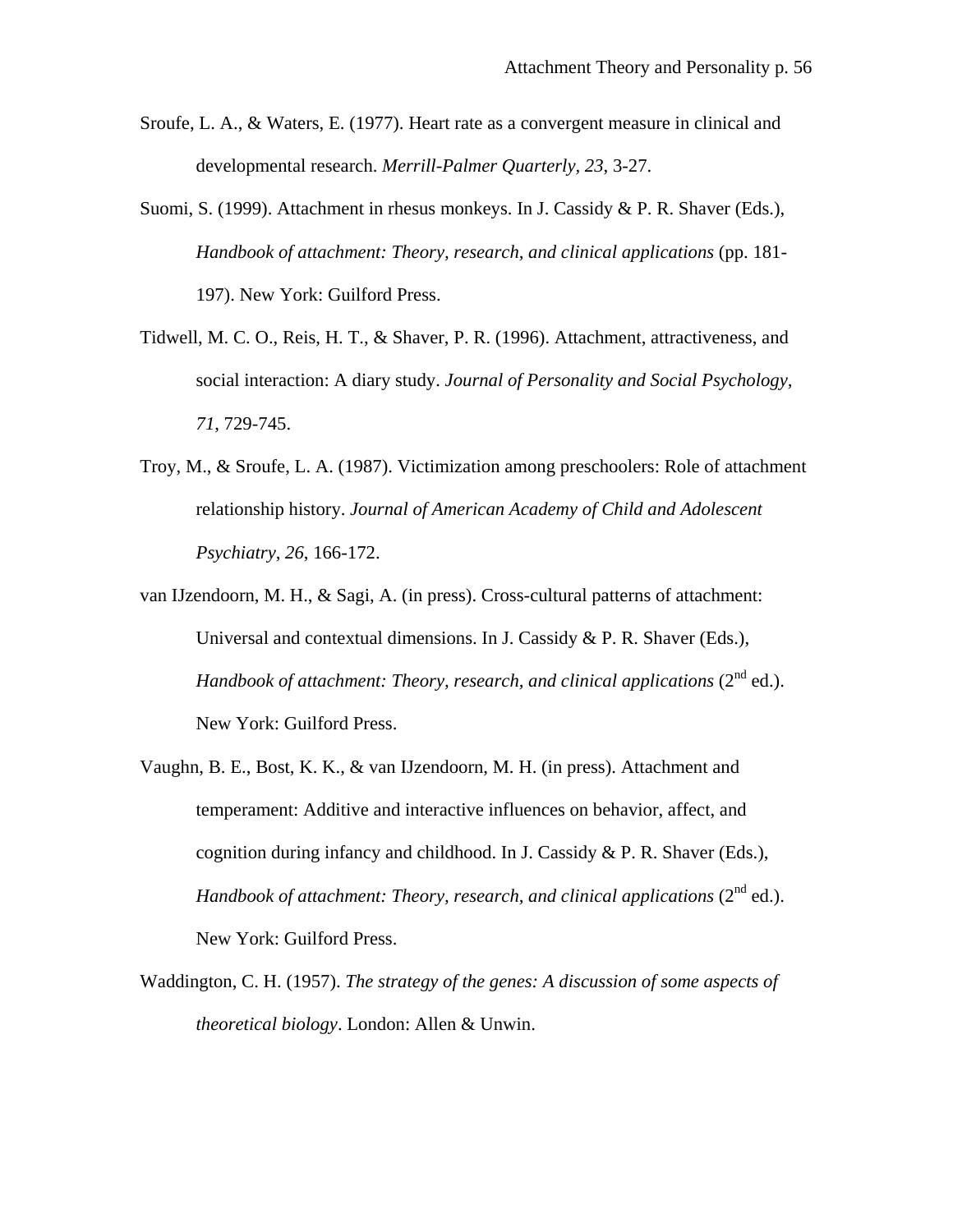Sroufe, L. A., & Waters, E. (1977). Heart rate as a convergent measure in clinical and developmental research. *Merrill-Palmer Quarterly, 23*, 3-27.

Suomi, S. (1999). Attachment in rhesus monkeys. In J. Cassidy & P. R. Shaver (Eds.), *Handbook of attachment: Theory, research, and clinical applications* (pp. 181-197). New York: Guilford Press.

Tidwell, M. C. O., Reis, H. T., & Shaver, P. R. (1996). Attachment, attractiveness, and social interaction: A diary study. *Journal of Personality and Social Psychology, 71*, 729-745.

Troy, M., & Sroufe, L. A. (1987). Victimization among preschoolers: Role of attachment relationship history. *Journal of American Academy of Child and Adolescent Psychiatry*, *26*, 166-172.

van IJzendoorn, M. H., & Sagi, A. (in press). Cross-cultural patterns of attachment: Universal and contextual dimensions. In J. Cassidy & P. R. Shaver (Eds.), *Handbook of attachment: Theory, research, and clinical applications* (2nd ed.). New York: Guilford Press.

Vaughn, B. E., Bost, K. K., & van IJzendoorn, M. H. (in press). Attachment and temperament: Additive and interactive influences on behavior, affect, and cognition during infancy and childhood. In J. Cassidy & P. R. Shaver (Eds.), *Handbook of attachment: Theory, research, and clinical applications* (2nd ed.). New York: Guilford Press.

Waddington, C. H. (1957). *The strategy of the genes: A discussion of some aspects of theoretical biology*. London: Allen & Unwin.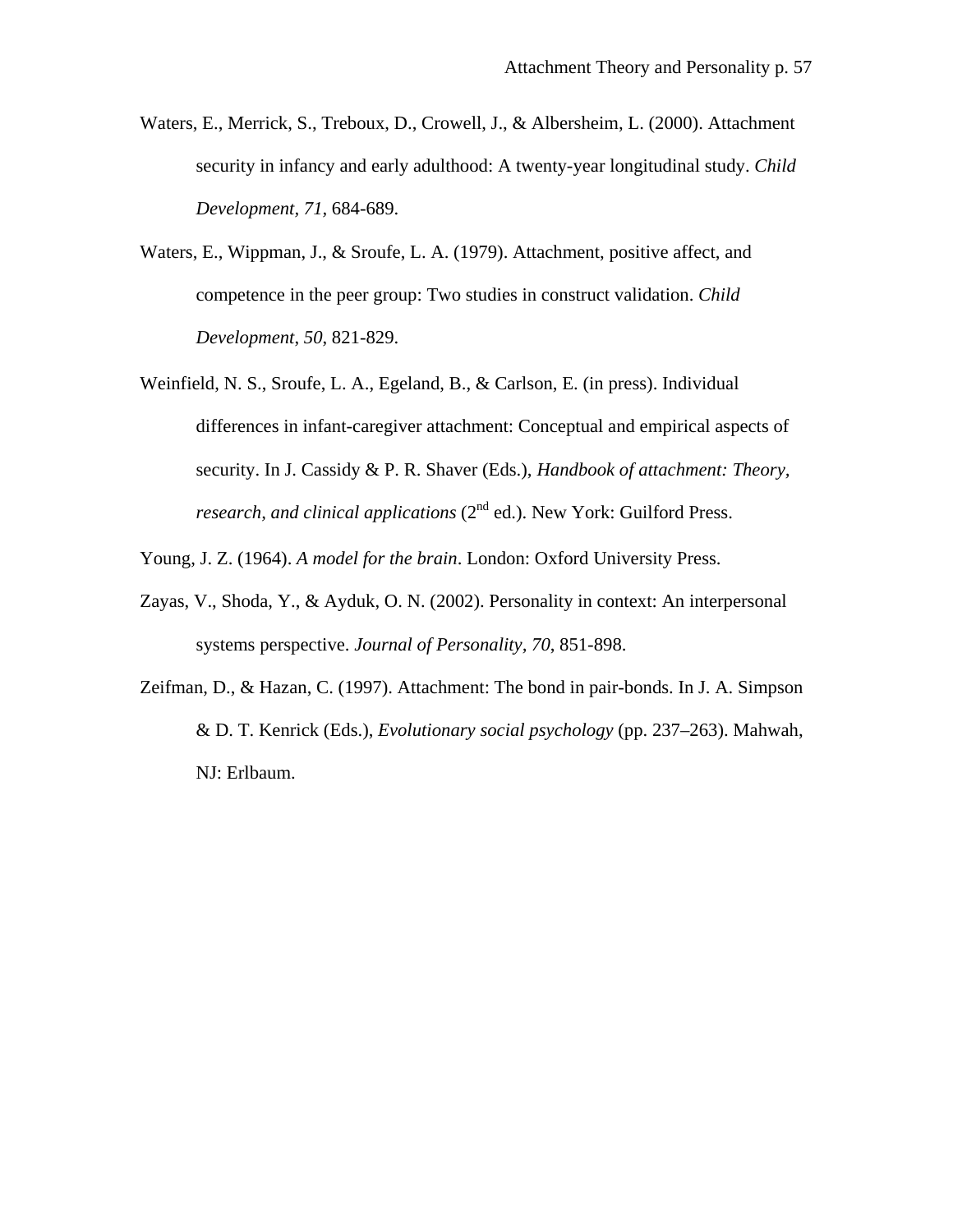Waters, E., Merrick, S., Treboux, D., Crowell, J., & Albersheim, L. (2000). Attachment security in infancy and early adulthood: A twenty-year longitudinal study. *Child Development*, *71*, 684-689.

Waters, E., Wippman, J., & Sroufe, L. A. (1979). Attachment, positive affect, and competence in the peer group: Two studies in construct validation. *Child Development*, *50*, 821-829.

Weinfield, N. S., Sroufe, L. A., Egeland, B., & Carlson, E. (in press). Individual differences in infant-caregiver attachment: Conceptual and empirical aspects of security. In J. Cassidy & P. R. Shaver (Eds.), *Handbook of attachment: Theory, research, and clinical applications* (2nd ed.). New York: Guilford Press.

Young, J. Z. (1964). *A model for the brain*. London: Oxford University Press.

Zayas, V., Shoda, Y., & Ayduk, O. N. (2002). Personality in context: An interpersonal systems perspective. *Journal of Personality*, *70*, 851-898.

Zeifman, D., & Hazan, C. (1997). Attachment: The bond in pair-bonds. In J. A. Simpson & D. T. Kenrick (Eds.), *Evolutionary social psychology* (pp. 237–263). Mahwah, NJ: Erlbaum.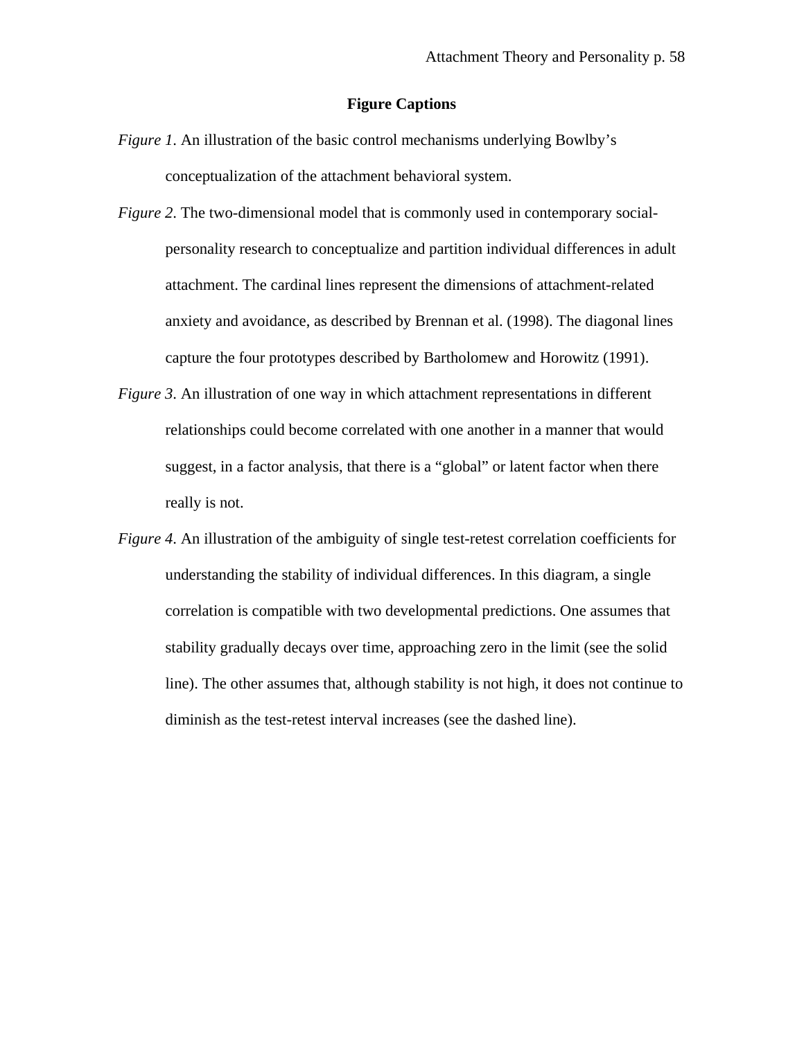## Figure Captions

*Figure 1*. An illustration of the basic control mechanisms underlying Bowlby's conceptualization of the attachment behavioral system.

*Figure 2*. The two-dimensional model that is commonly used in contemporary social-personality research to conceptualize and partition individual differences in adult attachment. The cardinal lines represent the dimensions of attachment-related anxiety and avoidance, as described by Brennan et al. (1998). The diagonal lines capture the four prototypes described by Bartholomew and Horowitz (1991).

*Figure 3*. An illustration of one way in which attachment representations in different relationships could become correlated with one another in a manner that would suggest, in a factor analysis, that there is a "global" or latent factor when there really is not.

*Figure 4*. An illustration of the ambiguity of single test-retest correlation coefficients for understanding the stability of individual differences. In this diagram, a single correlation is compatible with two developmental predictions. One assumes that stability gradually decays over time, approaching zero in the limit (see the solid line). The other assumes that, although stability is not high, it does not continue to diminish as the test-retest interval increases (see the dashed line).